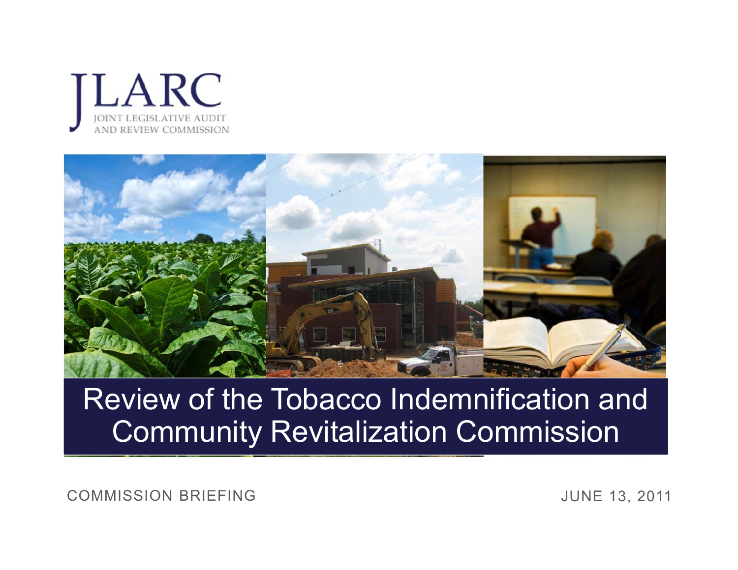# JLARC

JOINT LEGISLATIVE AUDIT AND REVIEW COMMISSION

# Review of the Tobacco Indemnification and Community Revitalization Commission

COMMISSION BRIEFING

JUNE 13, 2011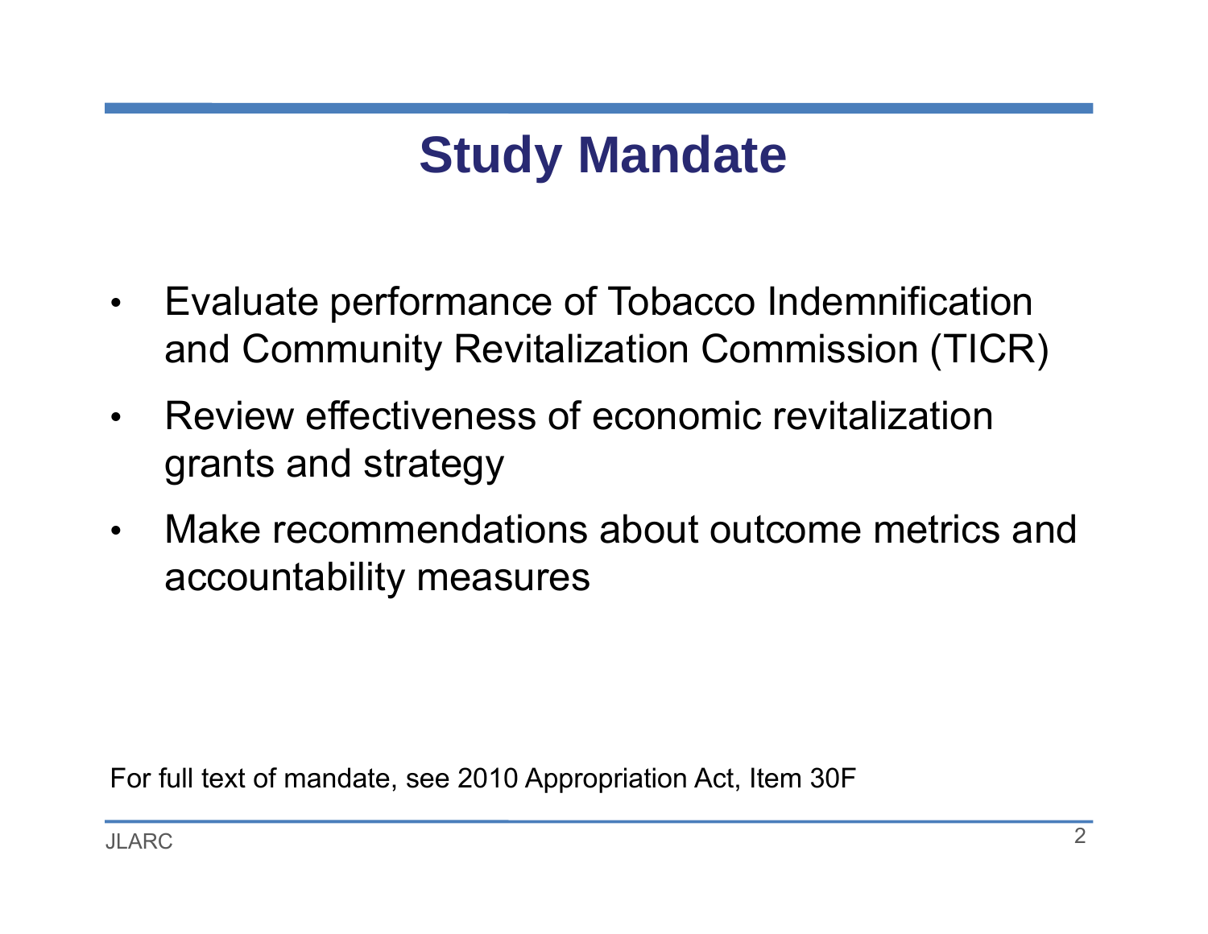# Study Mandate

- Evaluate performance of Tobacco Indemnification and Community Revitalization Commission (TICR)
- Review effectiveness of economic revitalization grants and strategy
- Make recommendations about outcome metrics and accountability measures

For full text of mandate, see 2010 Appropriation Act, Item 30F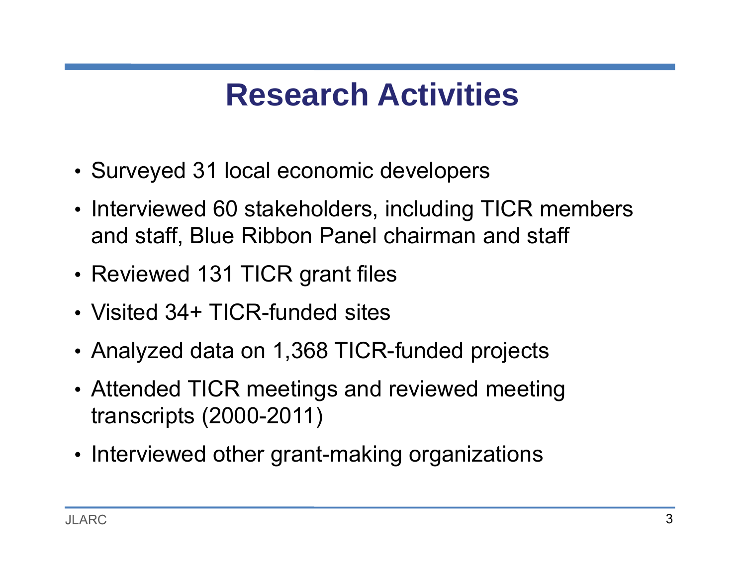# Research Activities

- Surveyed 31 local economic developers
- Interviewed 60 stakeholders, including TICR members and staff, Blue Ribbon Panel chairman and staff
- Reviewed 131 TICR grant files
- Visited 34+ TICR-funded sites
- Analyzed data on 1,368 TICR-funded projects
- Attended TICR meetings and reviewed meeting transcripts (2000-2011)
- Interviewed other grant-making organizations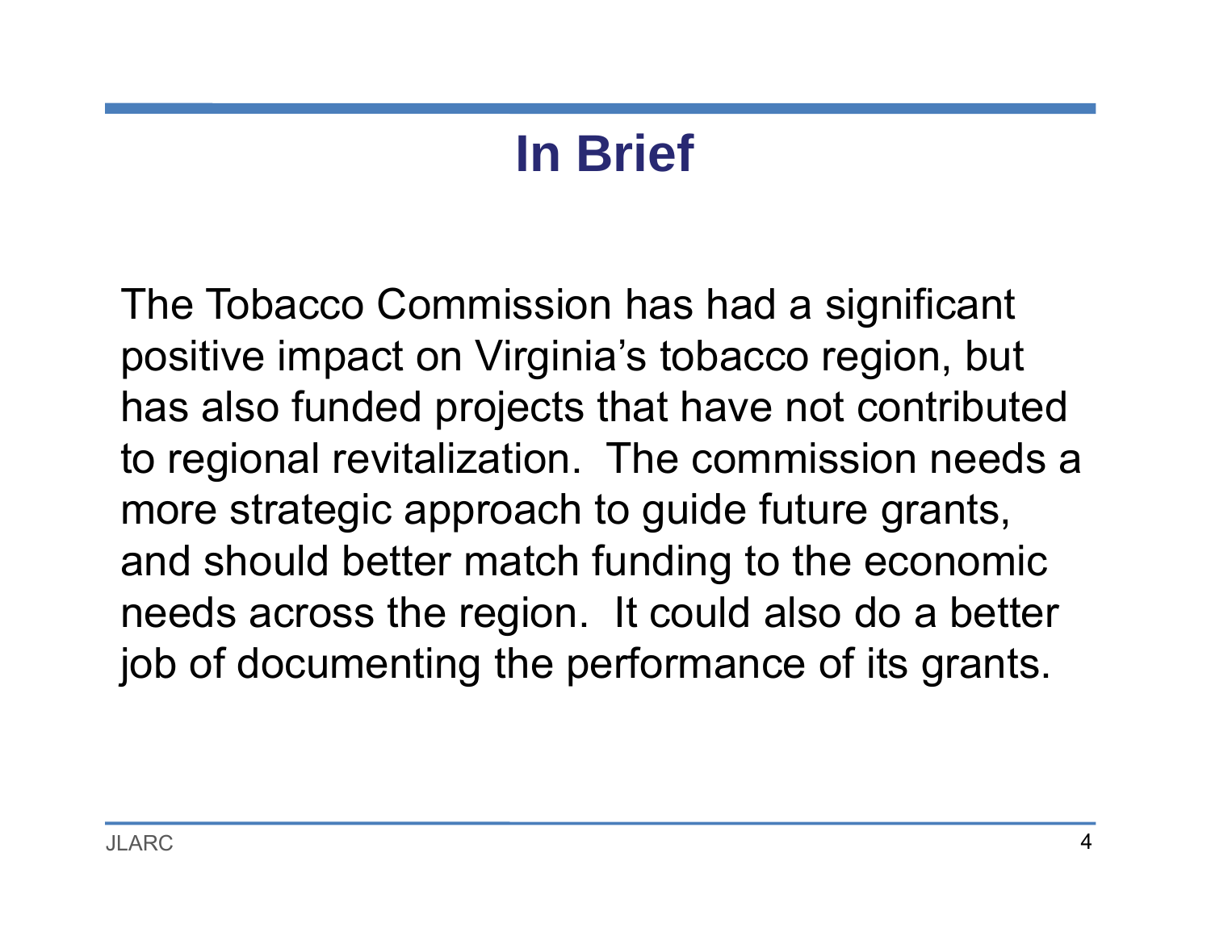# In Brief

The Tobacco Commission has had a significant positive impact on Virginia's tobacco region, but has also funded projects that have not contributed to regional revitalization. The commission needs a more strategic approach to guide future grants, and should better match funding to the economic needs across the region. It could also do a better job of documenting the performance of its grants.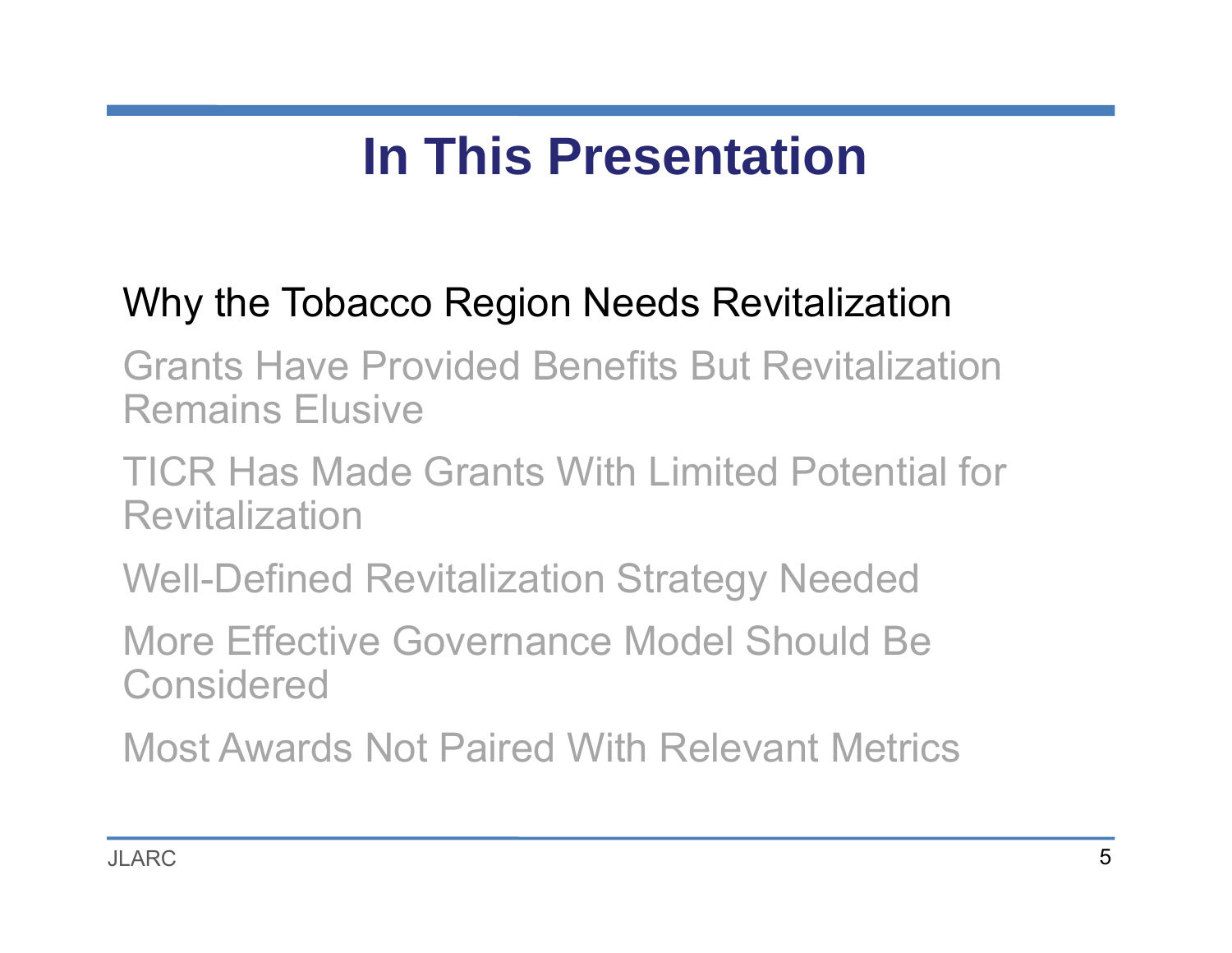# In This Presentation

Why the Tobacco Region Needs Revitalization

Grants Have Provided Benefits But Revitalization Remains Elusive

TICR Has Made Grants With Limited Potential for Revitalization

Well-Defined Revitalization Strategy Needed

More Effective Governance Model Should Be Considered

Most Awards Not Paired With Relevant Metrics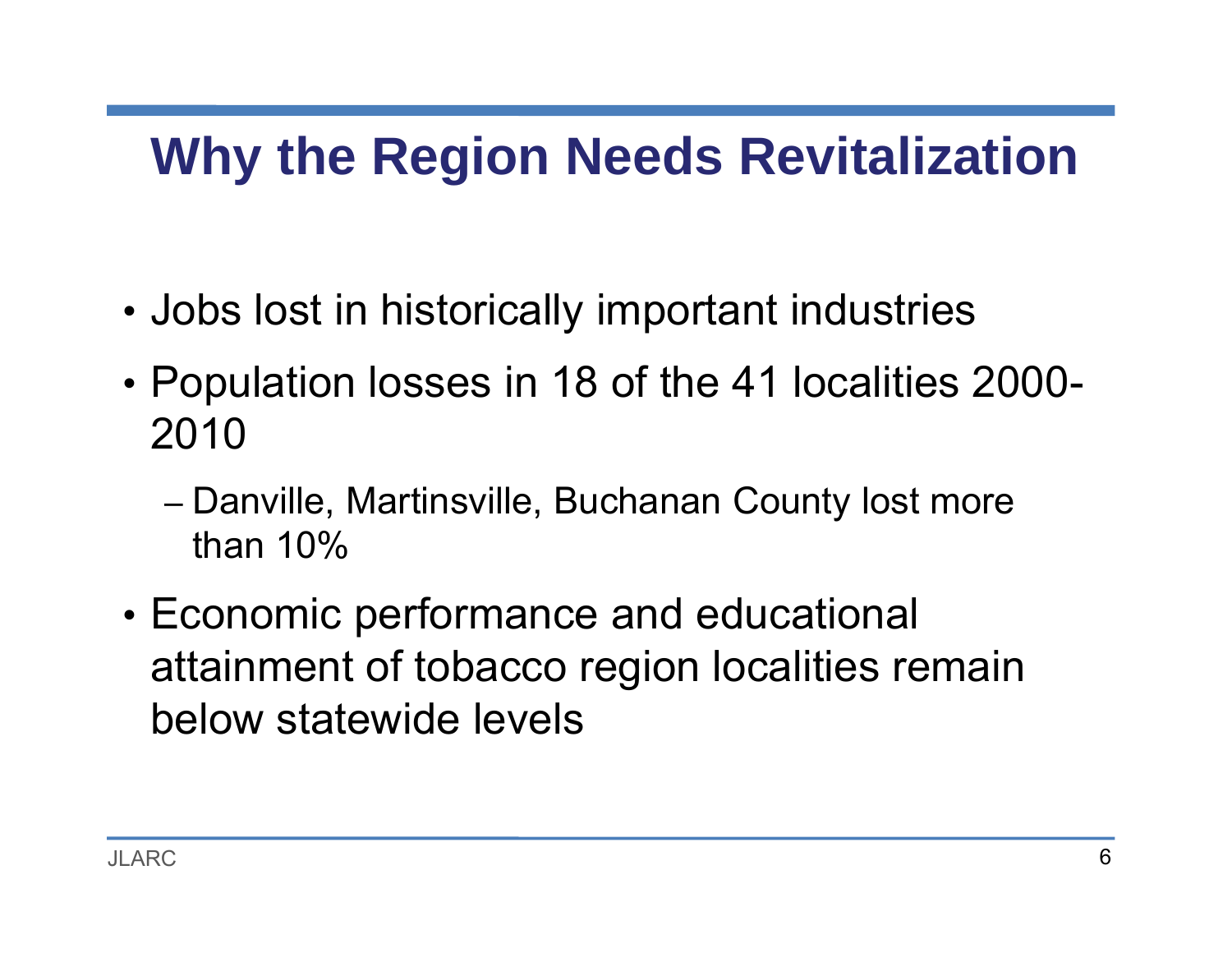# Why the Region Needs Revitalization

- Jobs lost in historically important industries
- Population losses in 18 of the 41 localities 2000-2010
  - Danville, Martinsville, Buchanan County lost more than 10%
- Economic performance and educational attainment of tobacco region localities remain below statewide levels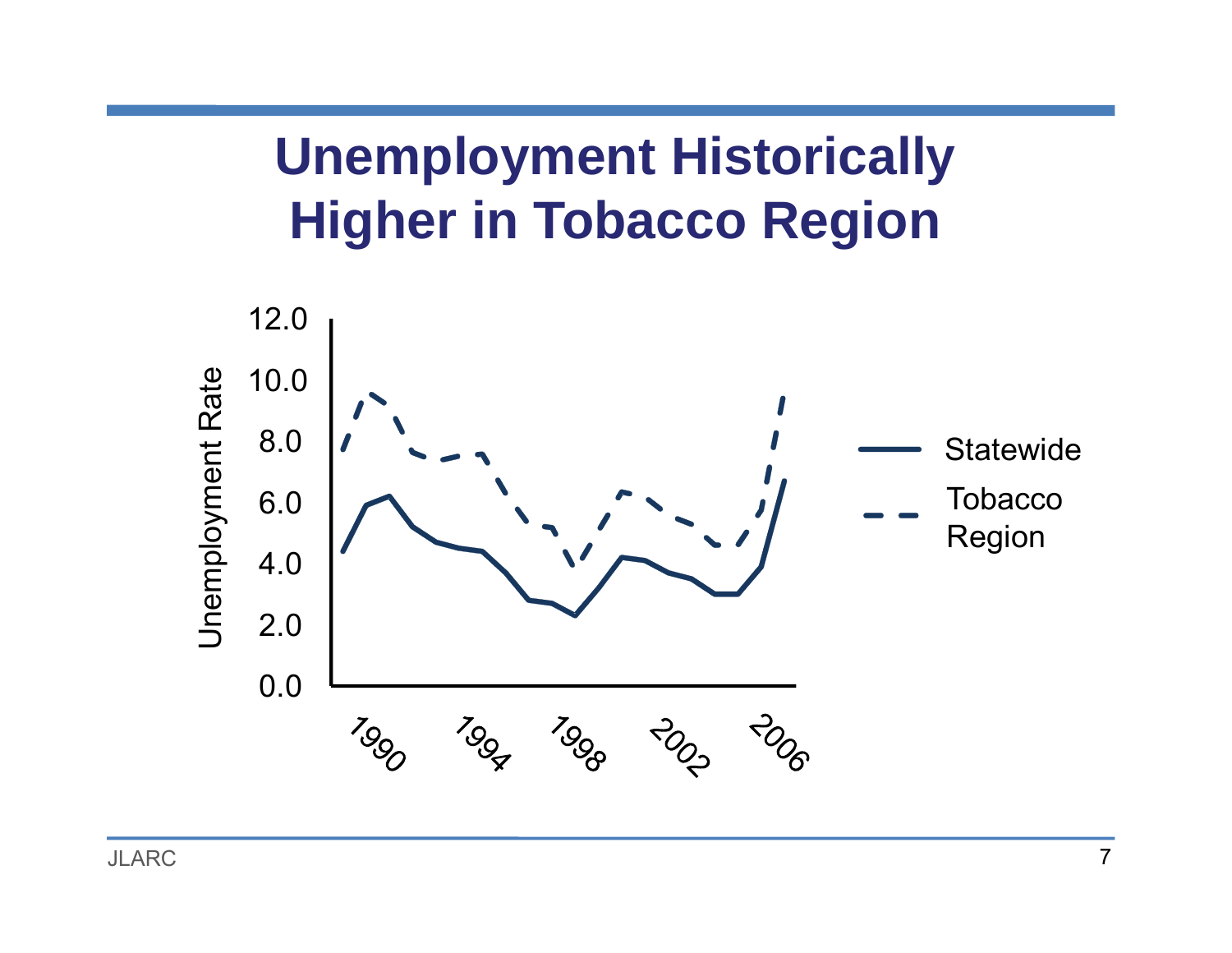# Unemployment Historically Higher in Tobacco Region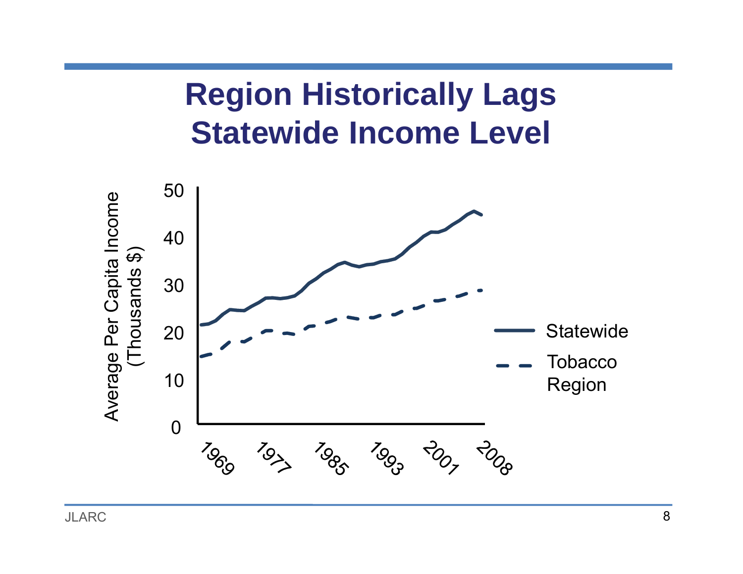# Region Historically Lags Statewide Income Level

Average Per Capita Income (Thousands $)

50
40
30
20
10
0

1969 1977 1985 1993 2001 2008

Statewide

Tobacco Region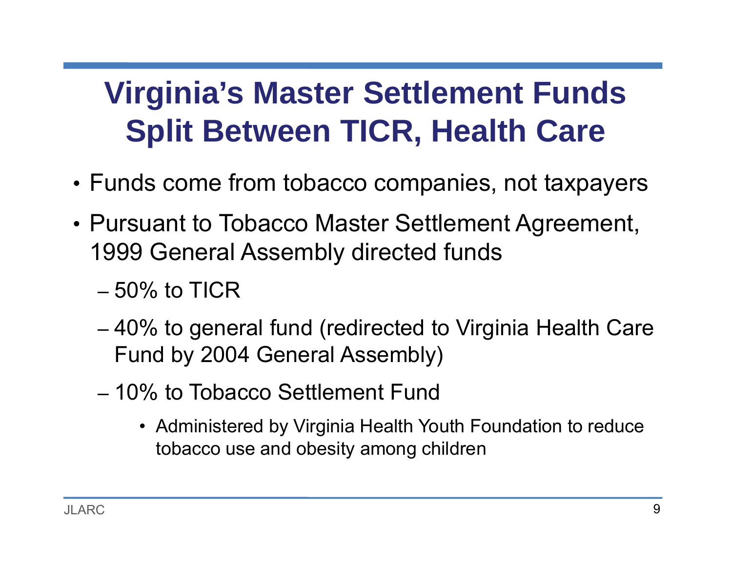# Virginia's Master Settlement Funds Split Between TICR, Health Care

- Funds come from tobacco companies, not taxpayers
- Pursuant to Tobacco Master Settlement Agreement, 1999 General Assembly directed funds
  - 50% to TICR
  - 40% to general fund (redirected to Virginia Health Care Fund by 2004 General Assembly)
  - 10% to Tobacco Settlement Fund
    - Administered by Virginia Health Youth Foundation to reduce tobacco use and obesity among children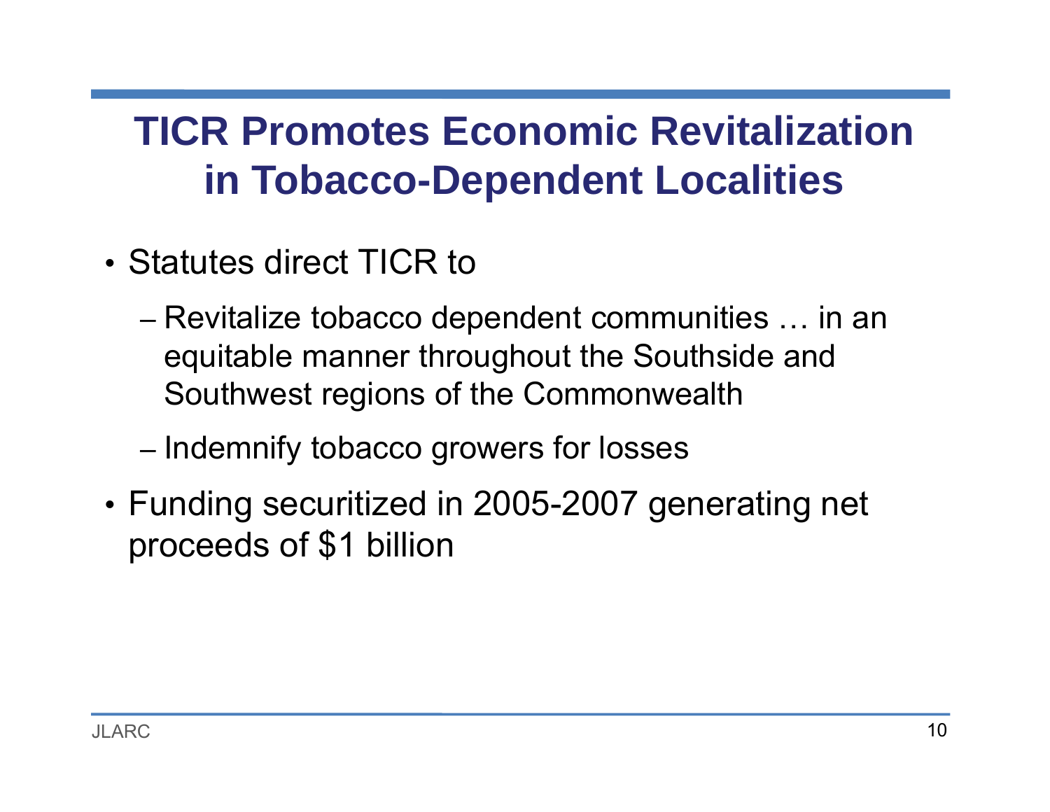# TICR Promotes Economic Revitalization in Tobacco-Dependent Localities

- Statutes direct TICR to
  - Revitalize tobacco dependent communities … in an equitable manner throughout the Southside and Southwest regions of the Commonwealth
  - Indemnify tobacco growers for losses
- Funding securitized in 2005-2007 generating net proceeds of $1 billion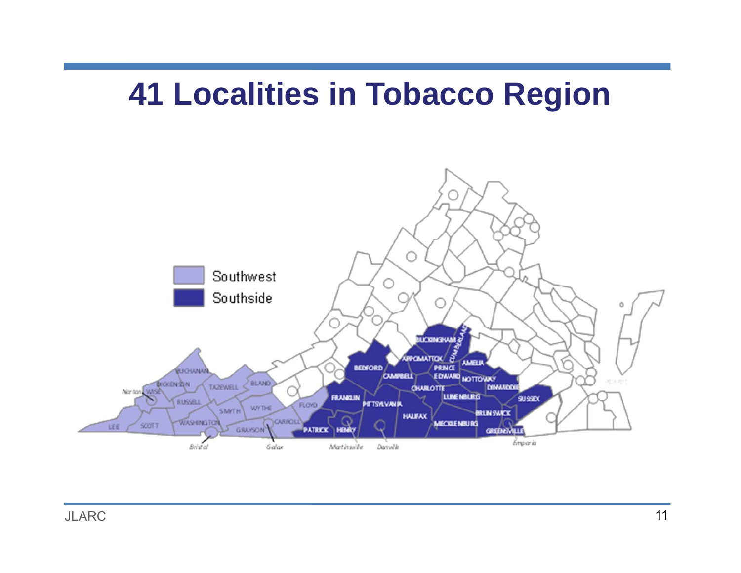# 41 Localities in Tobacco Region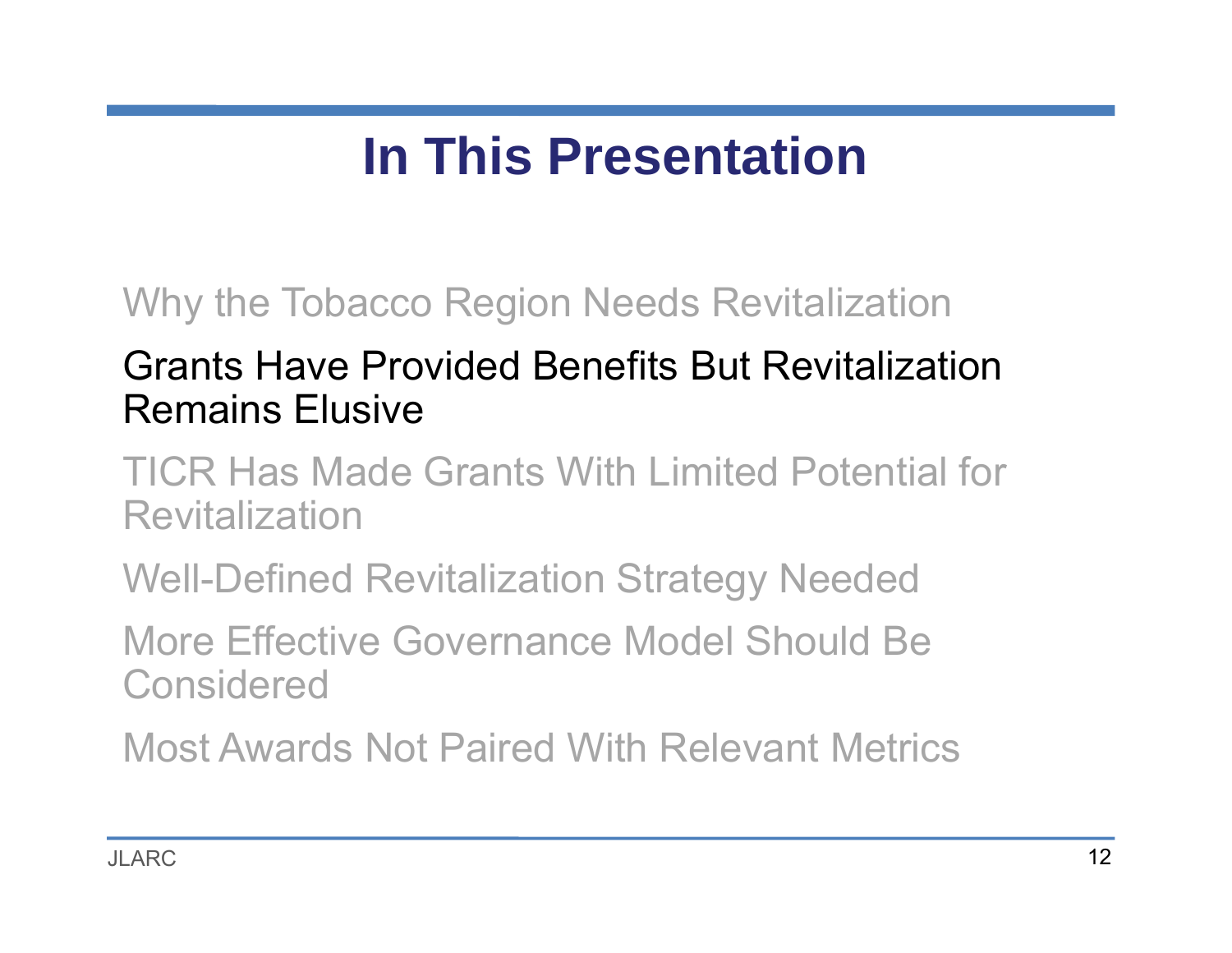# In This Presentation

Why the Tobacco Region Needs Revitalization

Grants Have Provided Benefits But Revitalization Remains Elusive

TICR Has Made Grants With Limited Potential for Revitalization

Well-Defined Revitalization Strategy Needed

More Effective Governance Model Should Be Considered

Most Awards Not Paired With Relevant Metrics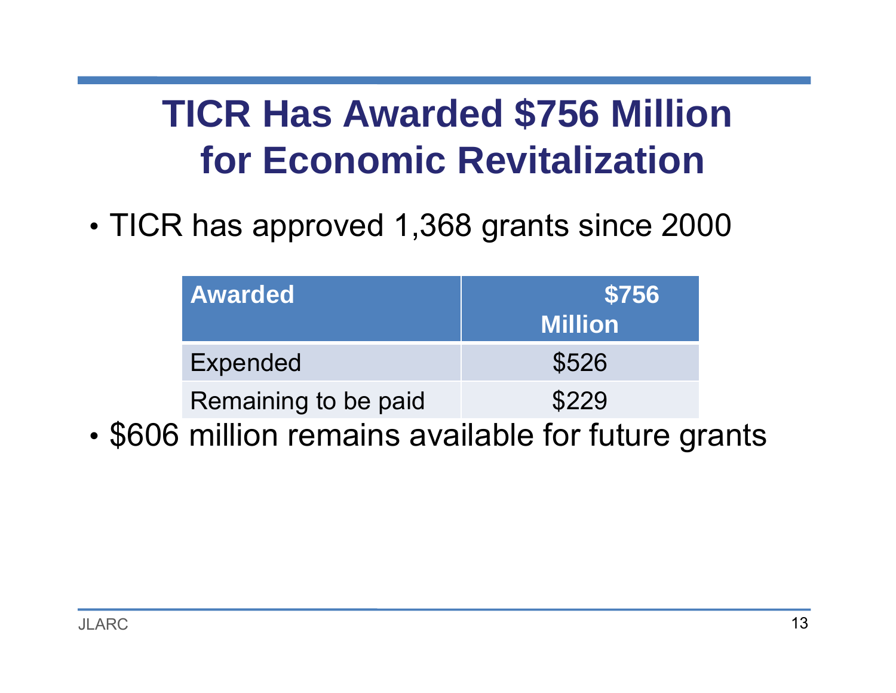# TICR Has Awarded $756 Million for Economic Revitalization

- TICR has approved 1,368 grants since 2000

| Awarded | $756 Million |
|---|---|
| Expended | $526 |
| Remaining to be paid | $229 |

- $606 million remains available for future grants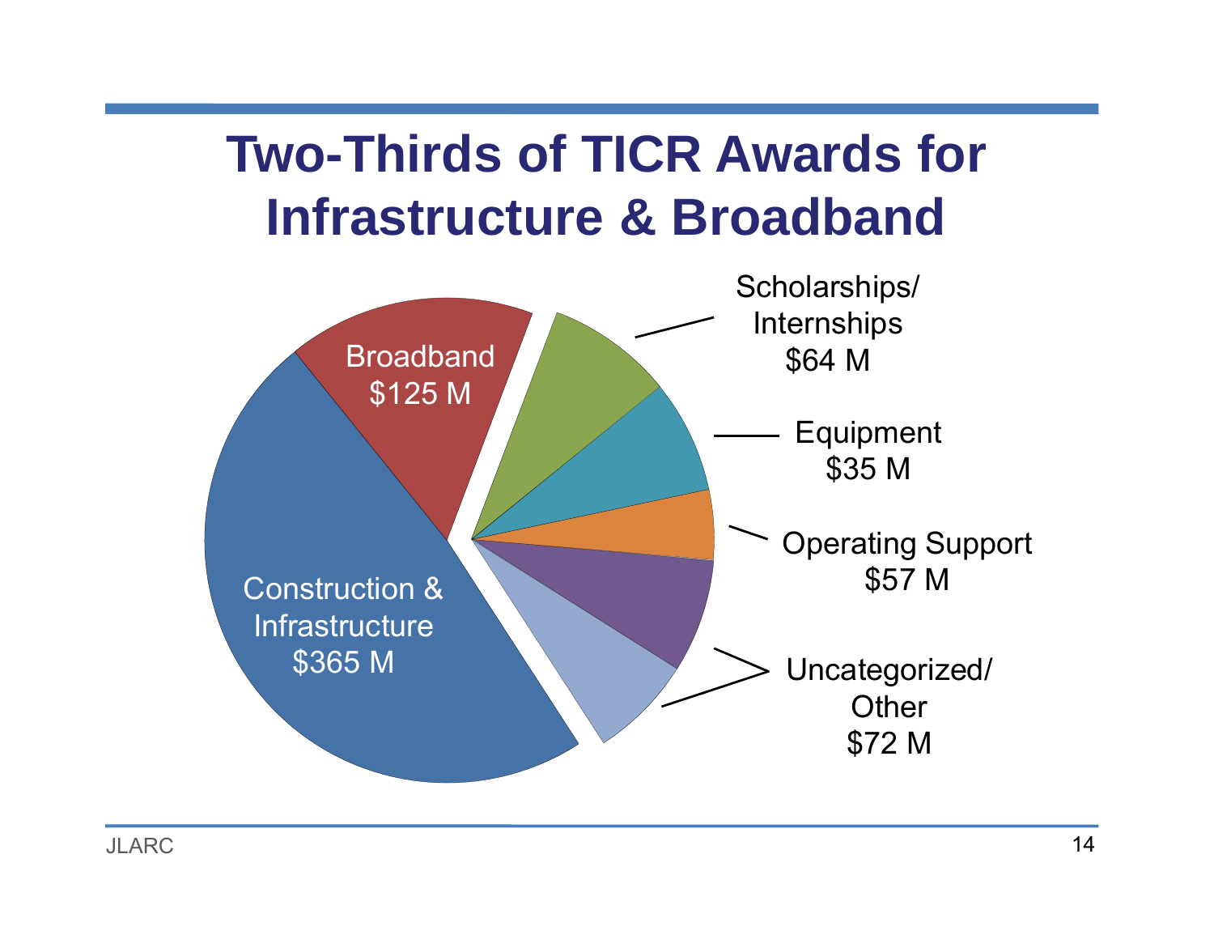# Two-Thirds of TICR Awards for Infrastructure & Broadband

Broadband
$125 M

Scholarships/
Internships
$64 M

Equipment
$35 M

Operating Support
$57 M

Uncategorized/
Other
$72 M

Construction &
Infrastructure
$365 M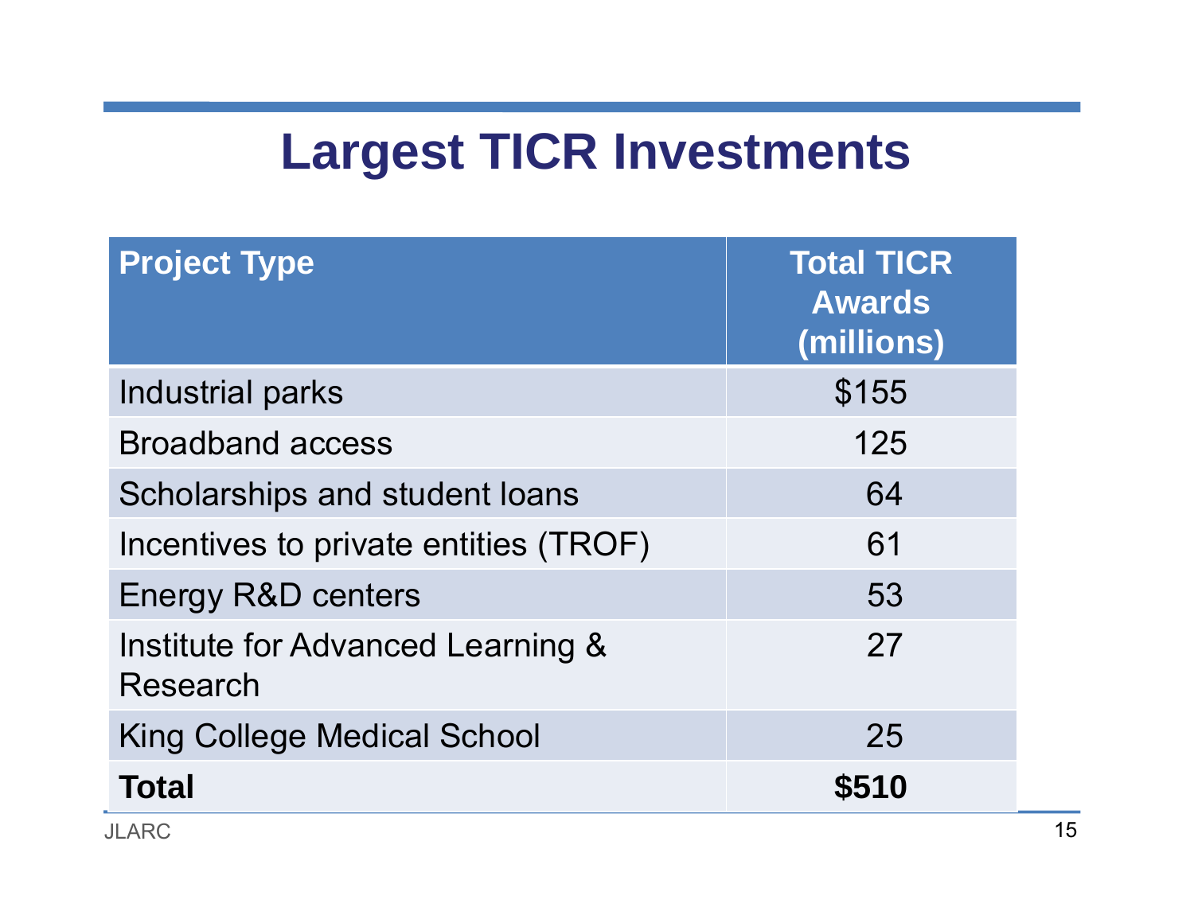# Largest TICR Investments

| Project Type | Total TICR Awards (millions) |
|---|---|
| Industrial parks | $155 |
| Broadband access | 125 |
| Scholarships and student loans | 64 |
| Incentives to private entities (TROF) | 61 |
| Energy R&D centers | 53 |
| Institute for Advanced Learning & Research | 27 |
| King College Medical School | 25 |
| **Total** | **$510** |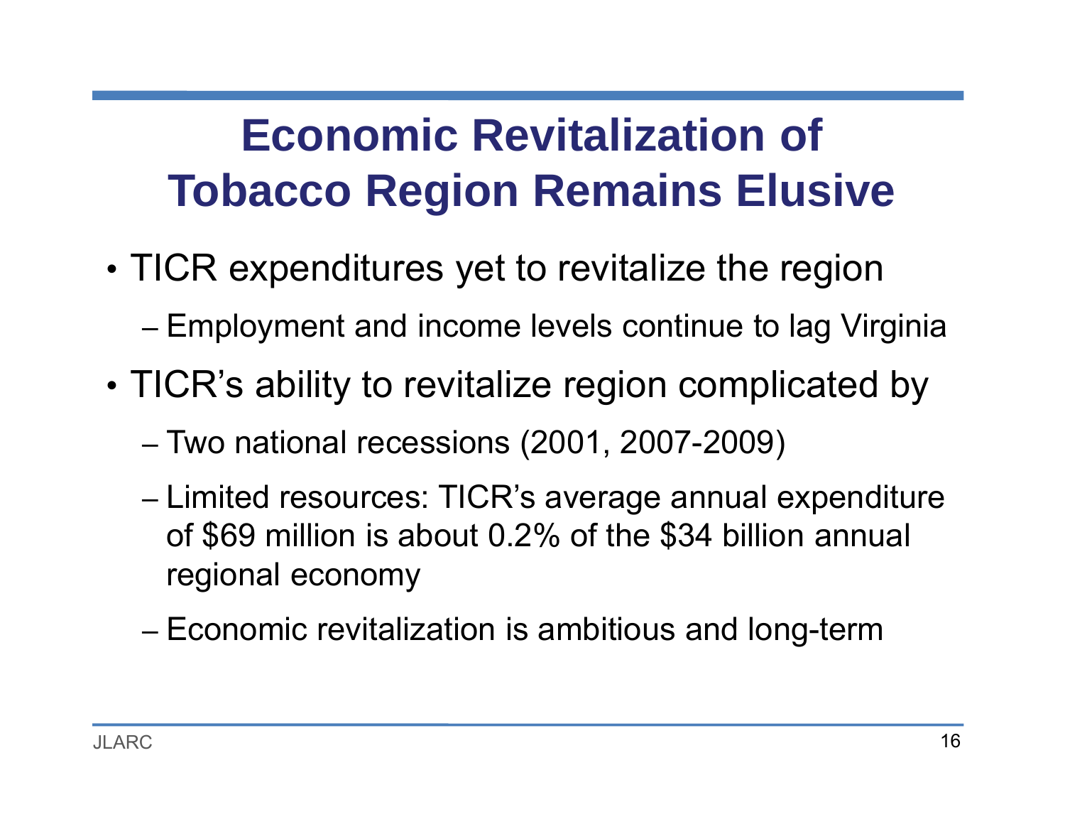# Economic Revitalization of Tobacco Region Remains Elusive

- TICR expenditures yet to revitalize the region
  - Employment and income levels continue to lag Virginia
- TICR's ability to revitalize region complicated by
  - Two national recessions (2001, 2007-2009)
  - Limited resources: TICR's average annual expenditure of $69 million is about 0.2% of the $34 billion annual regional economy
  - Economic revitalization is ambitious and long-term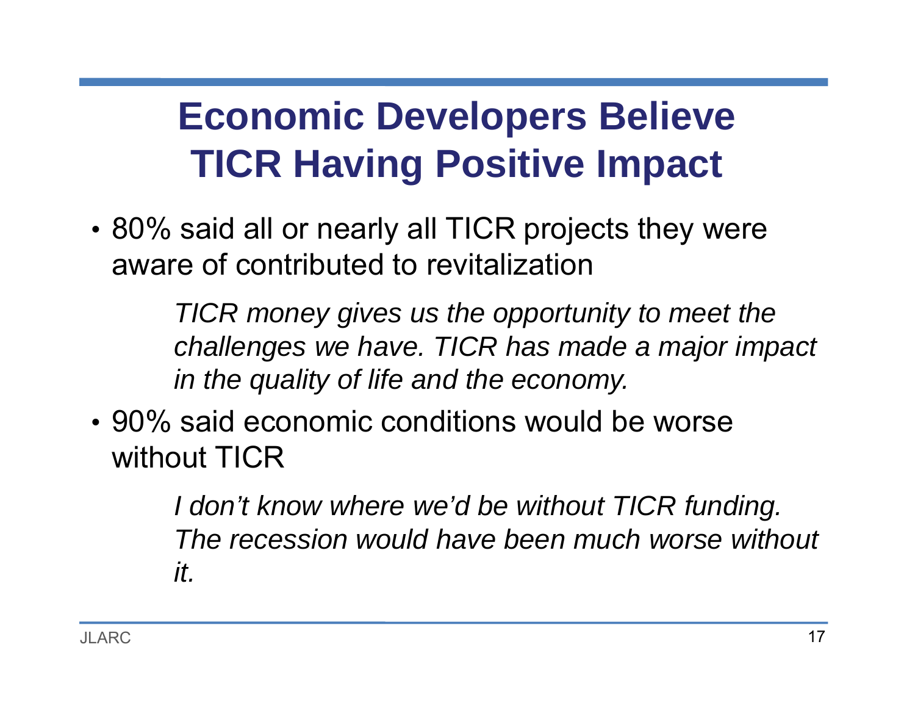# Economic Developers Believe TICR Having Positive Impact

- 80% said all or nearly all TICR projects they were aware of contributed to revitalization

> *TICR money gives us the opportunity to meet the challenges we have. TICR has made a major impact in the quality of life and the economy.*

- 90% said economic conditions would be worse without TICR

> *I don’t know where we’d be without TICR funding. The recession would have been much worse without it.*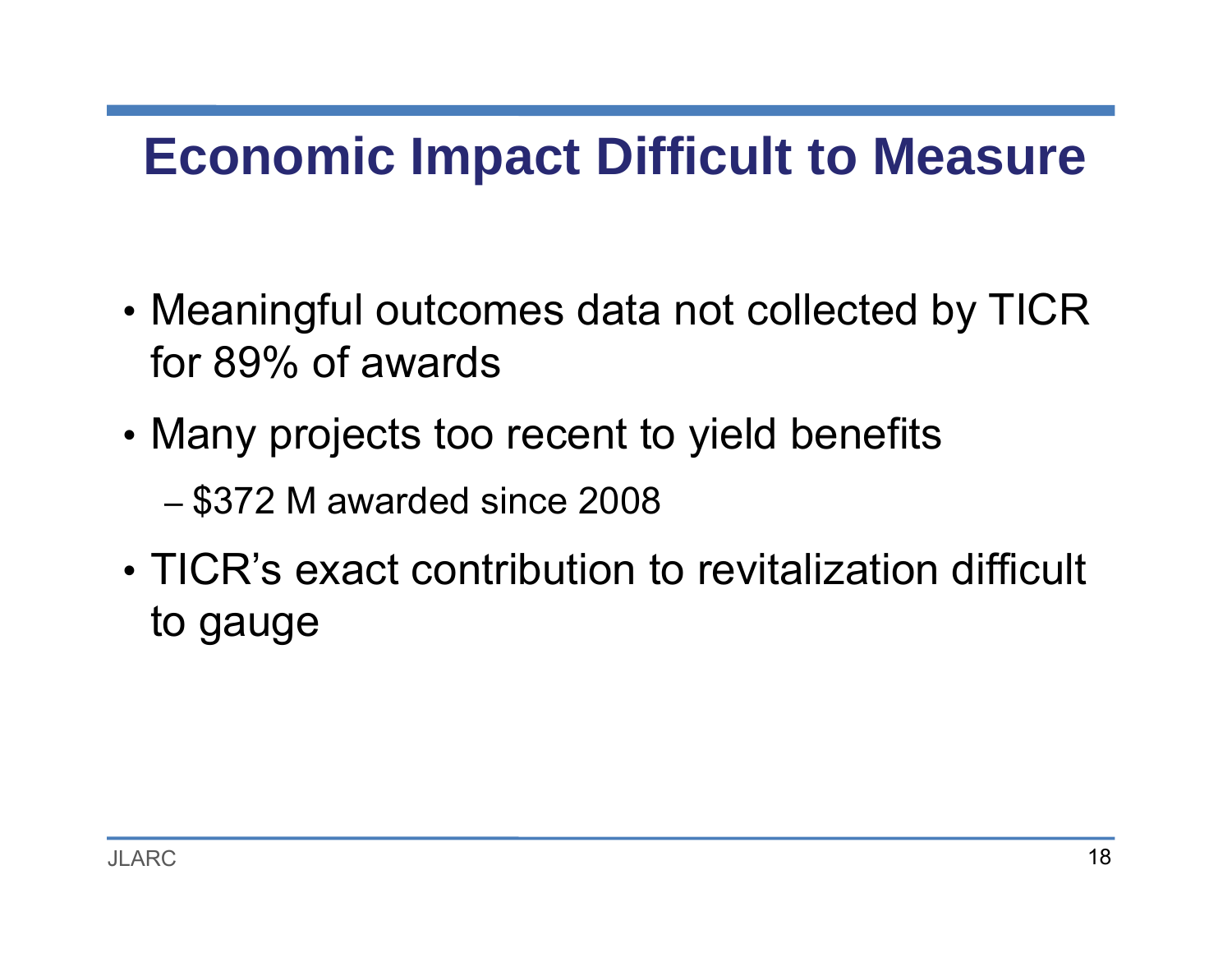# Economic Impact Difficult to Measure

- Meaningful outcomes data not collected by TICR for 89% of awards
- Many projects too recent to yield benefits
  - $372 M awarded since 2008
- TICR's exact contribution to revitalization difficult to gauge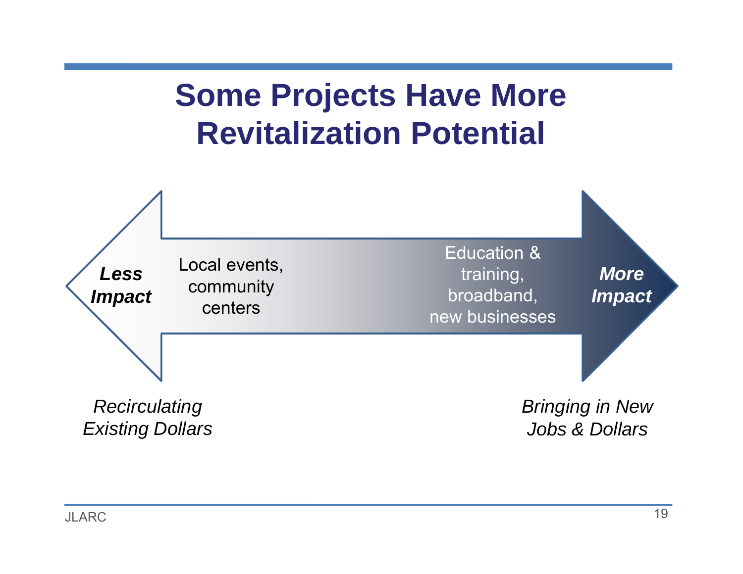# Some Projects Have More Revitalization Potential

***Less Impact*** — Local events, community centers — Education & training, broadband, new businesses — ***More Impact***

*Recirculating Existing Dollars*

*Bringing in New Jobs & Dollars*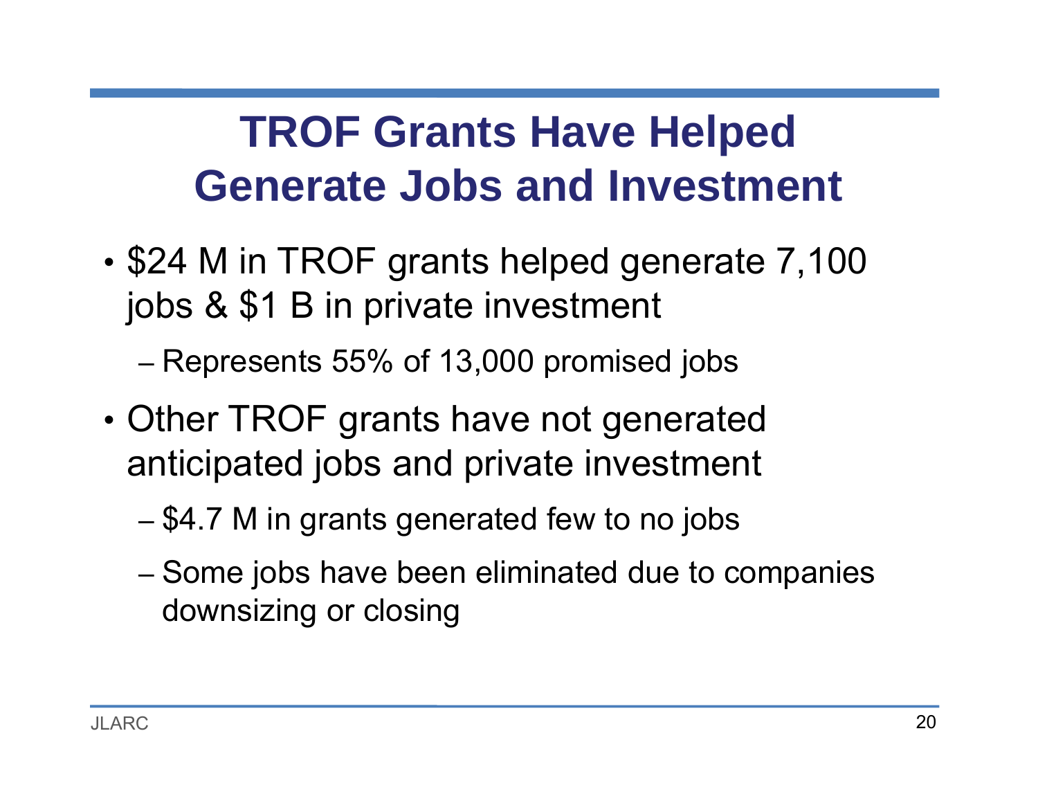# TROF Grants Have Helped Generate Jobs and Investment

- $24 M in TROF grants helped generate 7,100 jobs & $1 B in private investment
  - Represents 55% of 13,000 promised jobs
- Other TROF grants have not generated anticipated jobs and private investment
  - $4.7 M in grants generated few to no jobs
  - Some jobs have been eliminated due to companies downsizing or closing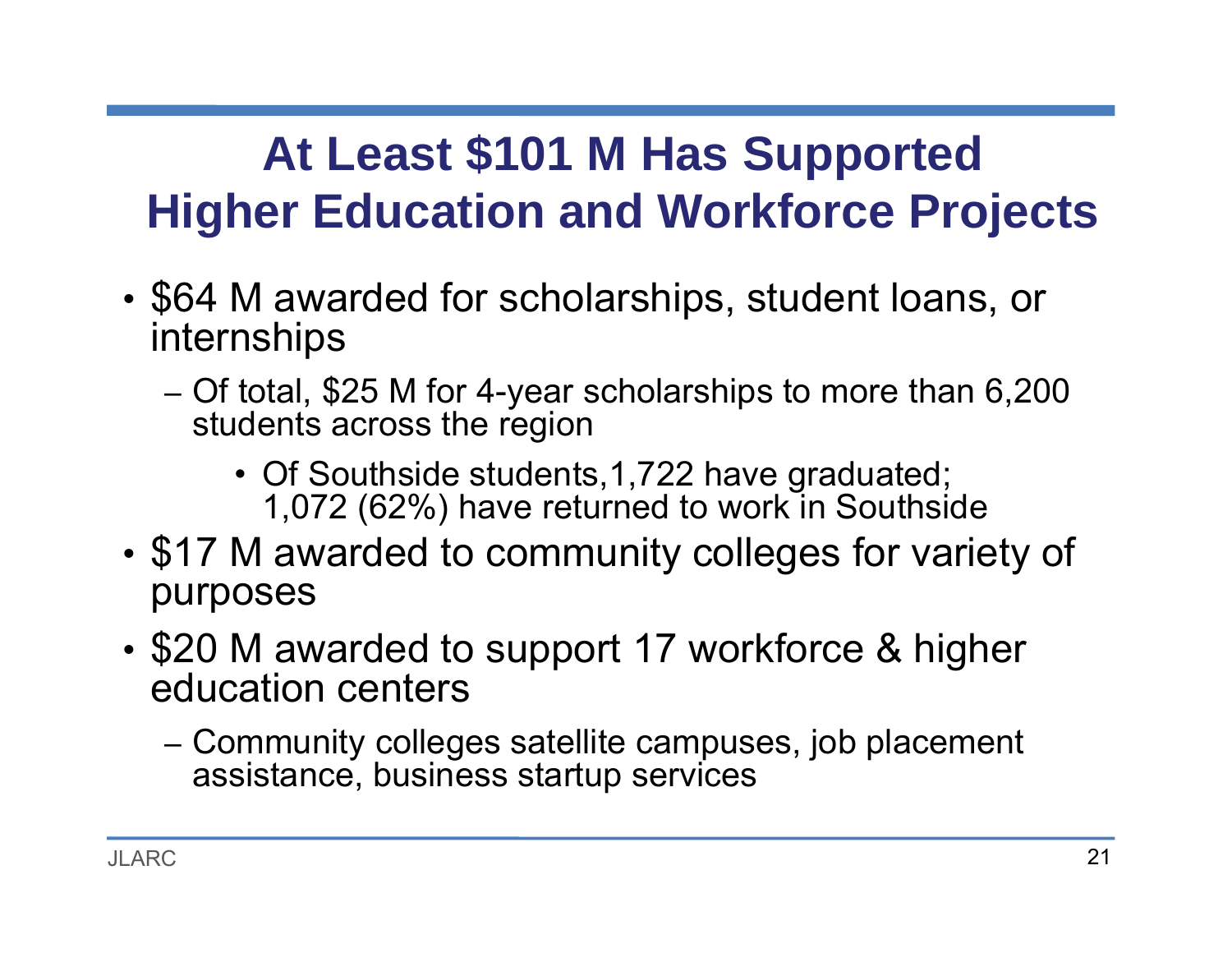# At Least $101 M Has Supported Higher Education and Workforce Projects

- $64 M awarded for scholarships, student loans, or internships
  - Of total, $25 M for 4-year scholarships to more than 6,200 students across the region
    - Of Southside students,1,722 have graduated; 1,072 (62%) have returned to work in Southside
- $17 M awarded to community colleges for variety of purposes
- $20 M awarded to support 17 workforce & higher education centers
  - Community colleges satellite campuses, job placement assistance, business startup services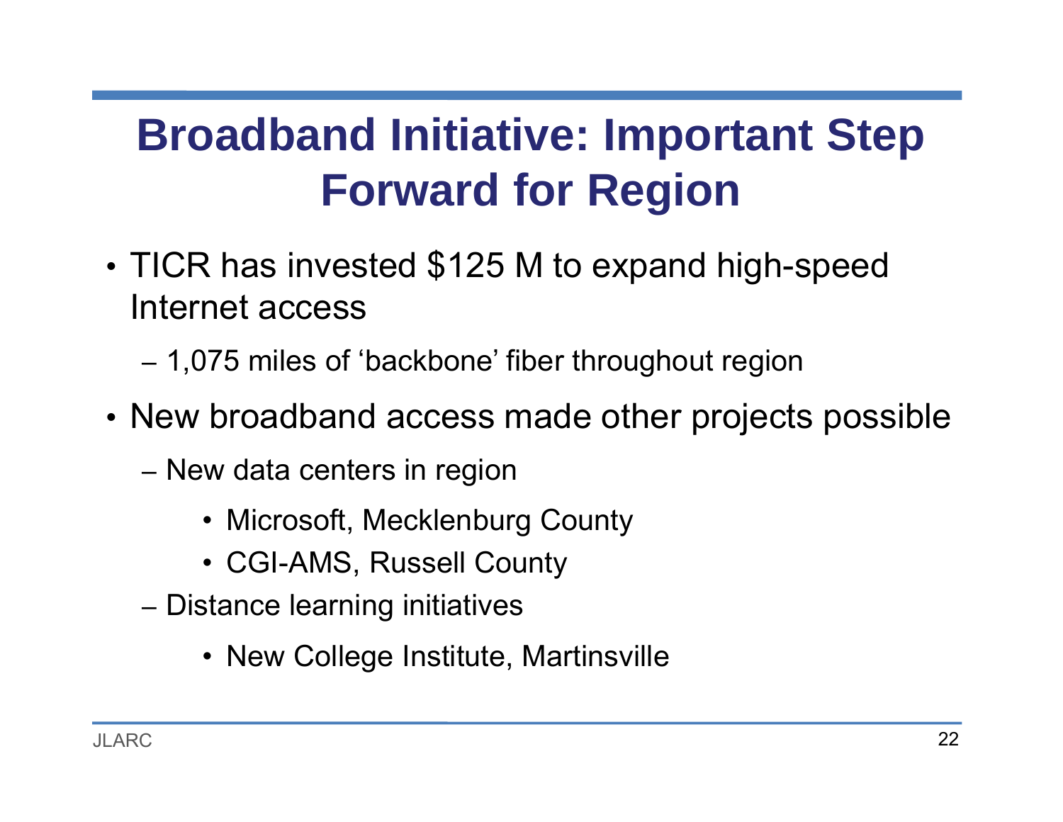# Broadband Initiative: Important Step Forward for Region

- TICR has invested $125 M to expand high-speed Internet access
  - 1,075 miles of ‘backbone’ fiber throughout region
- New broadband access made other projects possible
  - New data centers in region
    - Microsoft, Mecklenburg County
    - CGI-AMS, Russell County
  - Distance learning initiatives
    - New College Institute, Martinsville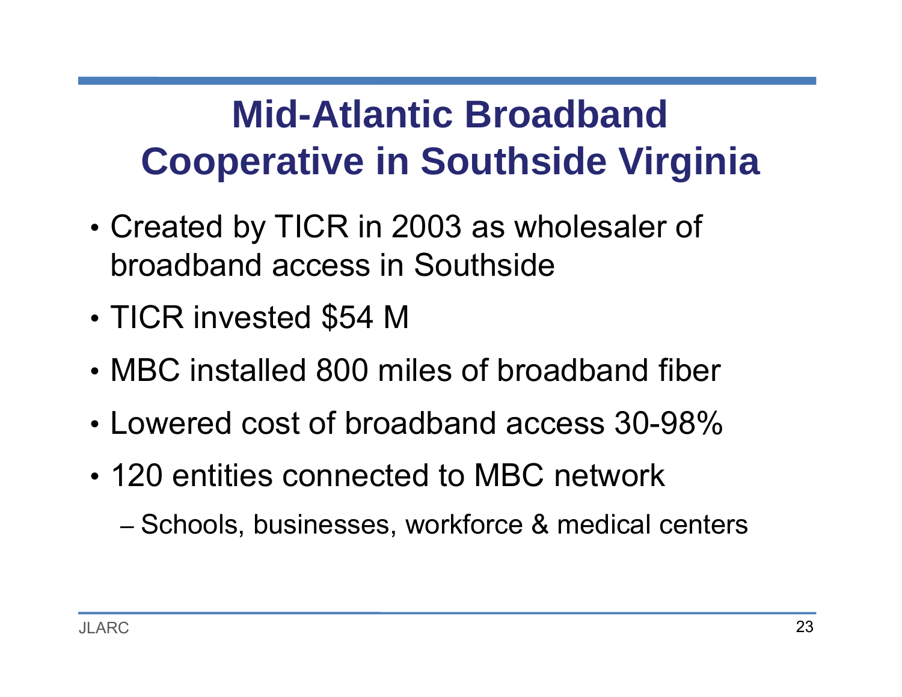# Mid-Atlantic Broadband Cooperative in Southside Virginia

- Created by TICR in 2003 as wholesaler of broadband access in Southside
- TICR invested $54 M
- MBC installed 800 miles of broadband fiber
- Lowered cost of broadband access 30-98%
- 120 entities connected to MBC network
  - Schools, businesses, workforce & medical centers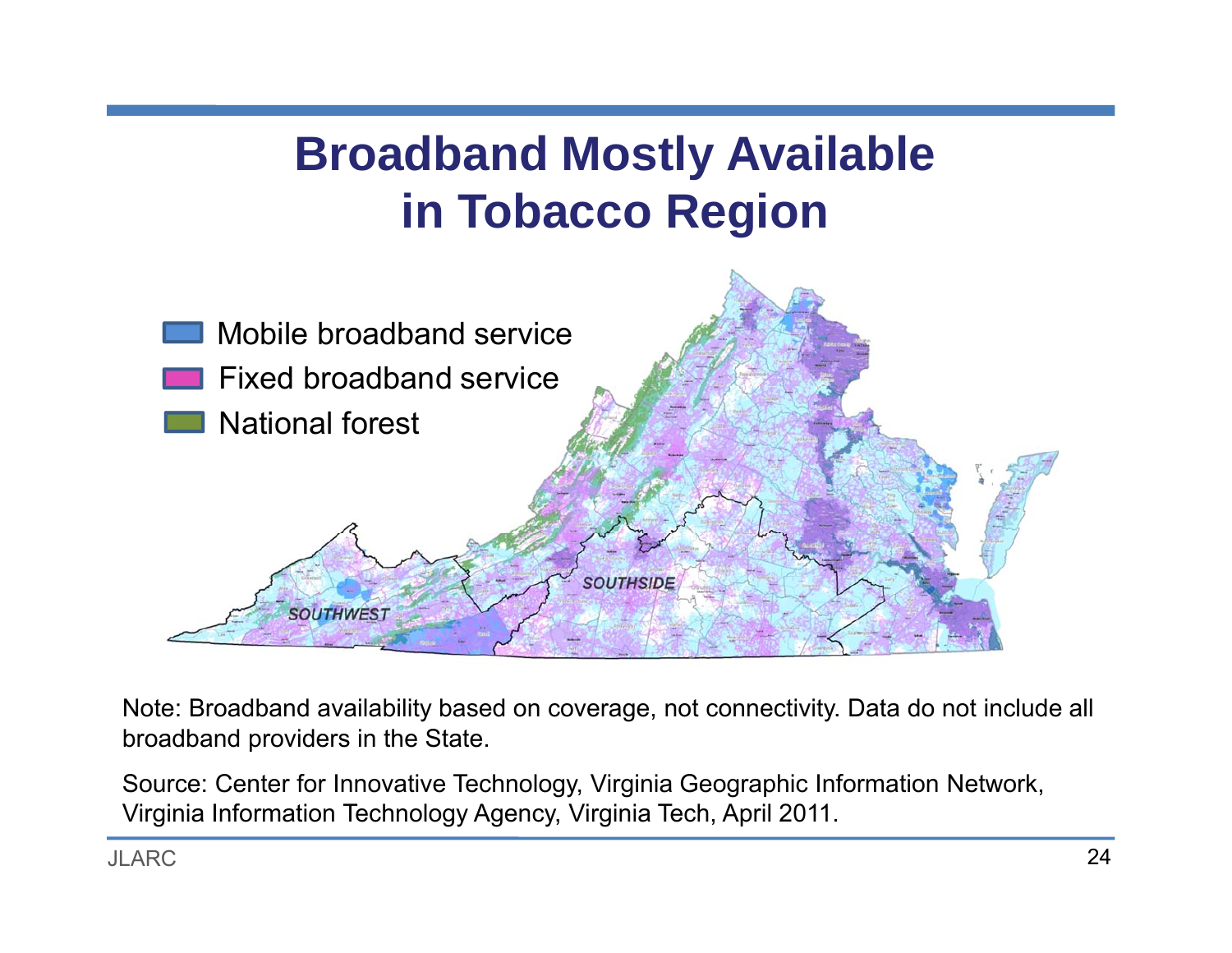# Broadband Mostly Available in Tobacco Region

Mobile broadband service

Fixed broadband service

National forest

SOUTHSIDE

SOUTHWEST

Note: Broadband availability based on coverage, not connectivity. Data do not include all broadband providers in the State.

Source: Center for Innovative Technology, Virginia Geographic Information Network, Virginia Information Technology Agency, Virginia Tech, April 2011.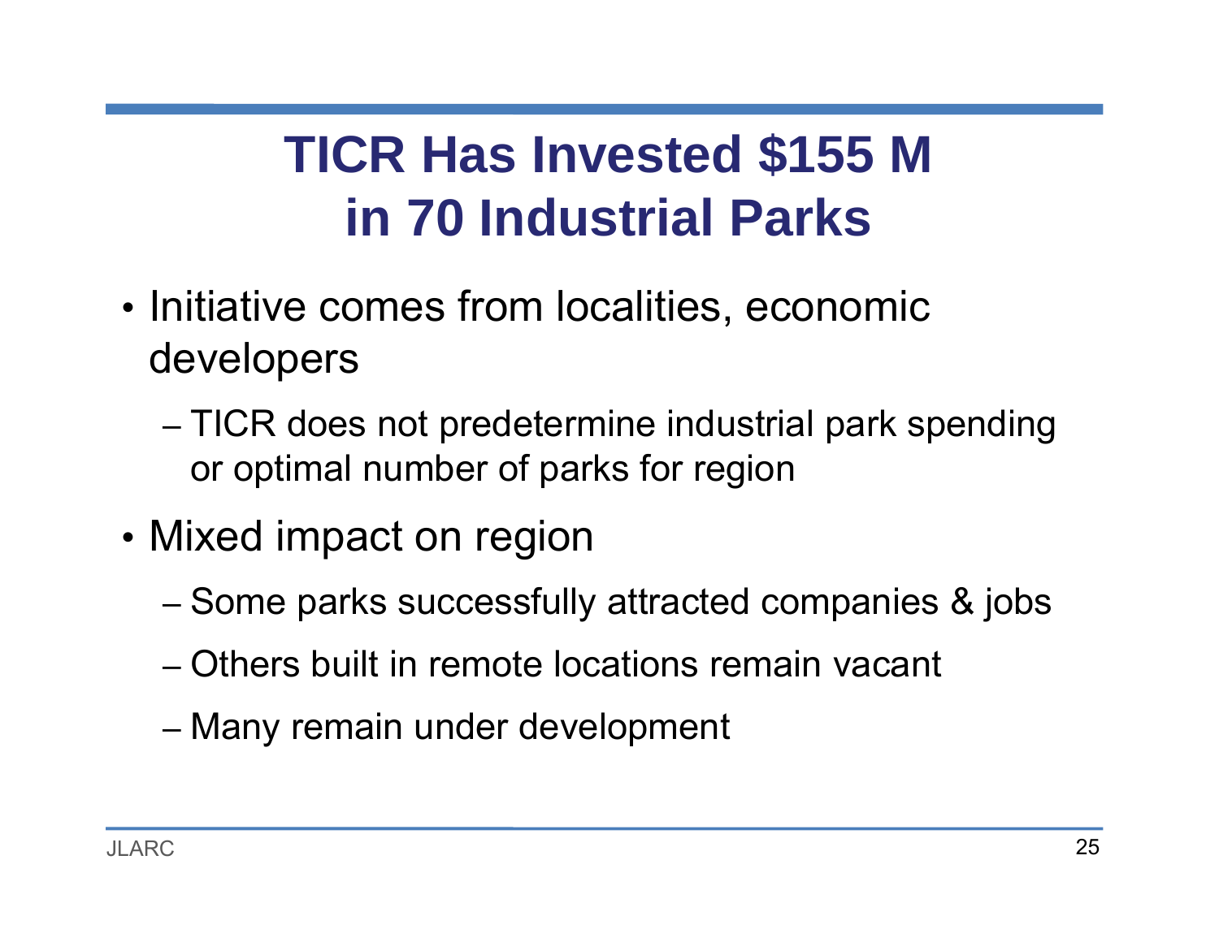# TICR Has Invested $155 M in 70 Industrial Parks

- Initiative comes from localities, economic developers
  - TICR does not predetermine industrial park spending or optimal number of parks for region
- Mixed impact on region
  - Some parks successfully attracted companies & jobs
  - Others built in remote locations remain vacant
  - Many remain under development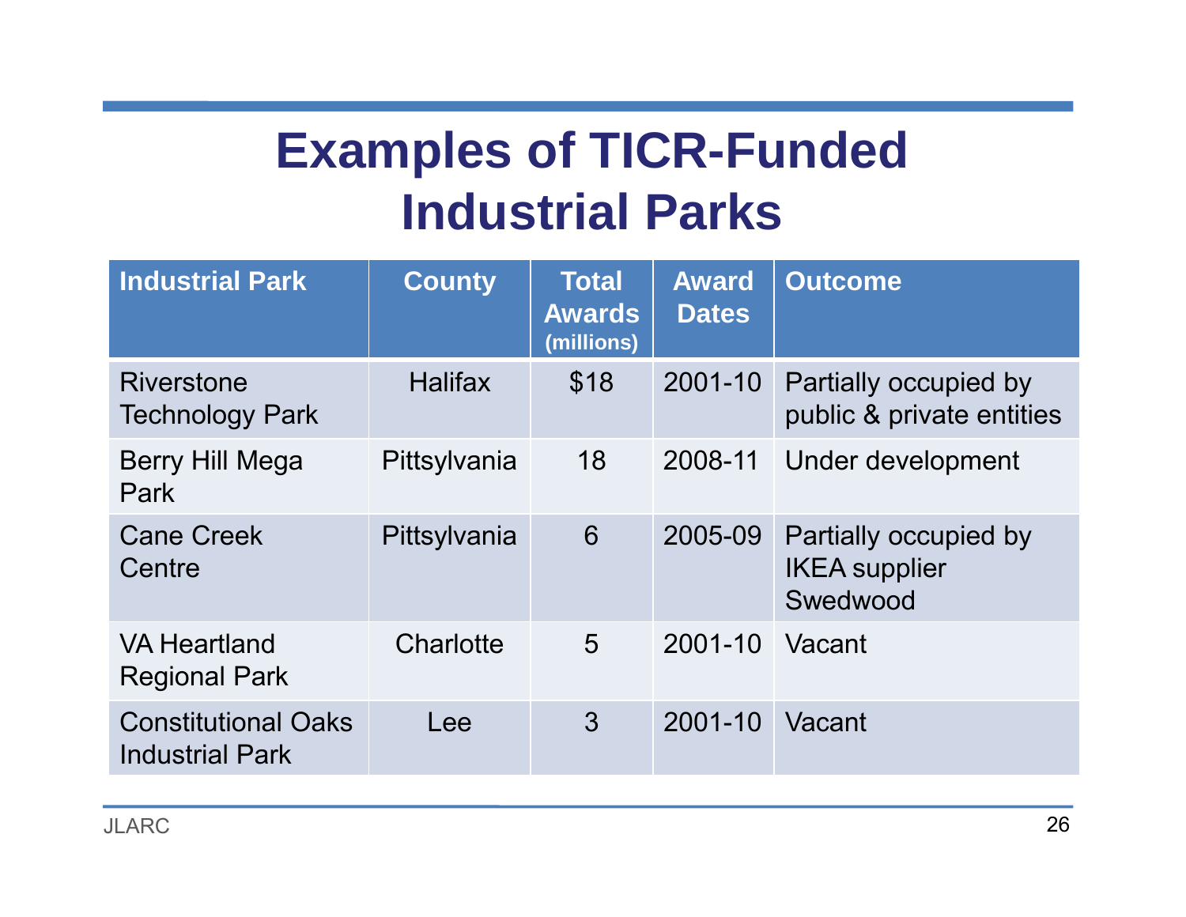# Examples of TICR-Funded Industrial Parks

| Industrial Park | County | Total Awards (millions) | Award Dates | Outcome |
|---|---|---|---|---|
| Riverstone Technology Park | Halifax | $18 | 2001-10 | Partially occupied by public & private entities |
| Berry Hill Mega Park | Pittsylvania | 18 | 2008-11 | Under development |
| Cane Creek Centre | Pittsylvania | 6 | 2005-09 | Partially occupied by IKEA supplier Swedwood |
| VA Heartland Regional Park | Charlotte | 5 | 2001-10 | Vacant |
| Constitutional Oaks Industrial Park | Lee | 3 | 2001-10 | Vacant |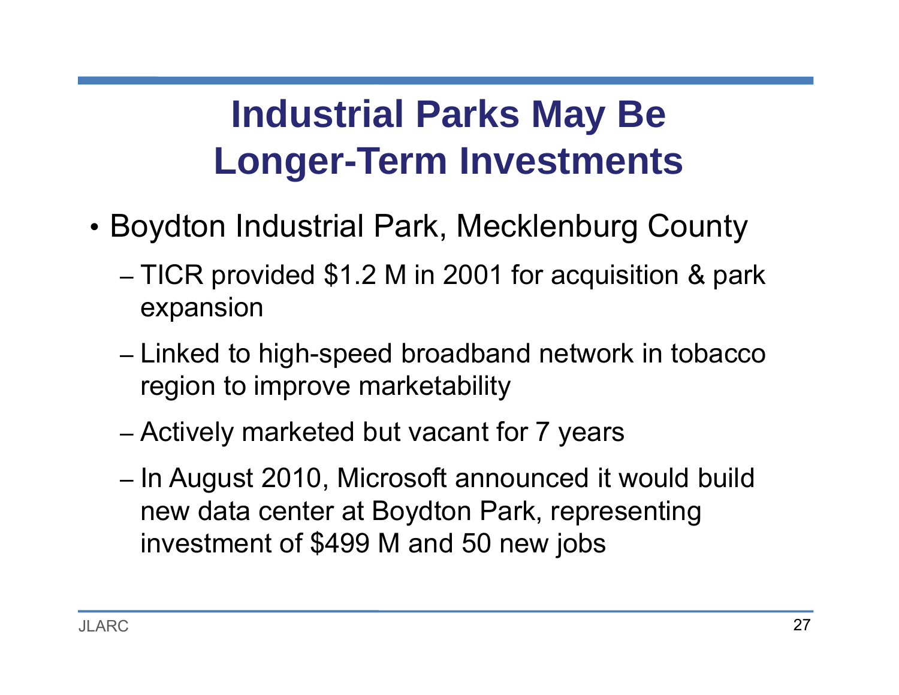# Industrial Parks May Be Longer-Term Investments

- Boydton Industrial Park, Mecklenburg County
  - TICR provided $1.2 M in 2001 for acquisition & park expansion
  - Linked to high-speed broadband network in tobacco region to improve marketability
  - Actively marketed but vacant for 7 years
  - In August 2010, Microsoft announced it would build new data center at Boydton Park, representing investment of $499 M and 50 new jobs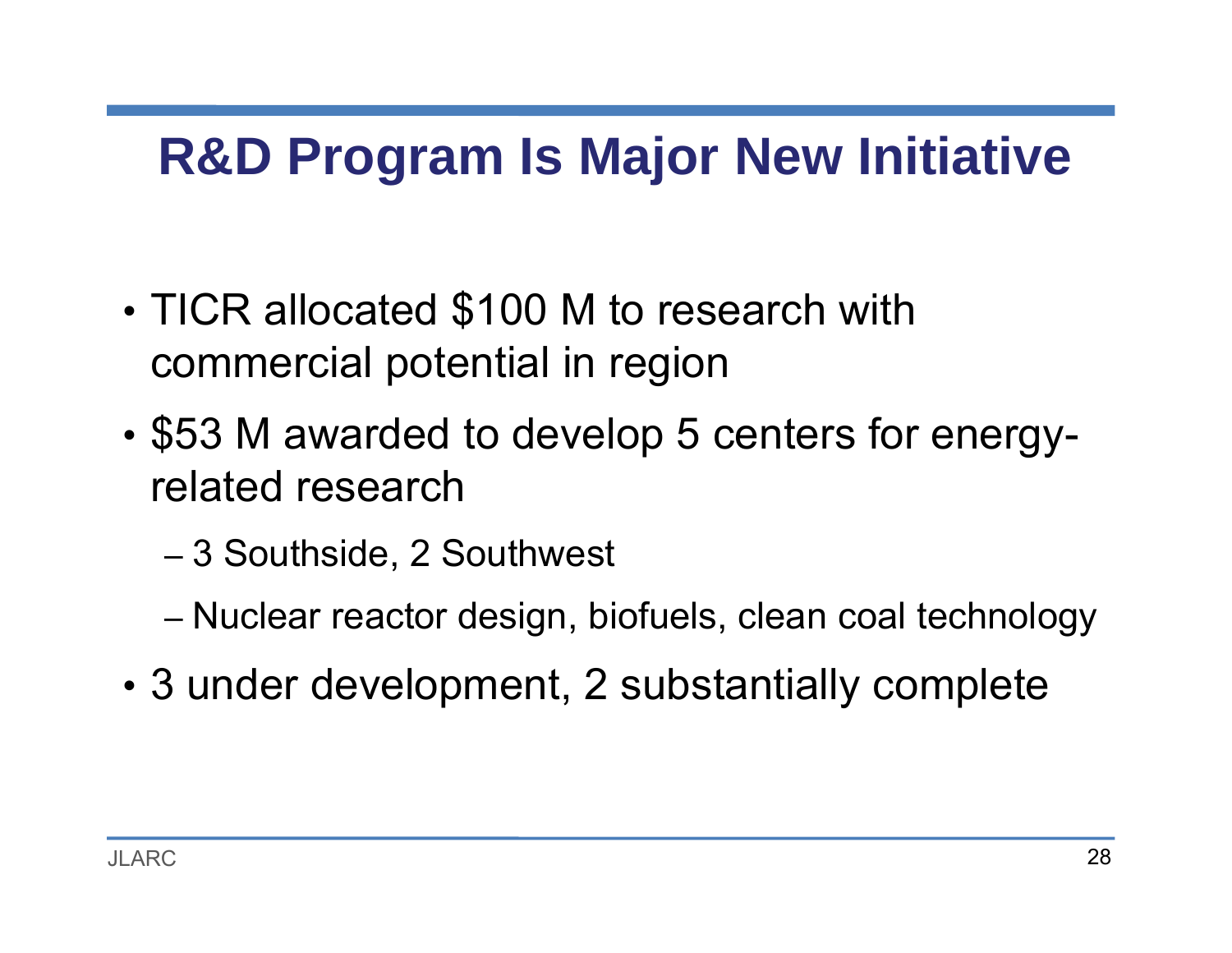# R&D Program Is Major New Initiative

- TICR allocated $100 M to research with commercial potential in region
- $53 M awarded to develop 5 centers for energy-related research
  - 3 Southside, 2 Southwest
  - Nuclear reactor design, biofuels, clean coal technology
- 3 under development, 2 substantially complete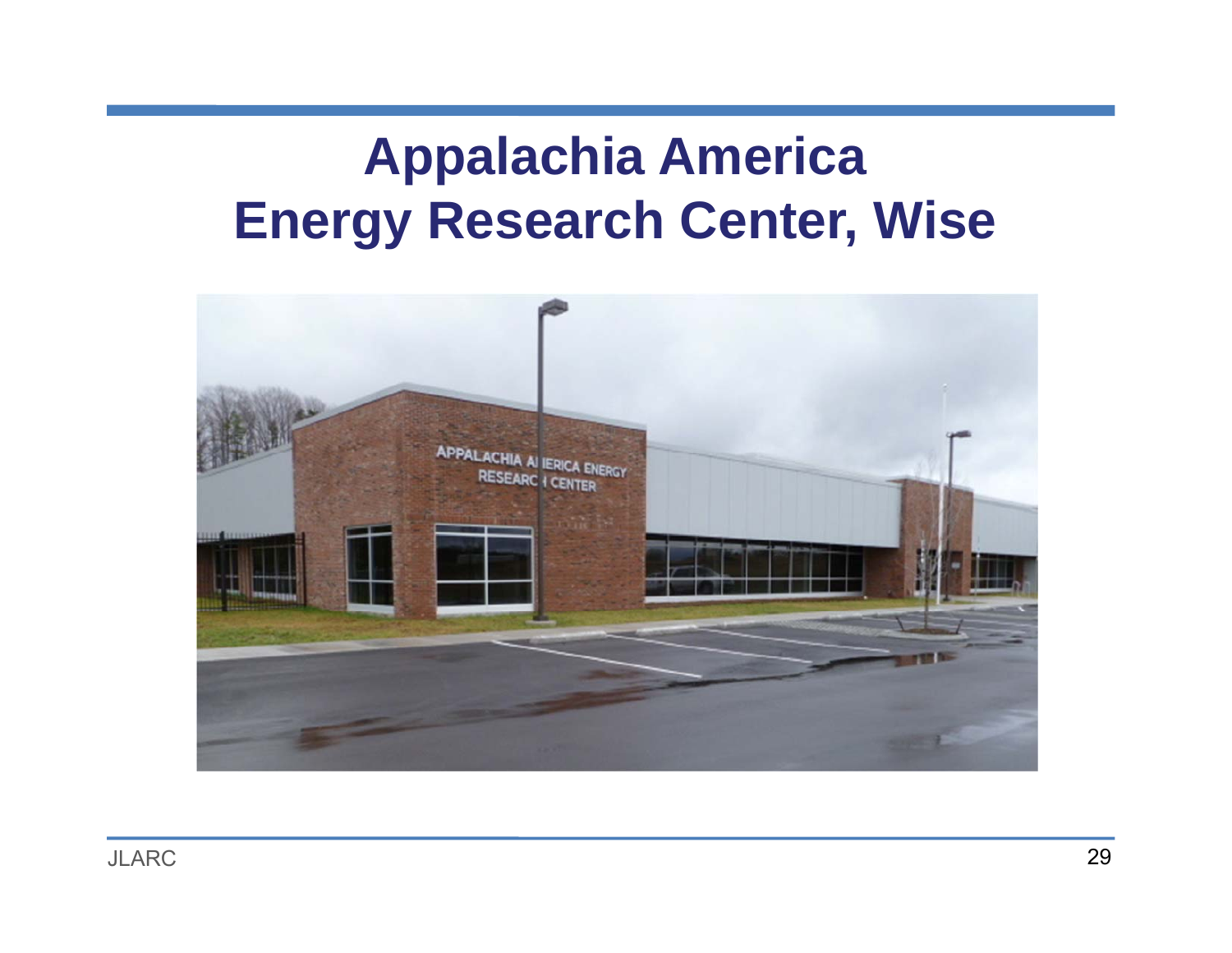# Appalachia America Energy Research Center, Wise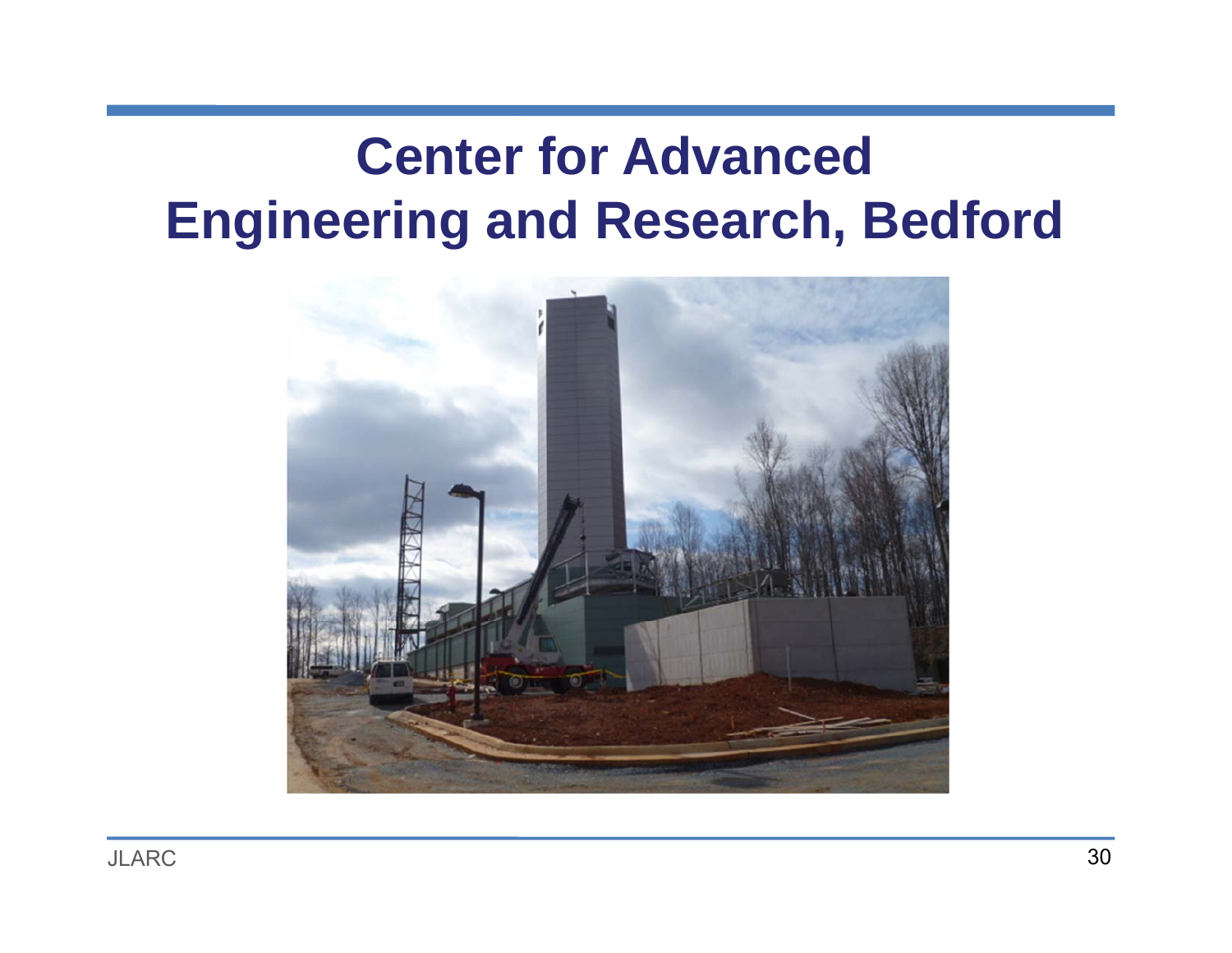# Center for Advanced Engineering and Research, Bedford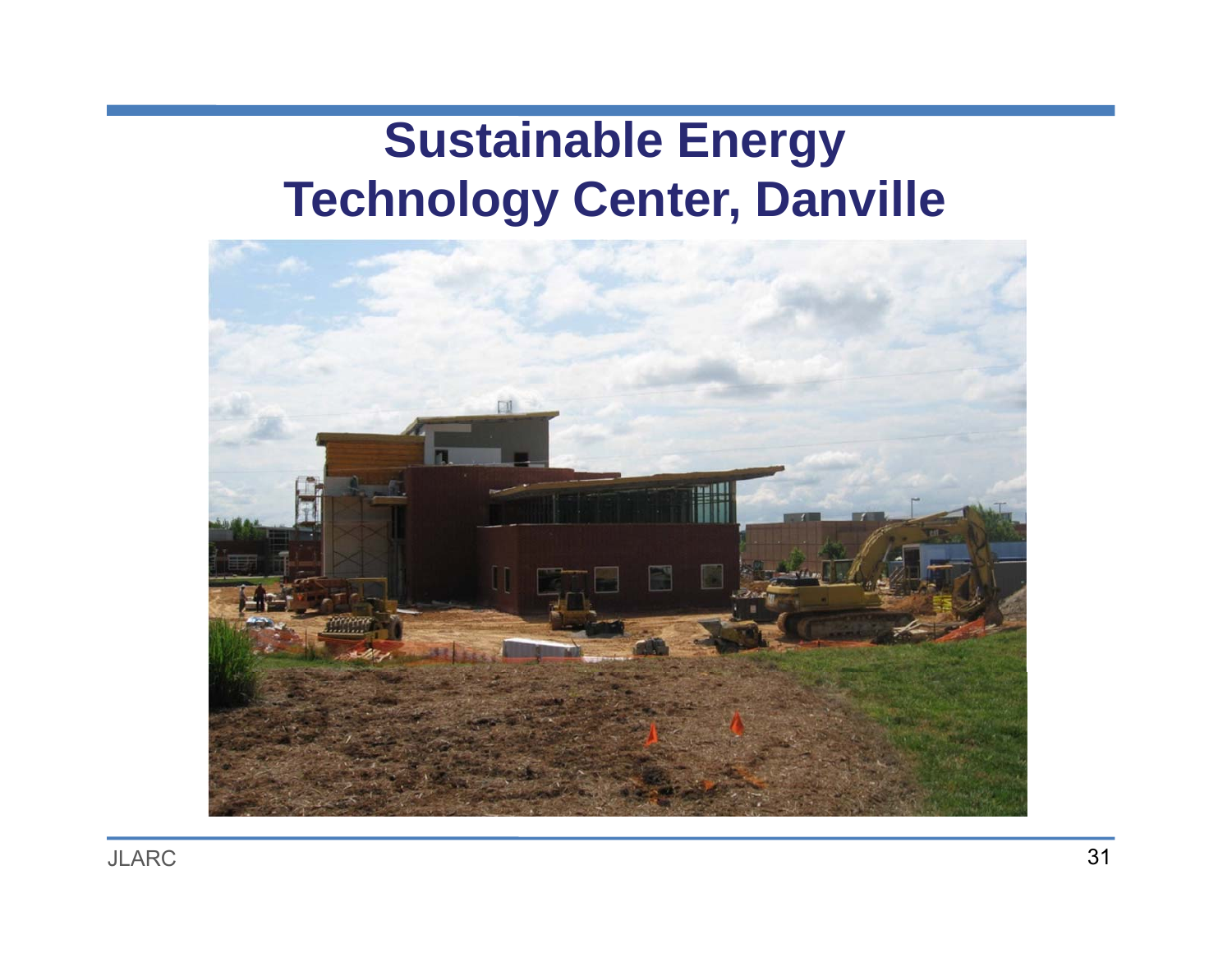# Sustainable Energy Technology Center, Danville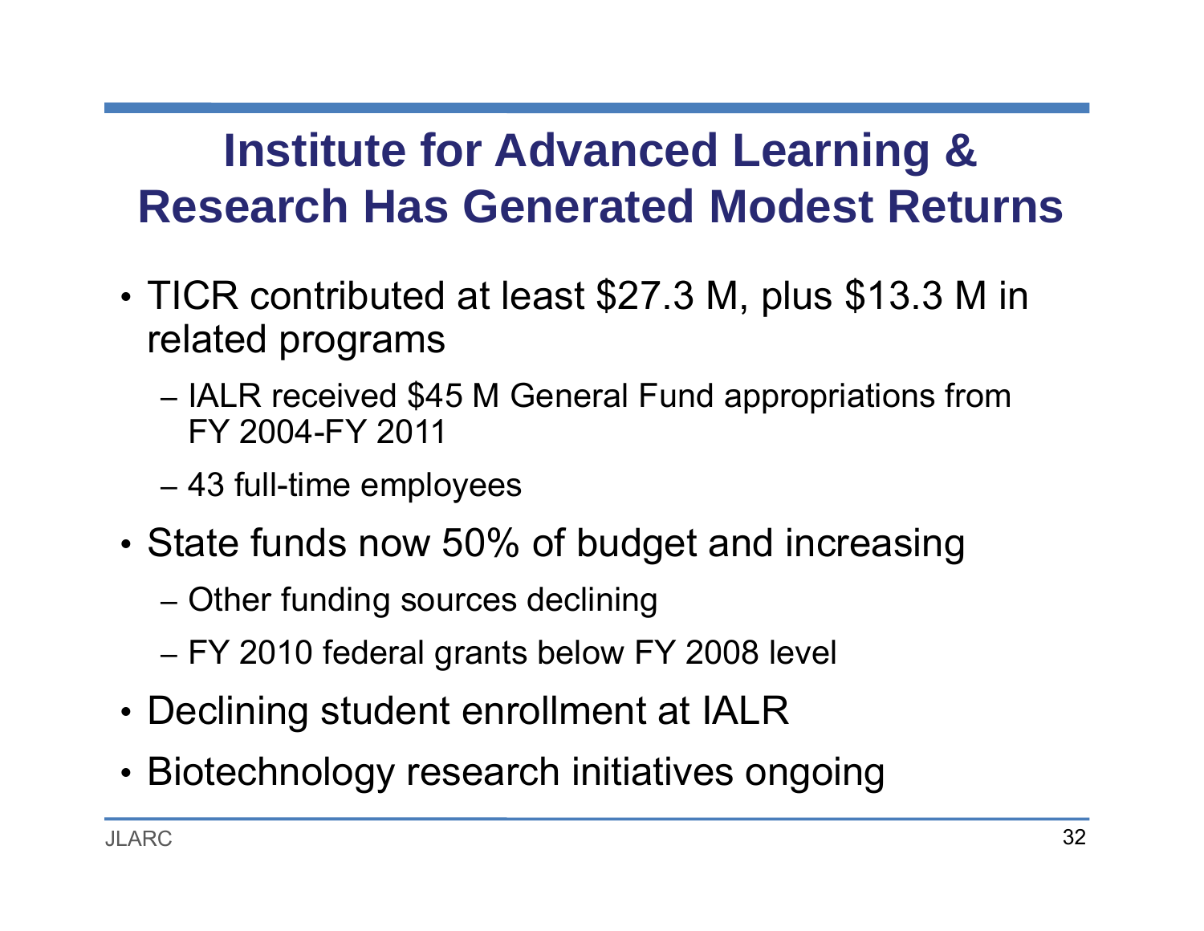# Institute for Advanced Learning & Research Has Generated Modest Returns

- TICR contributed at least $27.3 M, plus $13.3 M in related programs
  - IALR received $45 M General Fund appropriations from FY 2004-FY 2011
  - 43 full-time employees
- State funds now 50% of budget and increasing
  - Other funding sources declining
  - FY 2010 federal grants below FY 2008 level
- Declining student enrollment at IALR
- Biotechnology research initiatives ongoing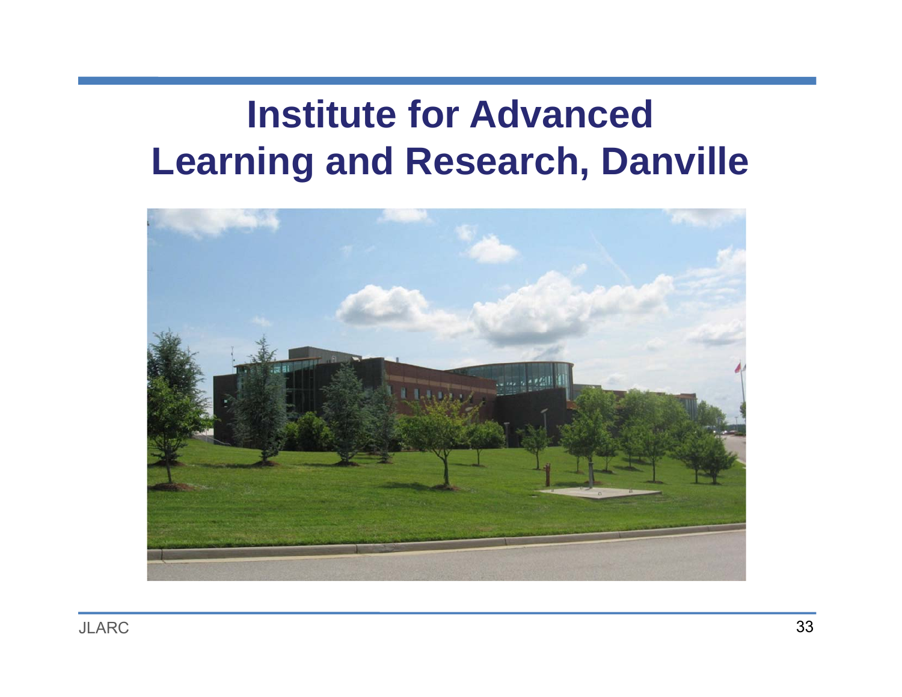# Institute for Advanced Learning and Research, Danville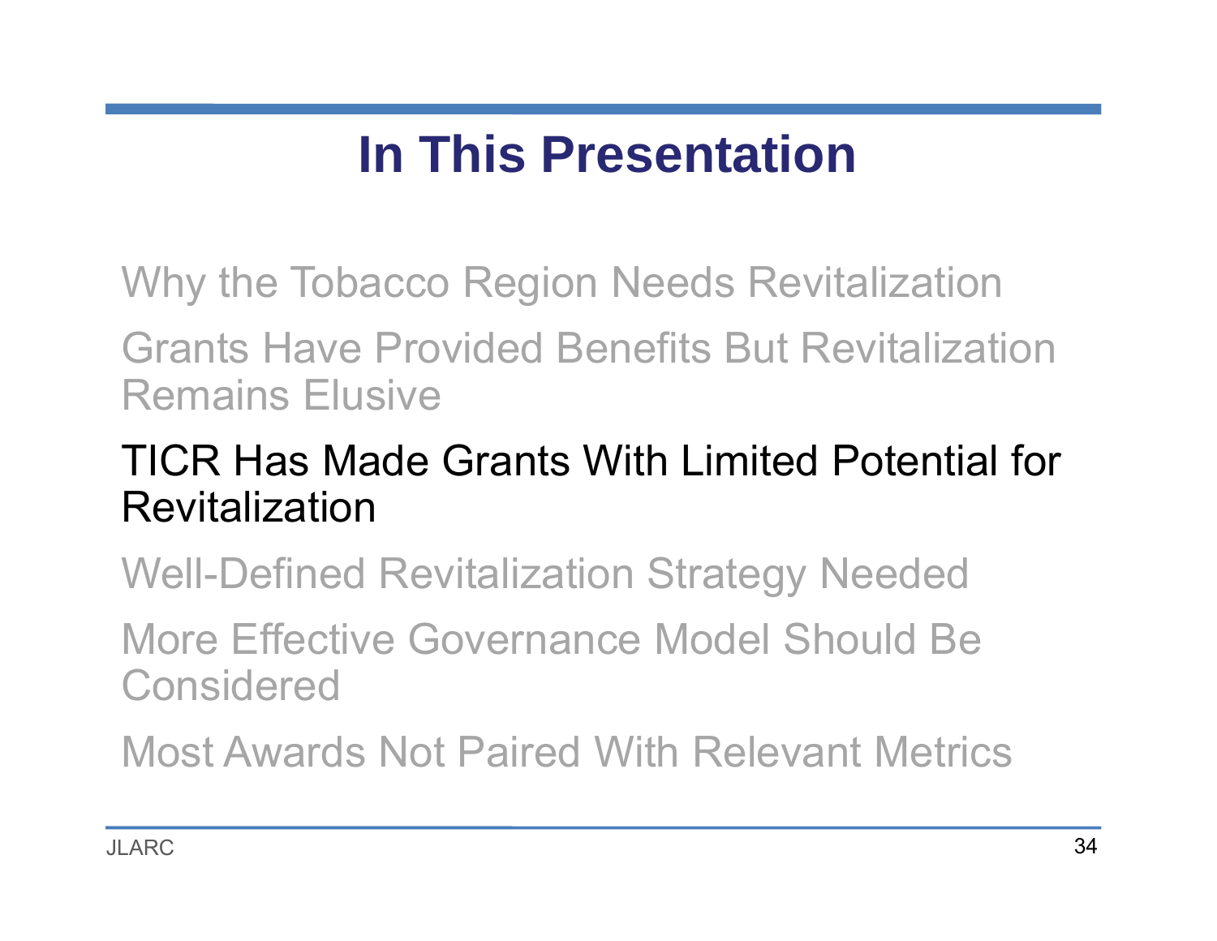# In This Presentation

Why the Tobacco Region Needs Revitalization

Grants Have Provided Benefits But Revitalization Remains Elusive

**TICR Has Made Grants With Limited Potential for Revitalization**

Well-Defined Revitalization Strategy Needed

More Effective Governance Model Should Be Considered

Most Awards Not Paired With Relevant Metrics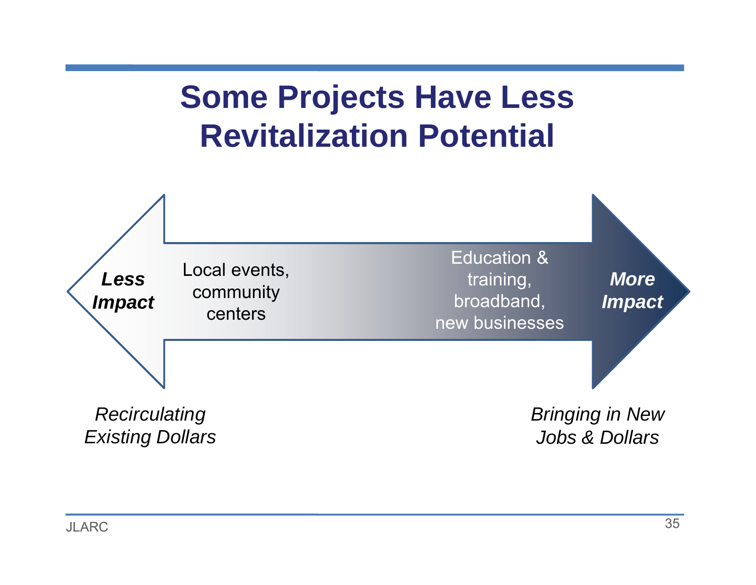# Some Projects Have Less Revitalization Potential

***Less Impact*** — Local events, community centers — Education & training, broadband, new businesses — ***More Impact***

*Recirculating Existing Dollars*

*Bringing in New Jobs & Dollars*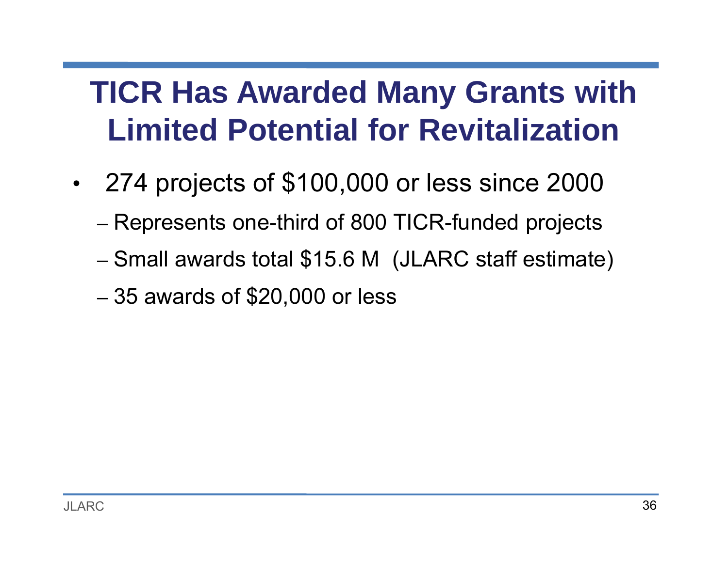# TICR Has Awarded Many Grants with Limited Potential for Revitalization

- 274 projects of $100,000 or less since 2000
  - Represents one-third of 800 TICR-funded projects
  - Small awards total $15.6 M (JLARC staff estimate)
  - 35 awards of $20,000 or less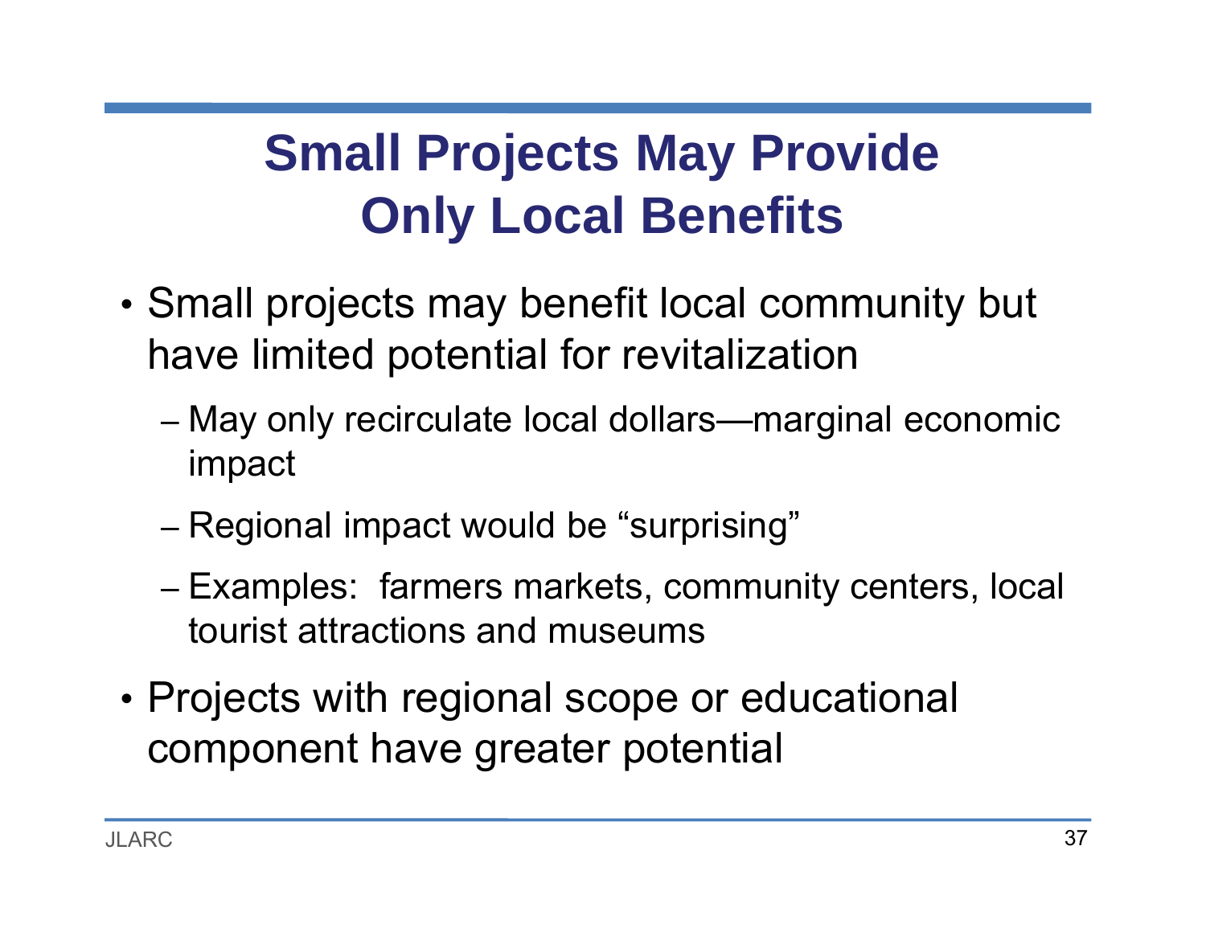# Small Projects May Provide Only Local Benefits

- Small projects may benefit local community but have limited potential for revitalization
  - May only recirculate local dollars—marginal economic impact
  - Regional impact would be "surprising"
  - Examples: farmers markets, community centers, local tourist attractions and museums
- Projects with regional scope or educational component have greater potential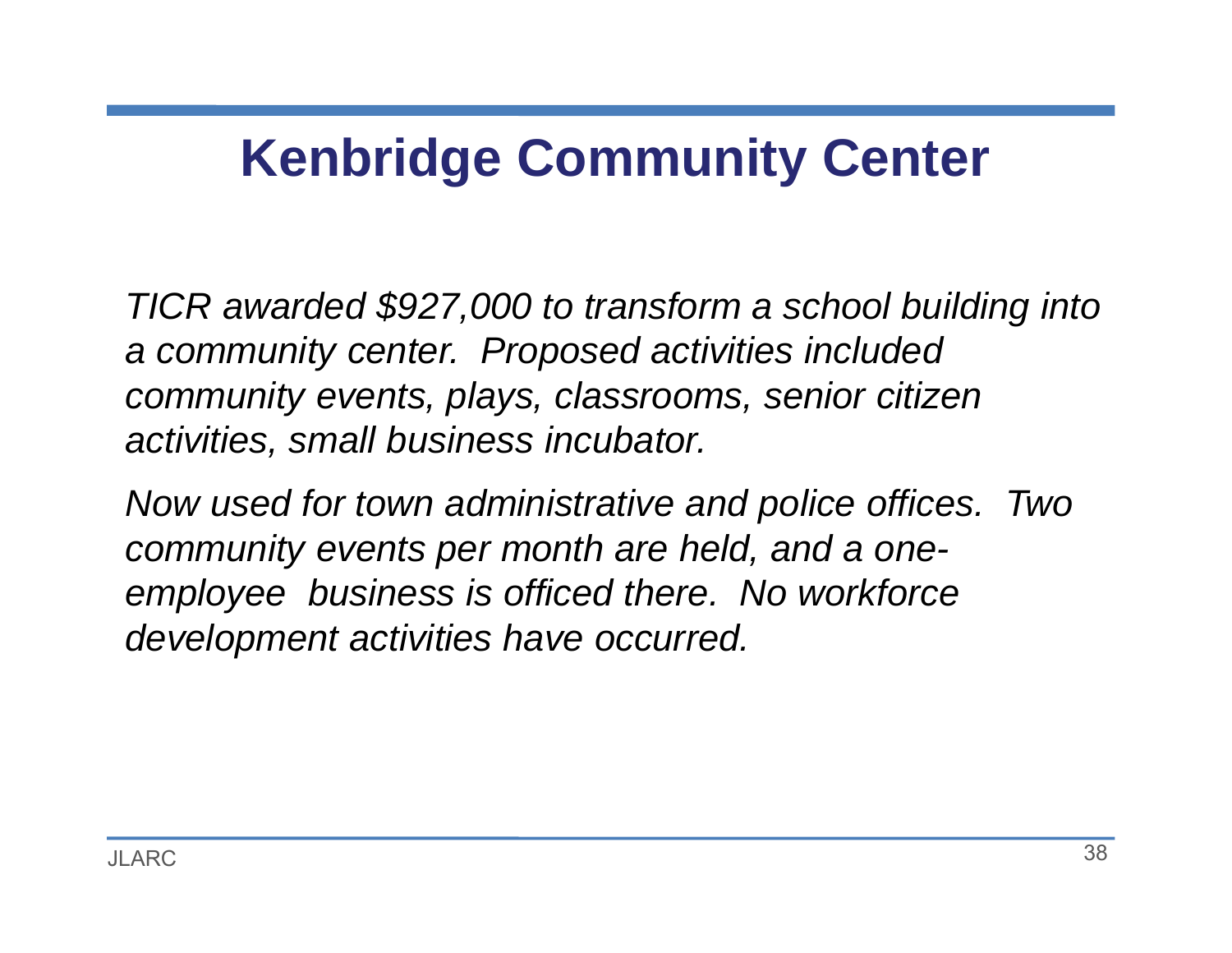# Kenbridge Community Center

*TICR awarded $927,000 to transform a school building into a community center. Proposed activities included community events, plays, classrooms, senior citizen activities, small business incubator.*

*Now used for town administrative and police offices. Two community events per month are held, and a one-employee business is officed there. No workforce development activities have occurred.*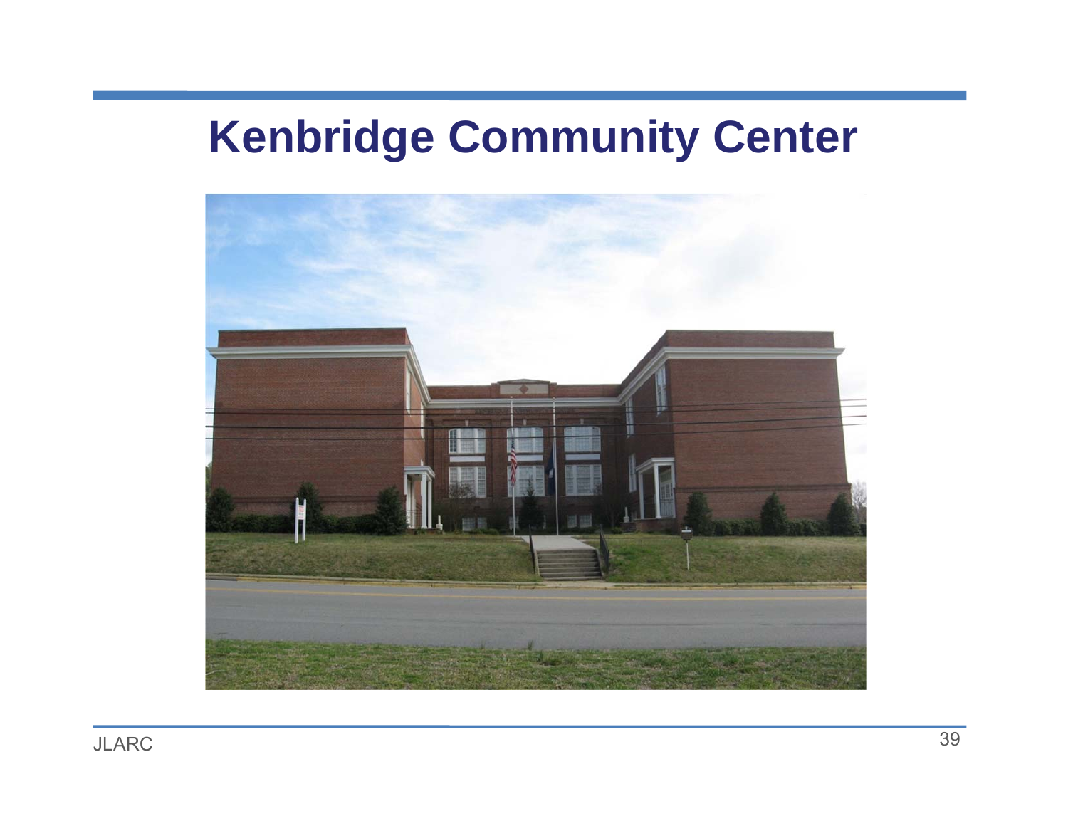# Kenbridge Community Center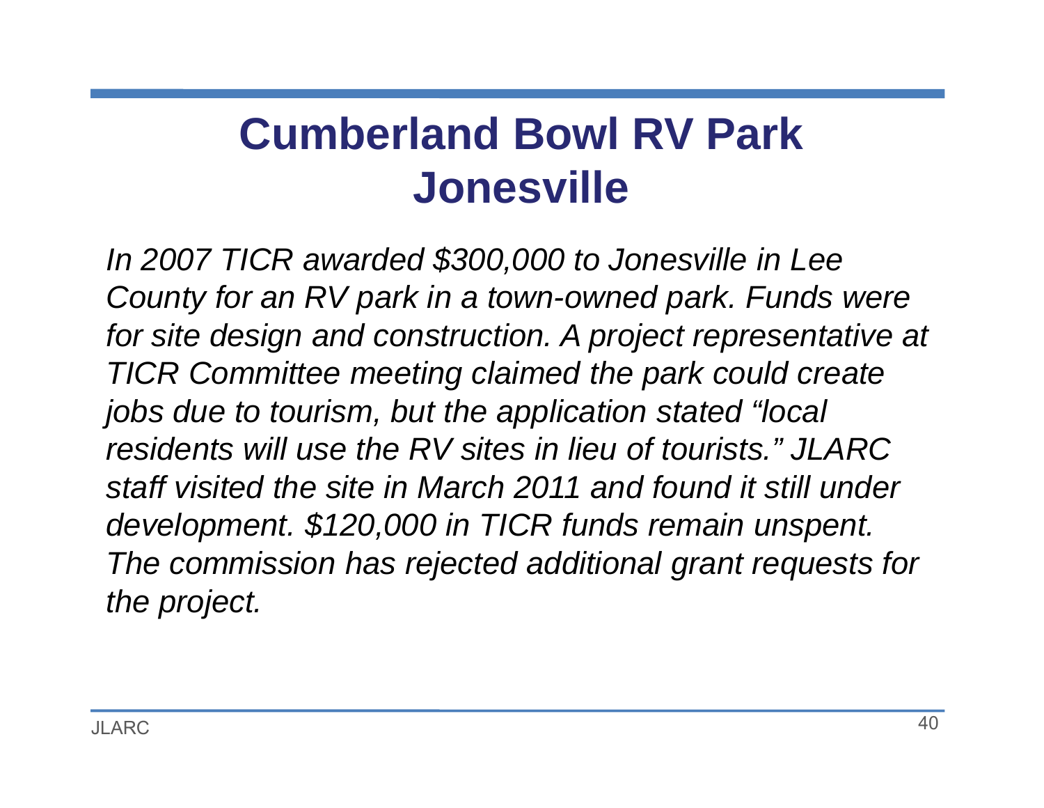# Cumberland Bowl RV Park Jonesville

*In 2007 TICR awarded $300,000 to Jonesville in Lee County for an RV park in a town-owned park. Funds were for site design and construction. A project representative at TICR Committee meeting claimed the park could create jobs due to tourism, but the application stated "local residents will use the RV sites in lieu of tourists." JLARC staff visited the site in March 2011 and found it still under development. $120,000 in TICR funds remain unspent. The commission has rejected additional grant requests for the project.*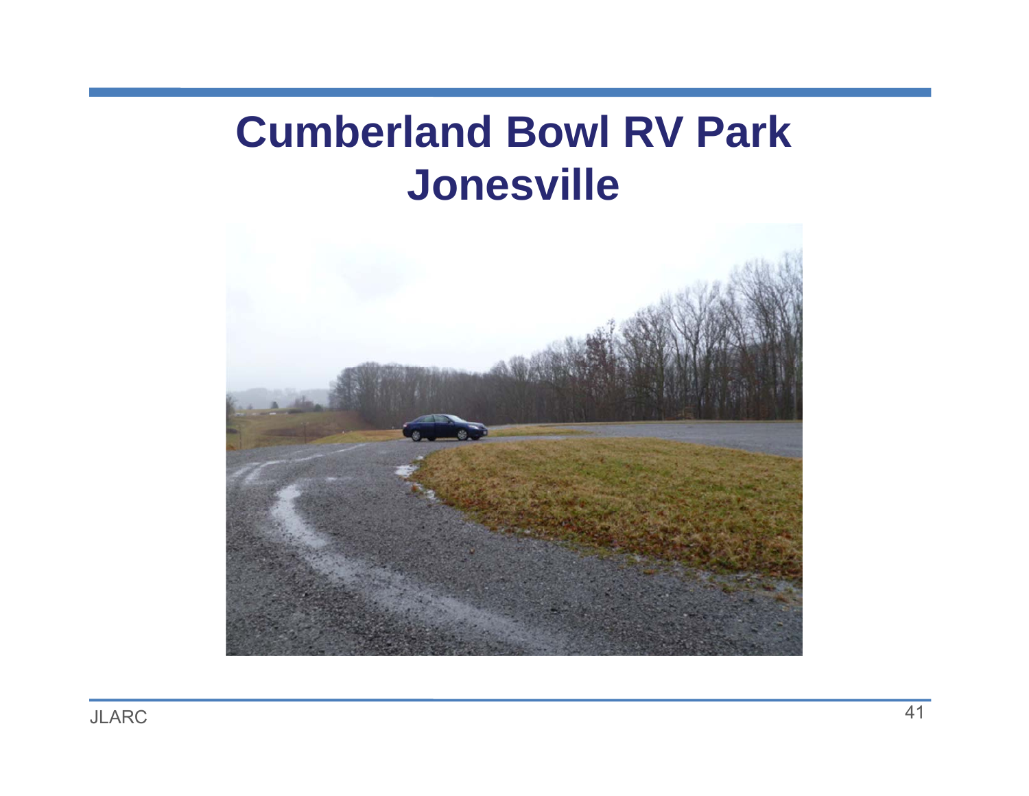# Cumberland Bowl RV Park
# Jonesville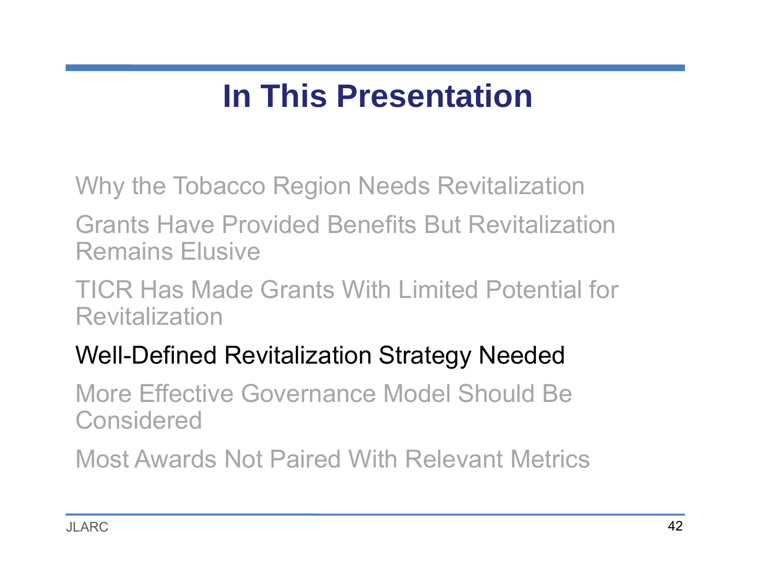# In This Presentation

Why the Tobacco Region Needs Revitalization

Grants Have Provided Benefits But Revitalization Remains Elusive

TICR Has Made Grants With Limited Potential for Revitalization

Well-Defined Revitalization Strategy Needed

More Effective Governance Model Should Be Considered

Most Awards Not Paired With Relevant Metrics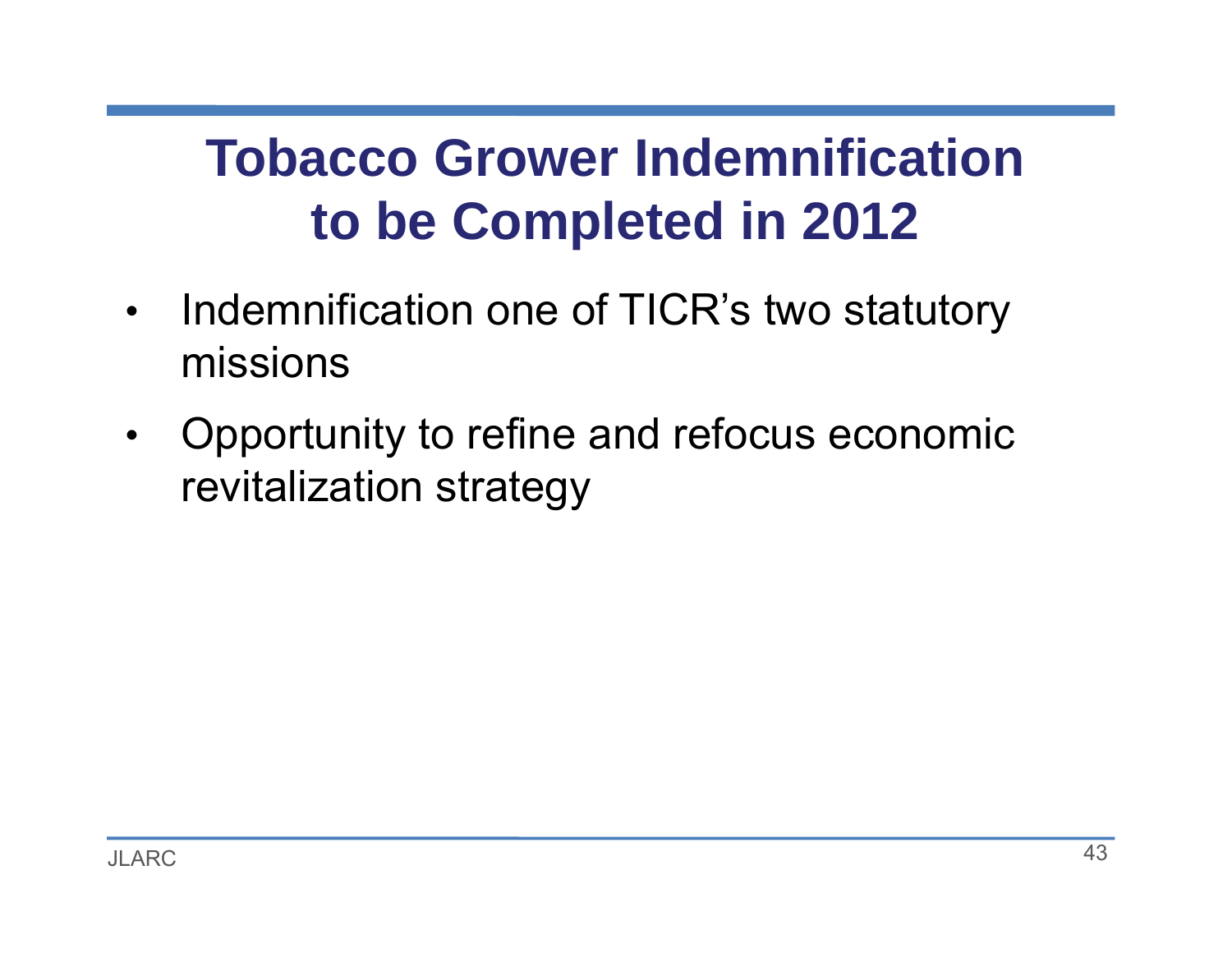# Tobacco Grower Indemnification to be Completed in 2012

- Indemnification one of TICR's two statutory missions
- Opportunity to refine and refocus economic revitalization strategy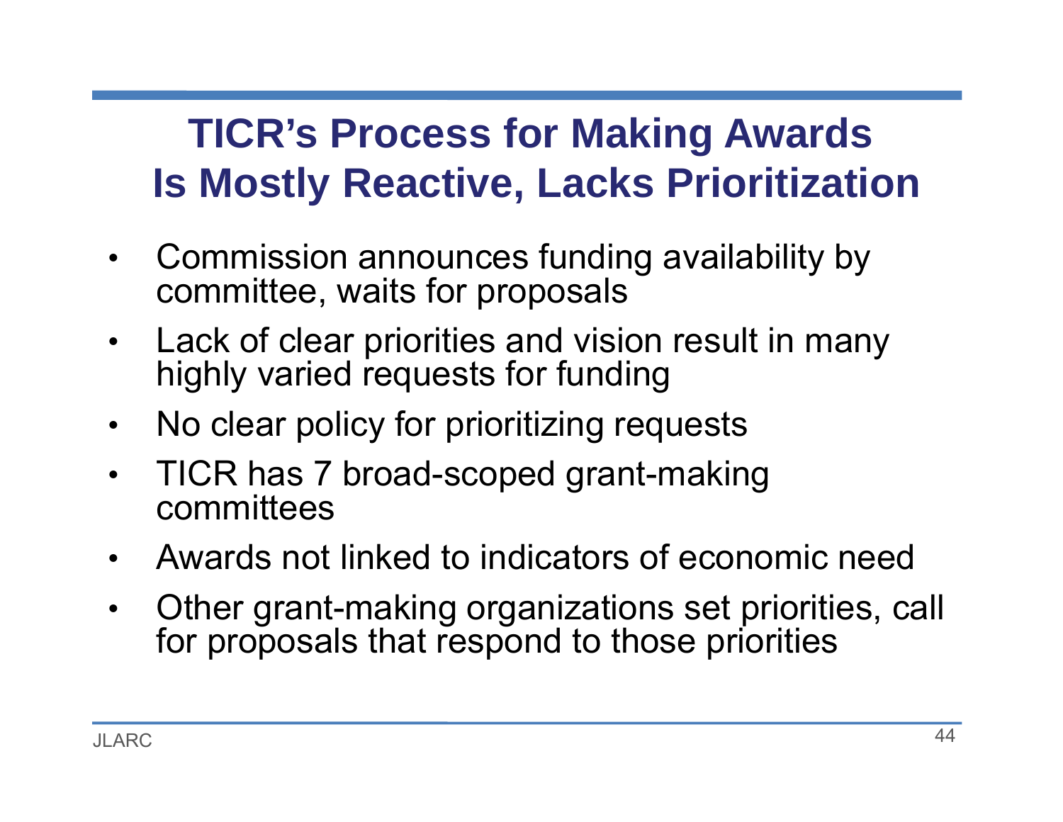# TICR's Process for Making Awards Is Mostly Reactive, Lacks Prioritization

- Commission announces funding availability by committee, waits for proposals
- Lack of clear priorities and vision result in many highly varied requests for funding
- No clear policy for prioritizing requests
- TICR has 7 broad-scoped grant-making committees
- Awards not linked to indicators of economic need
- Other grant-making organizations set priorities, call for proposals that respond to those priorities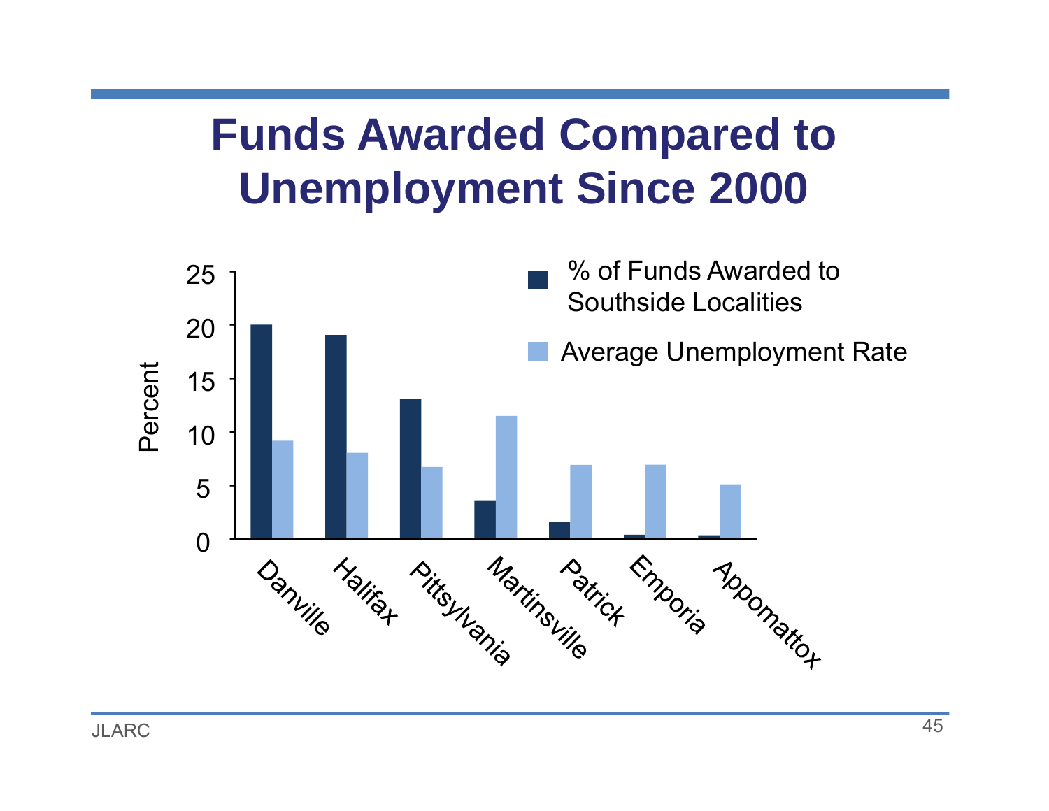# Funds Awarded Compared to Unemployment Since 2000

| Locality | % of Funds Awarded to Southside Localities | Average Unemployment Rate |
|---|---|---|
| Danville | 20 | 9.2 |
| Halifax | 19 | 8 |
| Pittsylvania | 13.1 | 6.7 |
| Martinsville | 3.6 | 11.5 |
| Patrick | 1.5 | 6.9 |
| Emporia | 0.4 | 6.9 |
| Appomattox | 0.3 | 5.1 |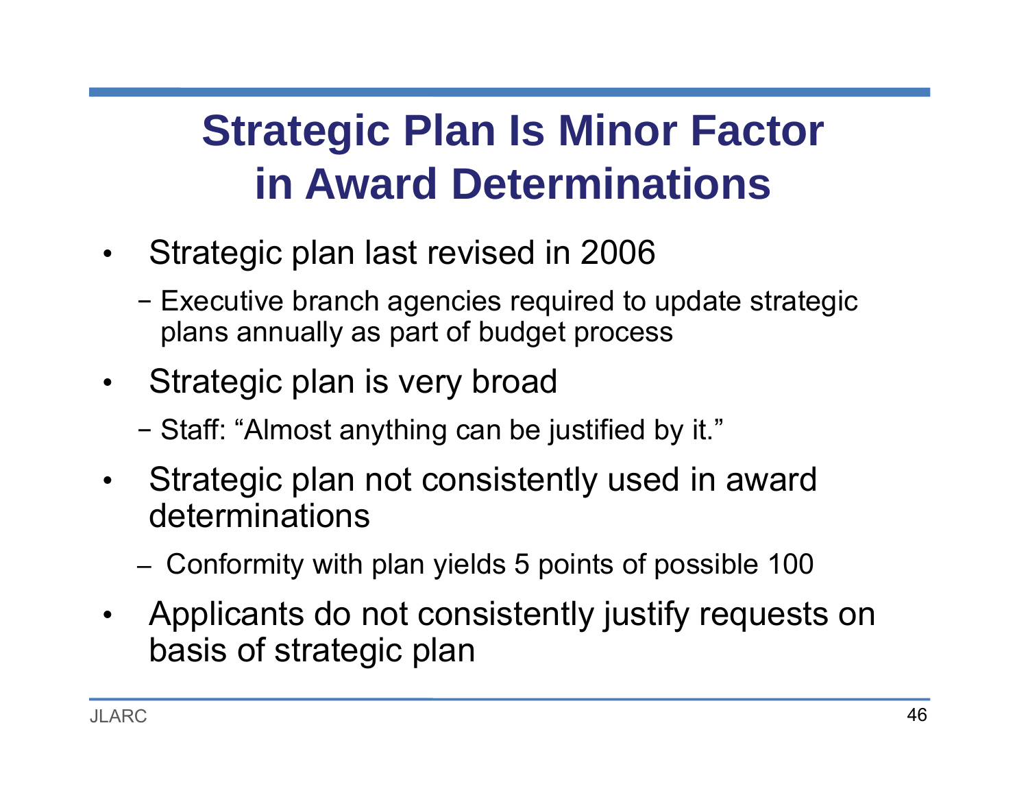# Strategic Plan Is Minor Factor in Award Determinations

- Strategic plan last revised in 2006
  - Executive branch agencies required to update strategic plans annually as part of budget process
- Strategic plan is very broad
  - Staff: "Almost anything can be justified by it."
- Strategic plan not consistently used in award determinations
  - Conformity with plan yields 5 points of possible 100
- Applicants do not consistently justify requests on basis of strategic plan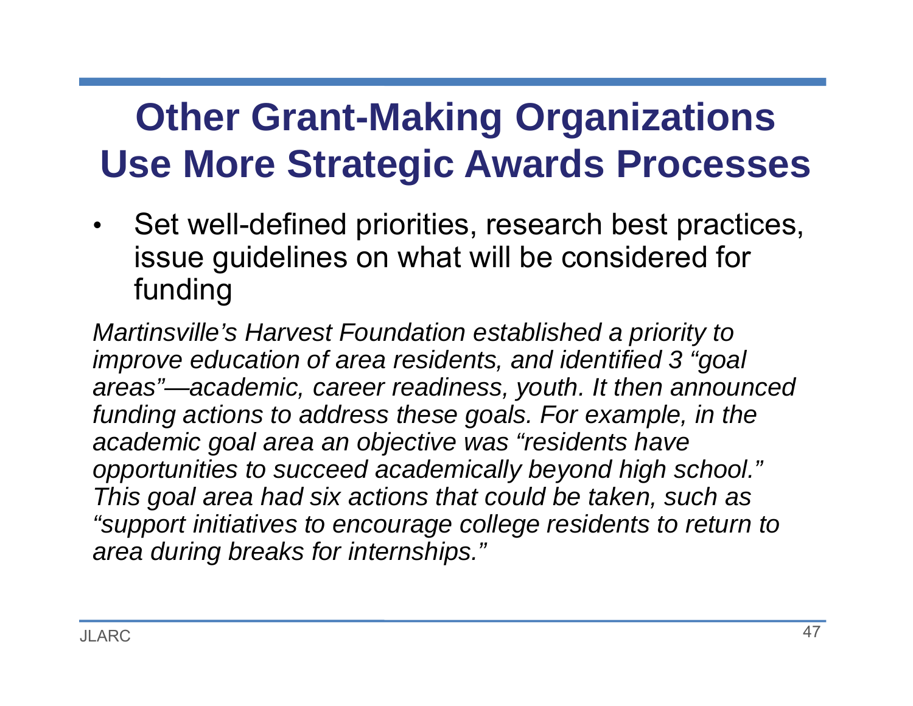# Other Grant-Making Organizations Use More Strategic Awards Processes

- Set well-defined priorities, research best practices, issue guidelines on what will be considered for funding

*Martinsville's Harvest Foundation established a priority to improve education of area residents, and identified 3 "goal areas"—academic, career readiness, youth. It then announced funding actions to address these goals. For example, in the academic goal area an objective was "residents have opportunities to succeed academically beyond high school." This goal area had six actions that could be taken, such as "support initiatives to encourage college residents to return to area during breaks for internships."*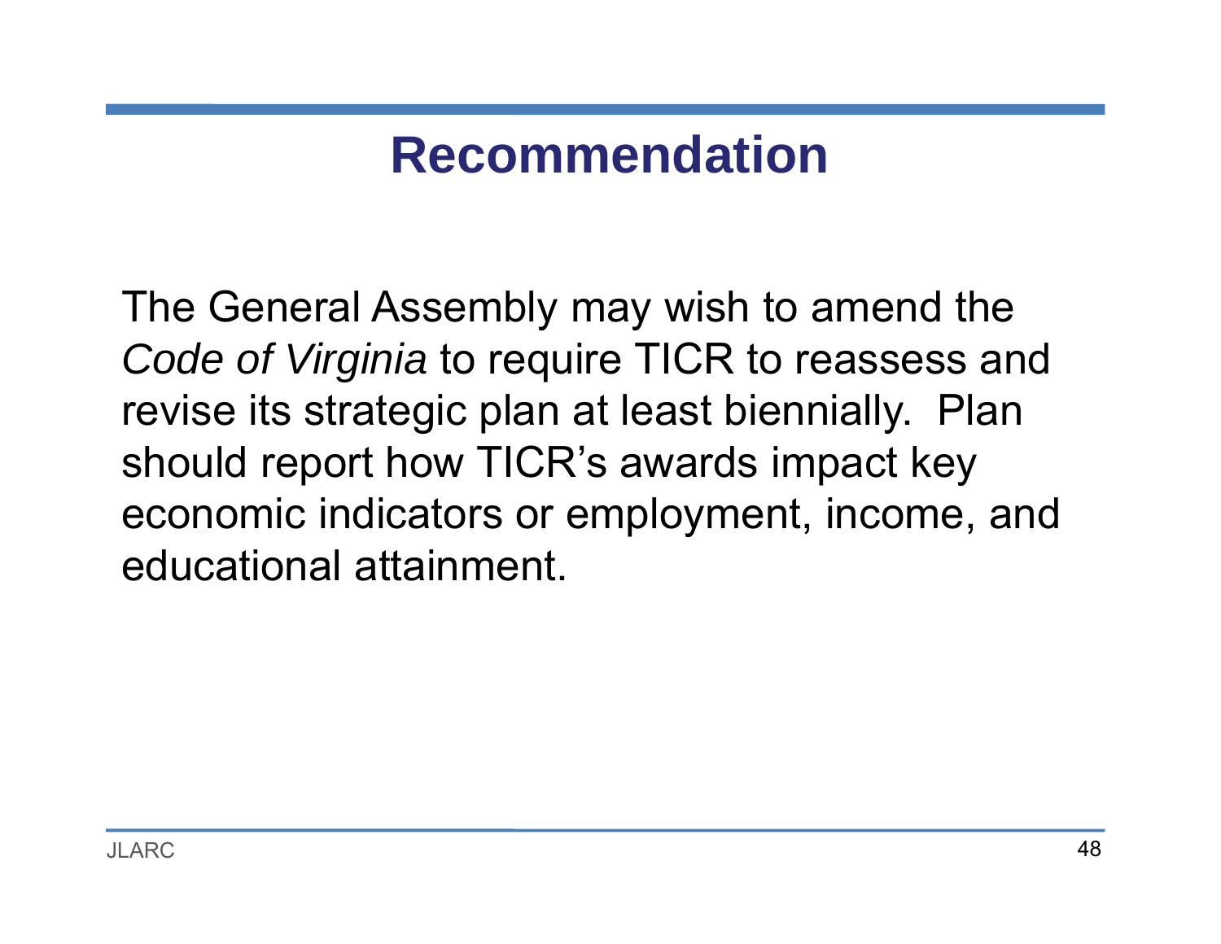# Recommendation

The General Assembly may wish to amend the *Code of Virginia* to require TICR to reassess and revise its strategic plan at least biennially. Plan should report how TICR's awards impact key economic indicators or employment, income, and educational attainment.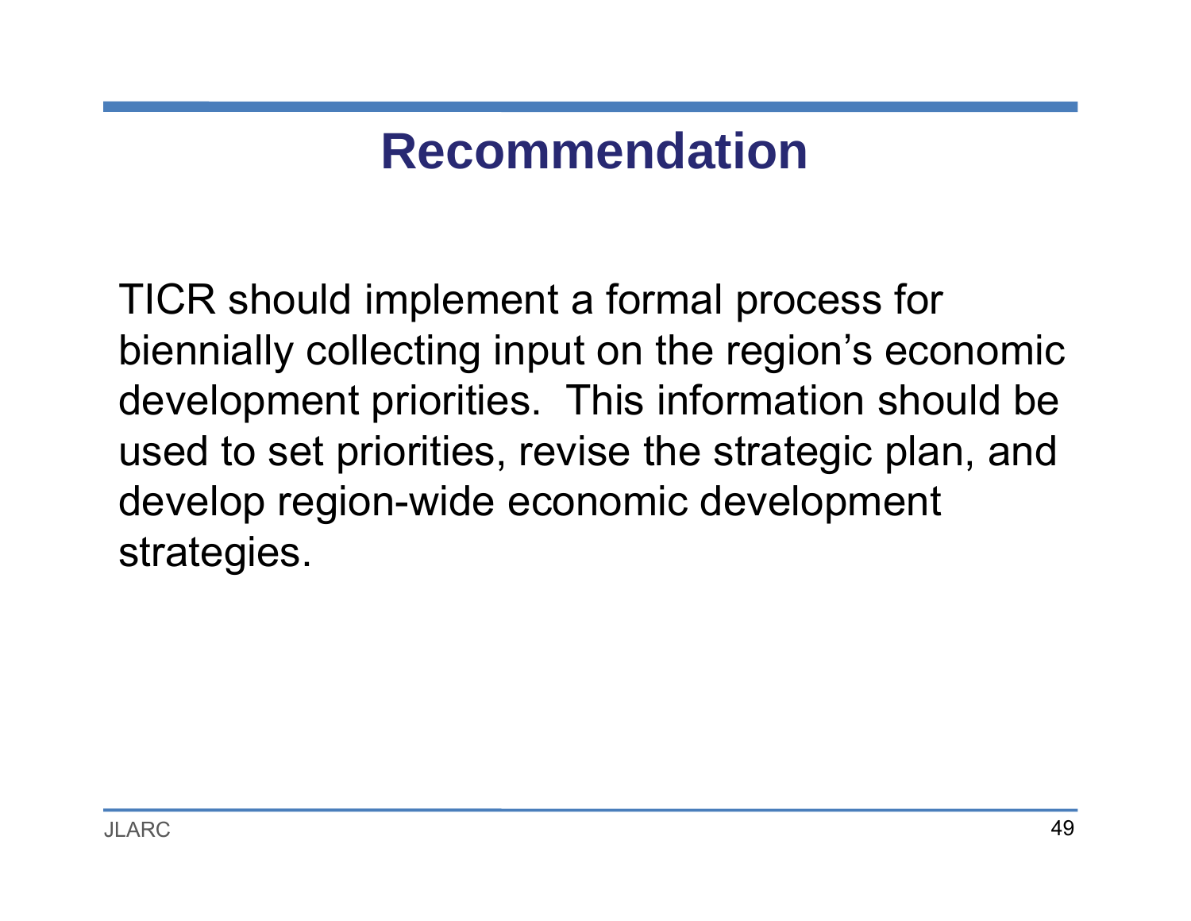# Recommendation

TICR should implement a formal process for biennially collecting input on the region’s economic development priorities. This information should be used to set priorities, revise the strategic plan, and develop region-wide economic development strategies.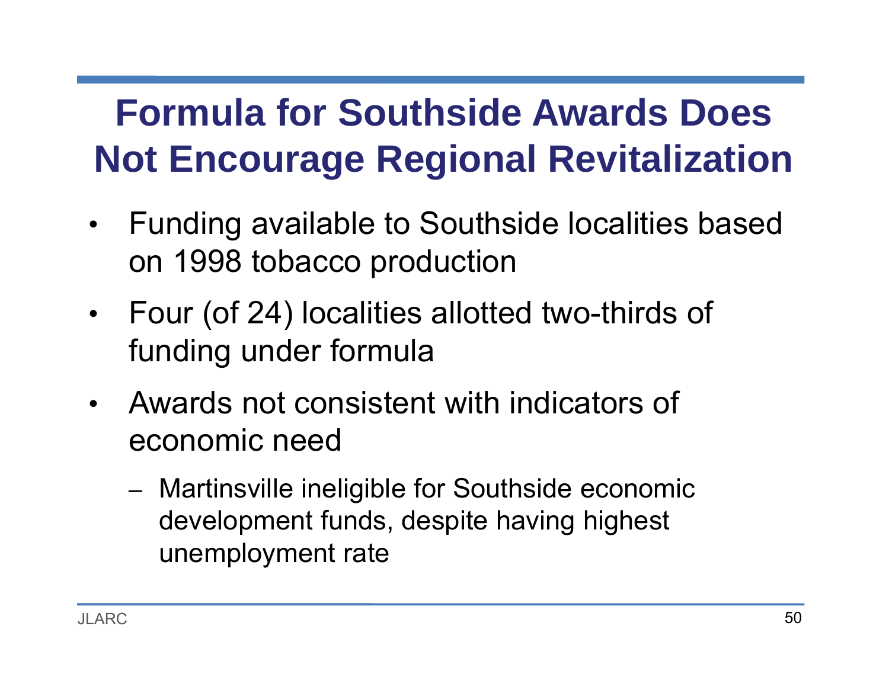# Formula for Southside Awards Does Not Encourage Regional Revitalization

- Funding available to Southside localities based on 1998 tobacco production
- Four (of 24) localities allotted two-thirds of funding under formula
- Awards not consistent with indicators of economic need
  - Martinsville ineligible for Southside economic development funds, despite having highest unemployment rate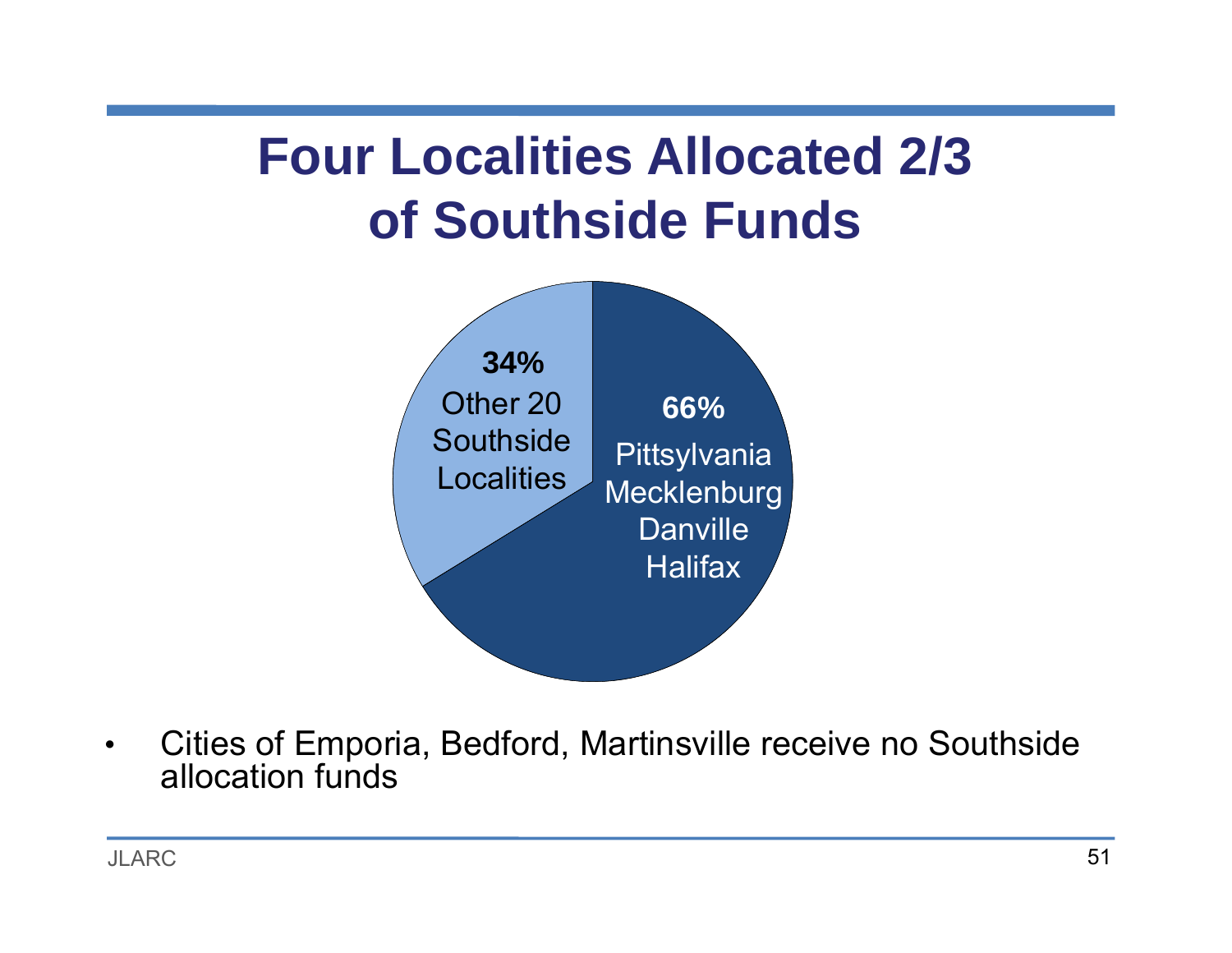# Four Localities Allocated 2/3 of Southside Funds

**34%**
Other 20 Southside Localities

**66%**
Pittsylvania
Mecklenburg
Danville
Halifax

- Cities of Emporia, Bedford, Martinsville receive no Southside allocation funds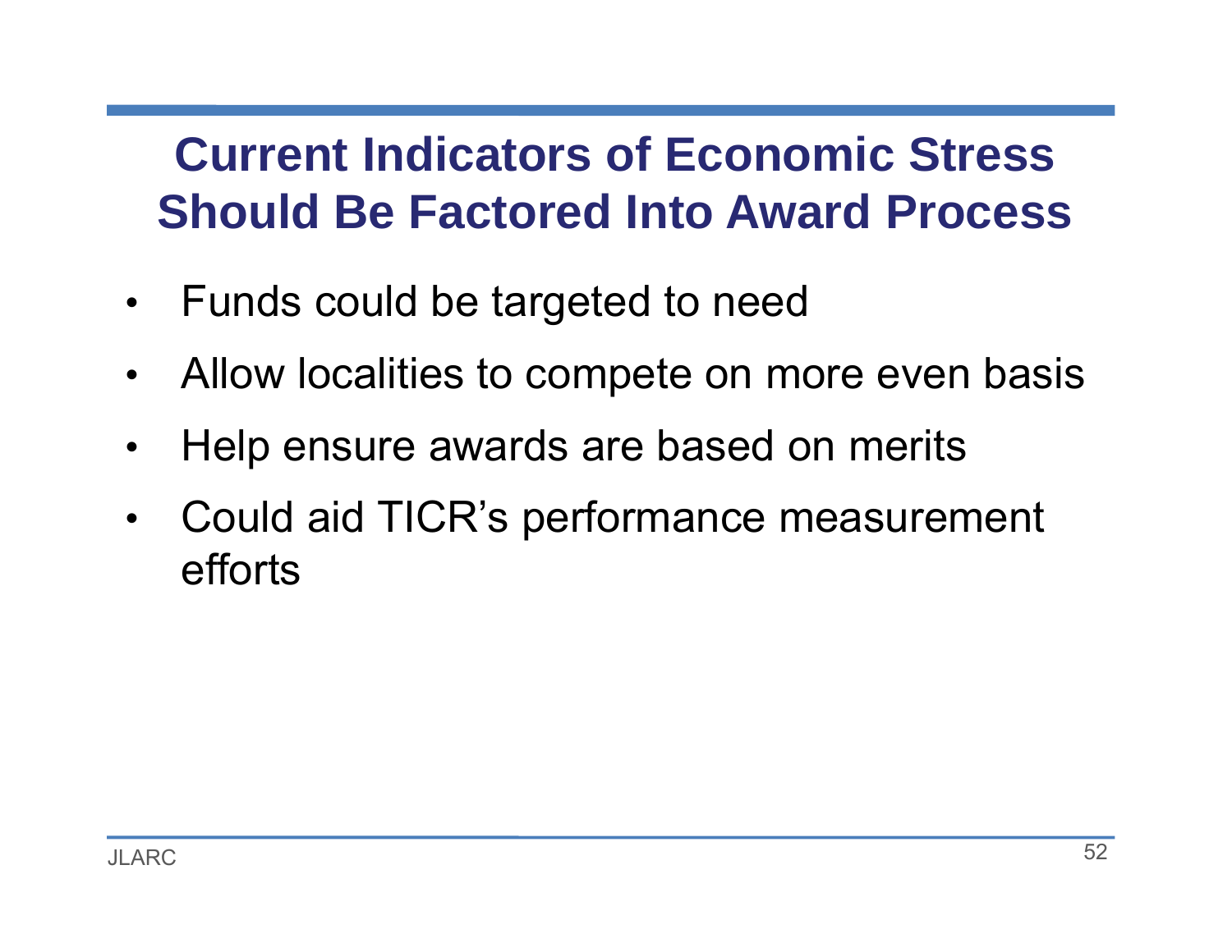# Current Indicators of Economic Stress Should Be Factored Into Award Process

- Funds could be targeted to need
- Allow localities to compete on more even basis
- Help ensure awards are based on merits
- Could aid TICR's performance measurement efforts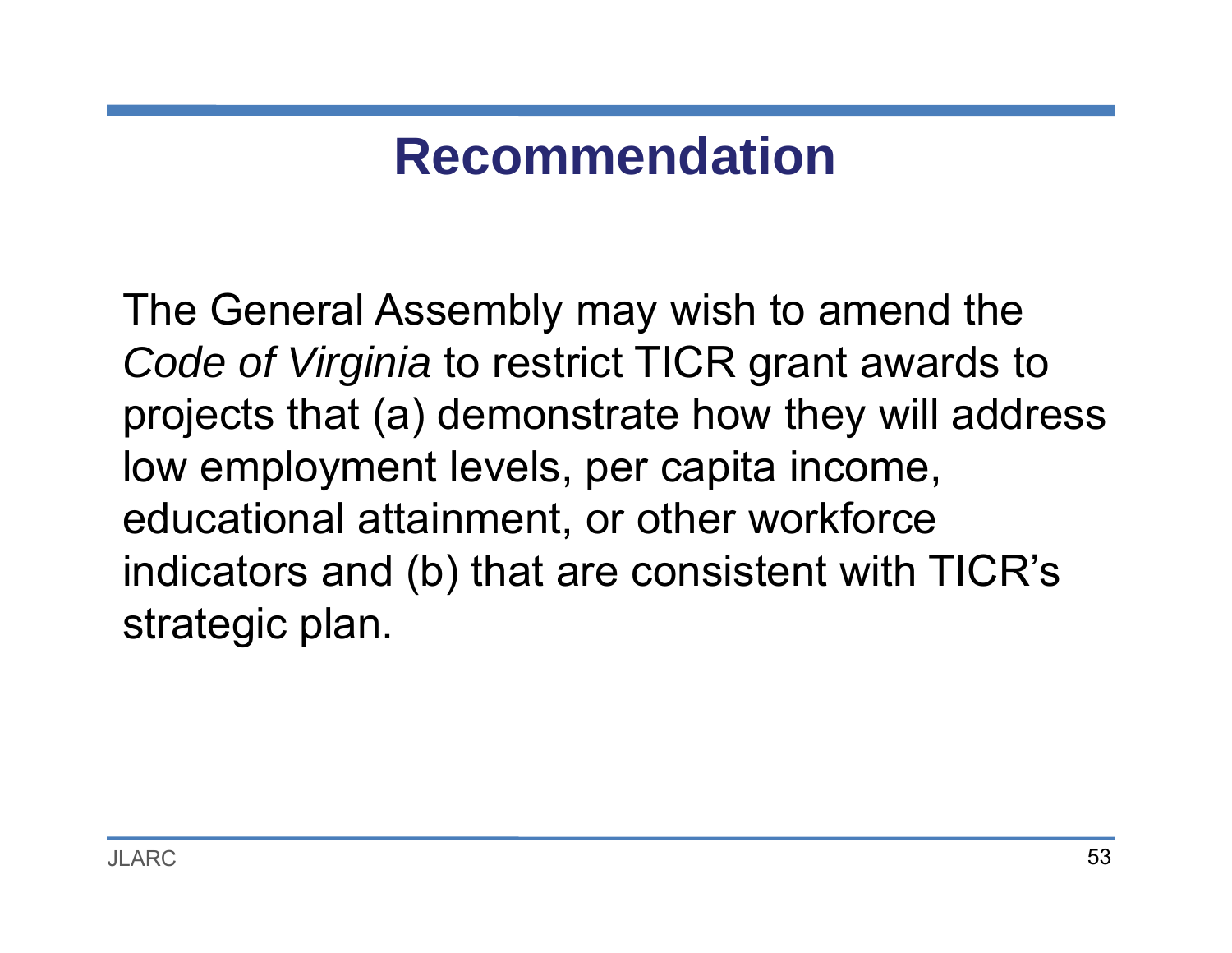# Recommendation

The General Assembly may wish to amend the *Code of Virginia* to restrict TICR grant awards to projects that (a) demonstrate how they will address low employment levels, per capita income, educational attainment, or other workforce indicators and (b) that are consistent with TICR's strategic plan.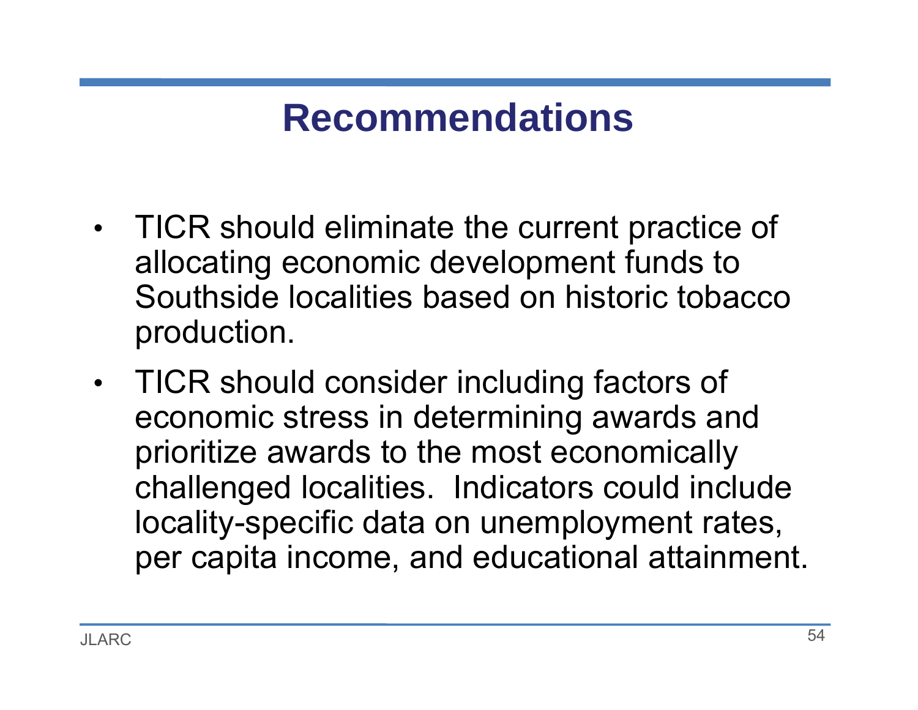# Recommendations

- TICR should eliminate the current practice of allocating economic development funds to Southside localities based on historic tobacco production.
- TICR should consider including factors of economic stress in determining awards and prioritize awards to the most economically challenged localities. Indicators could include locality-specific data on unemployment rates, per capita income, and educational attainment.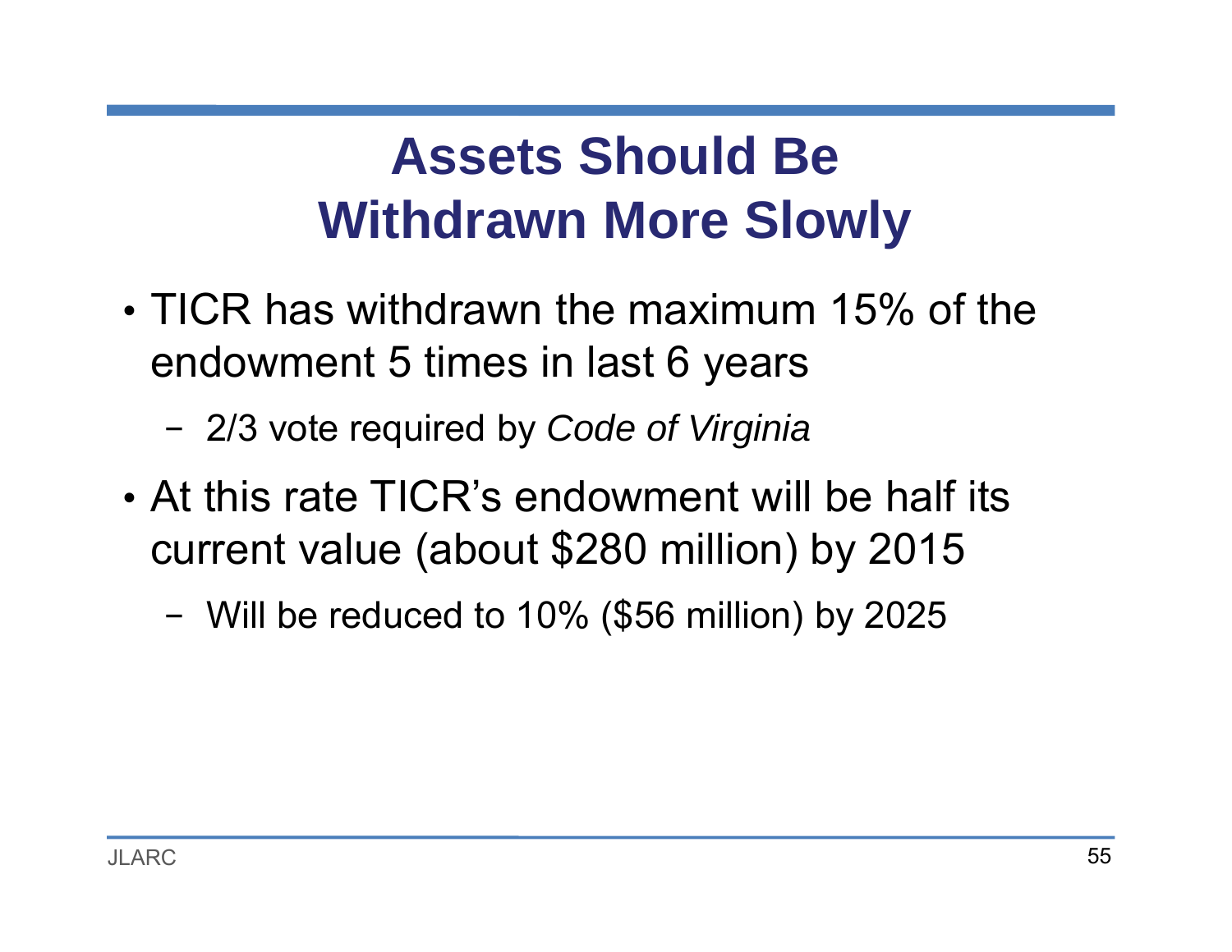# Assets Should Be Withdrawn More Slowly

- TICR has withdrawn the maximum 15% of the endowment 5 times in last 6 years
  - 2/3 vote required by *Code of Virginia*
- At this rate TICR's endowment will be half its current value (about $280 million) by 2015
  - Will be reduced to 10% ($56 million) by 2025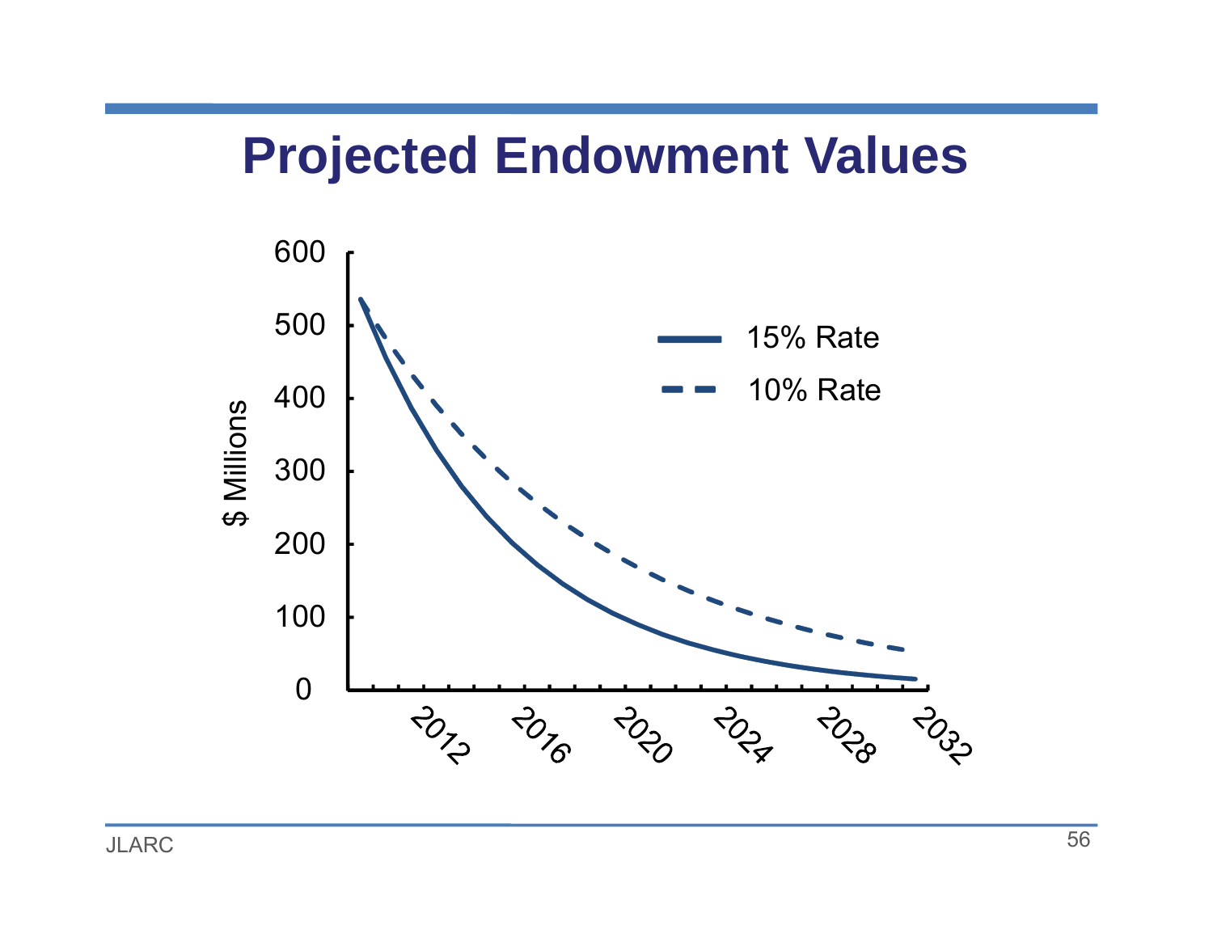# Projected Endowment Values

$ Millions

600
500
400
300
200
100
0

2012 2016 2020 2024 2028 2032

15% Rate

10% Rate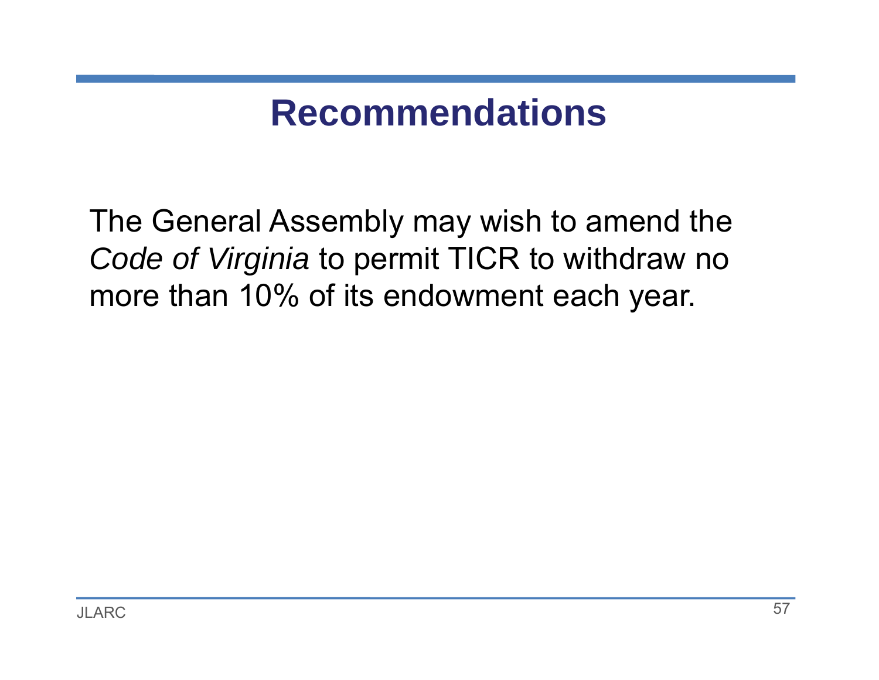# Recommendations

The General Assembly may wish to amend the *Code of Virginia* to permit TICR to withdraw no more than 10% of its endowment each year.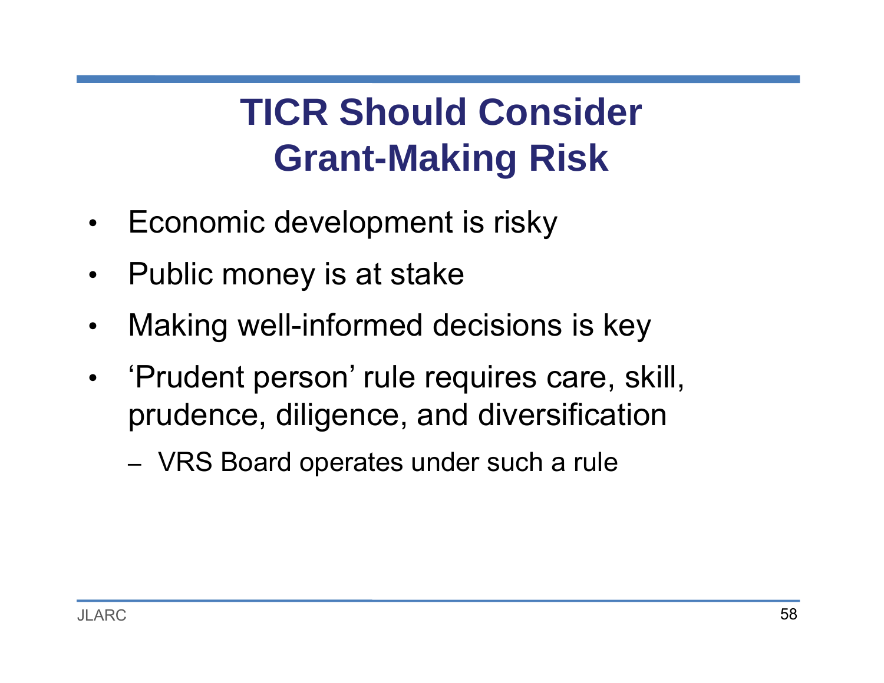# TICR Should Consider Grant-Making Risk

- Economic development is risky
- Public money is at stake
- Making well-informed decisions is key
- 'Prudent person' rule requires care, skill, prudence, diligence, and diversification
  - VRS Board operates under such a rule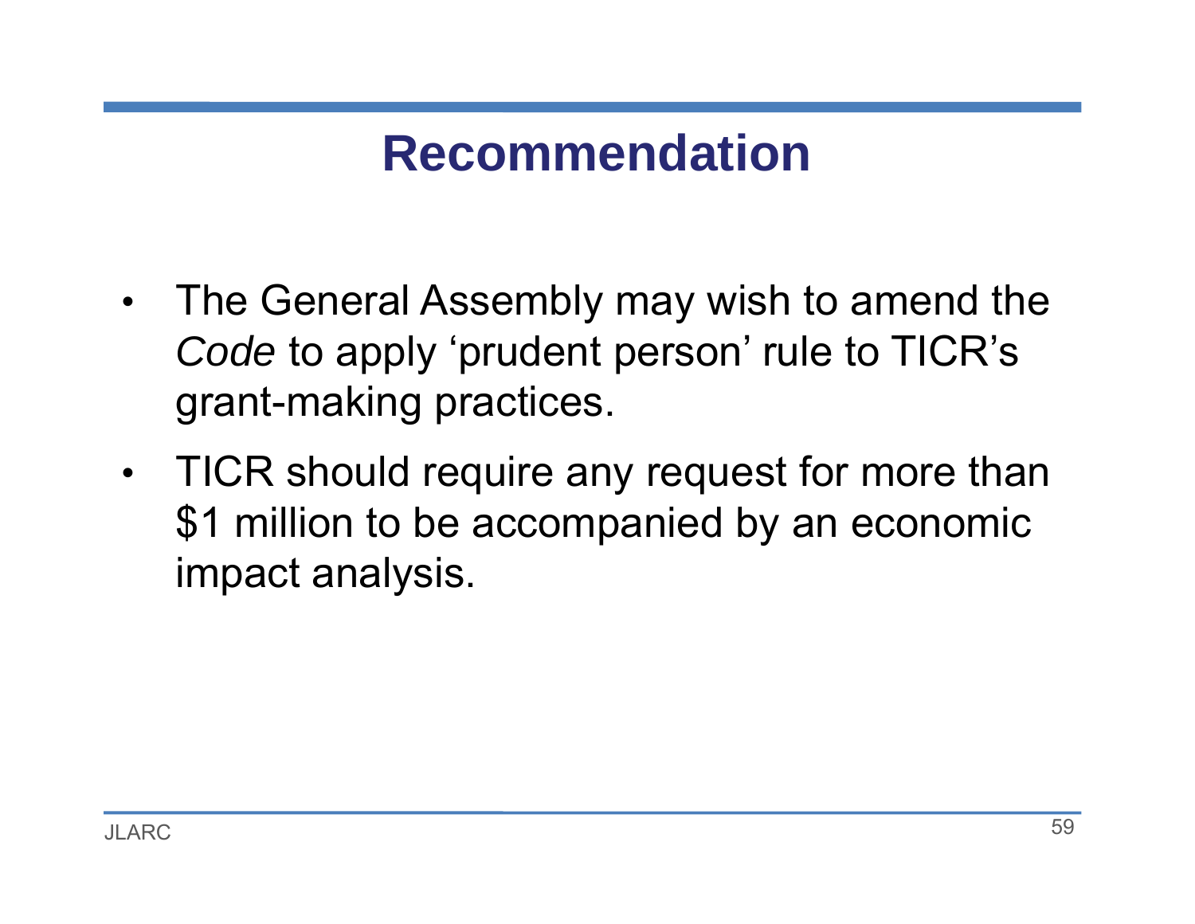# Recommendation

- The General Assembly may wish to amend the *Code* to apply ‘prudent person’ rule to TICR’s grant-making practices.
- TICR should require any request for more than $1 million to be accompanied by an economic impact analysis.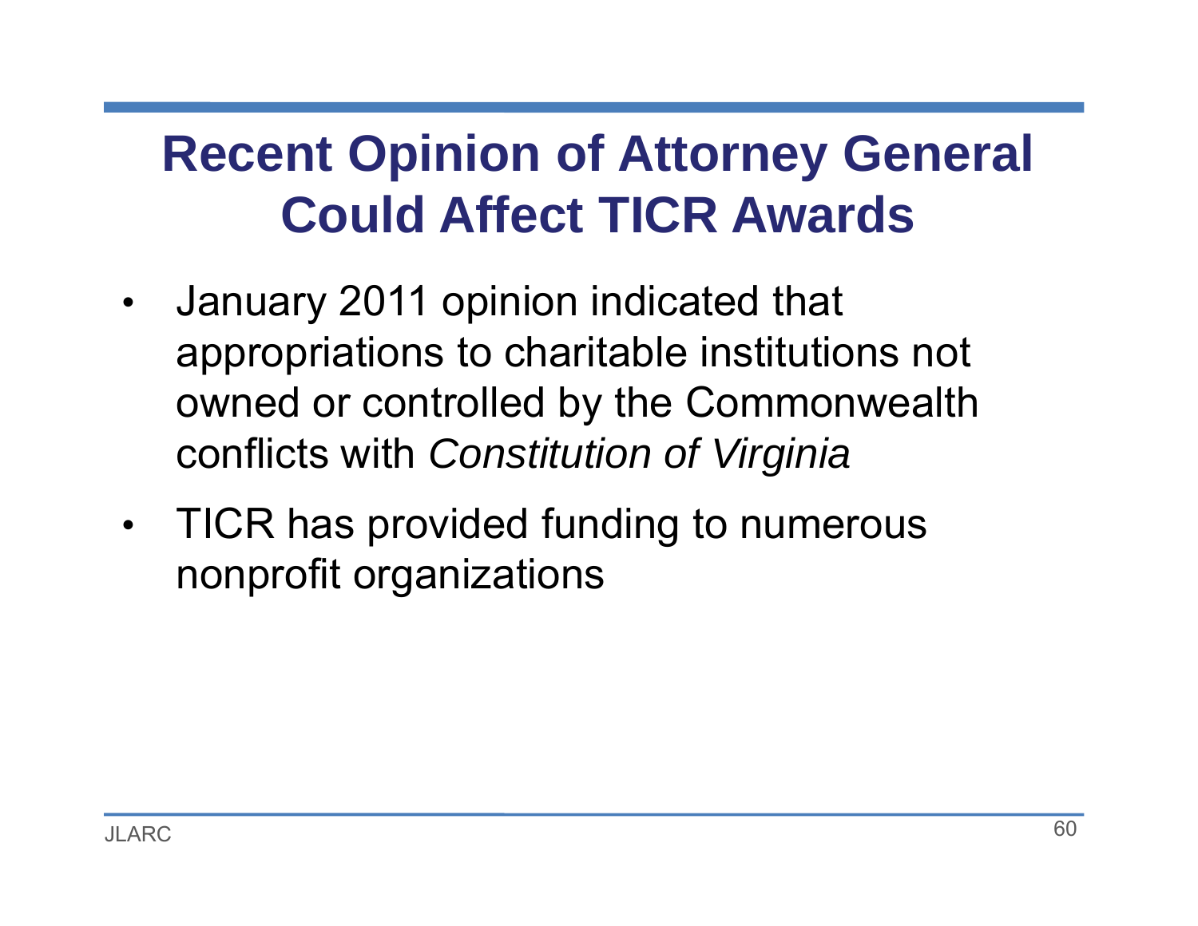# Recent Opinion of Attorney General Could Affect TICR Awards

- January 2011 opinion indicated that appropriations to charitable institutions not owned or controlled by the Commonwealth conflicts with *Constitution of Virginia*
- TICR has provided funding to numerous nonprofit organizations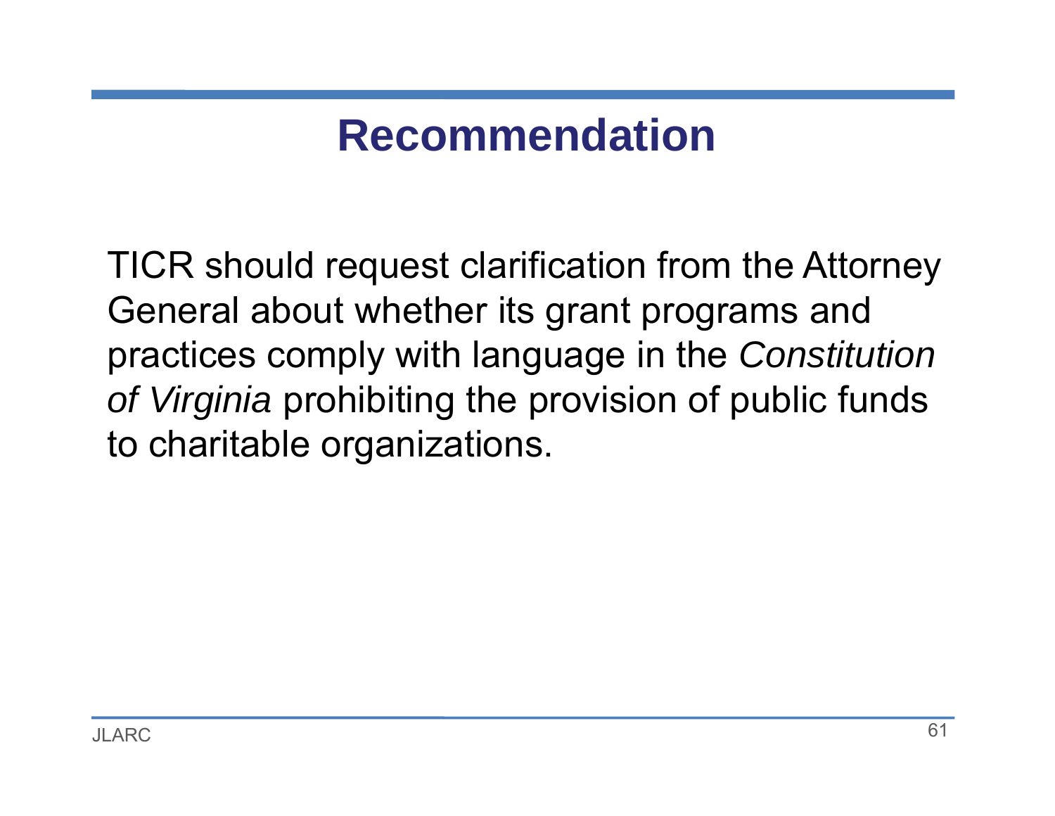# Recommendation

TICR should request clarification from the Attorney General about whether its grant programs and practices comply with language in the *Constitution of Virginia* prohibiting the provision of public funds to charitable organizations.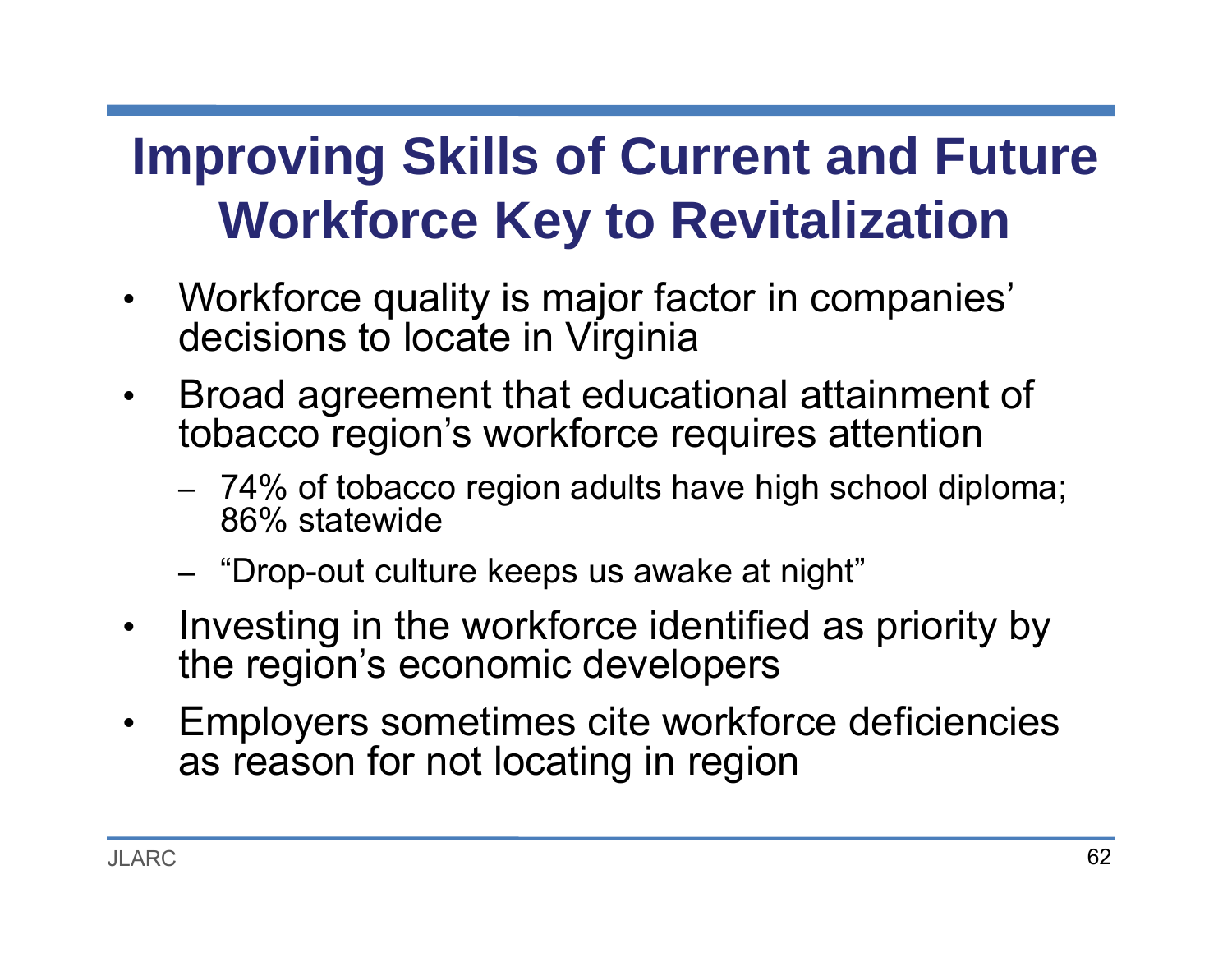# Improving Skills of Current and Future Workforce Key to Revitalization

- Workforce quality is major factor in companies' decisions to locate in Virginia
- Broad agreement that educational attainment of tobacco region's workforce requires attention
  - 74% of tobacco region adults have high school diploma; 86% statewide
  - "Drop-out culture keeps us awake at night"
- Investing in the workforce identified as priority by the region's economic developers
- Employers sometimes cite workforce deficiencies as reason for not locating in region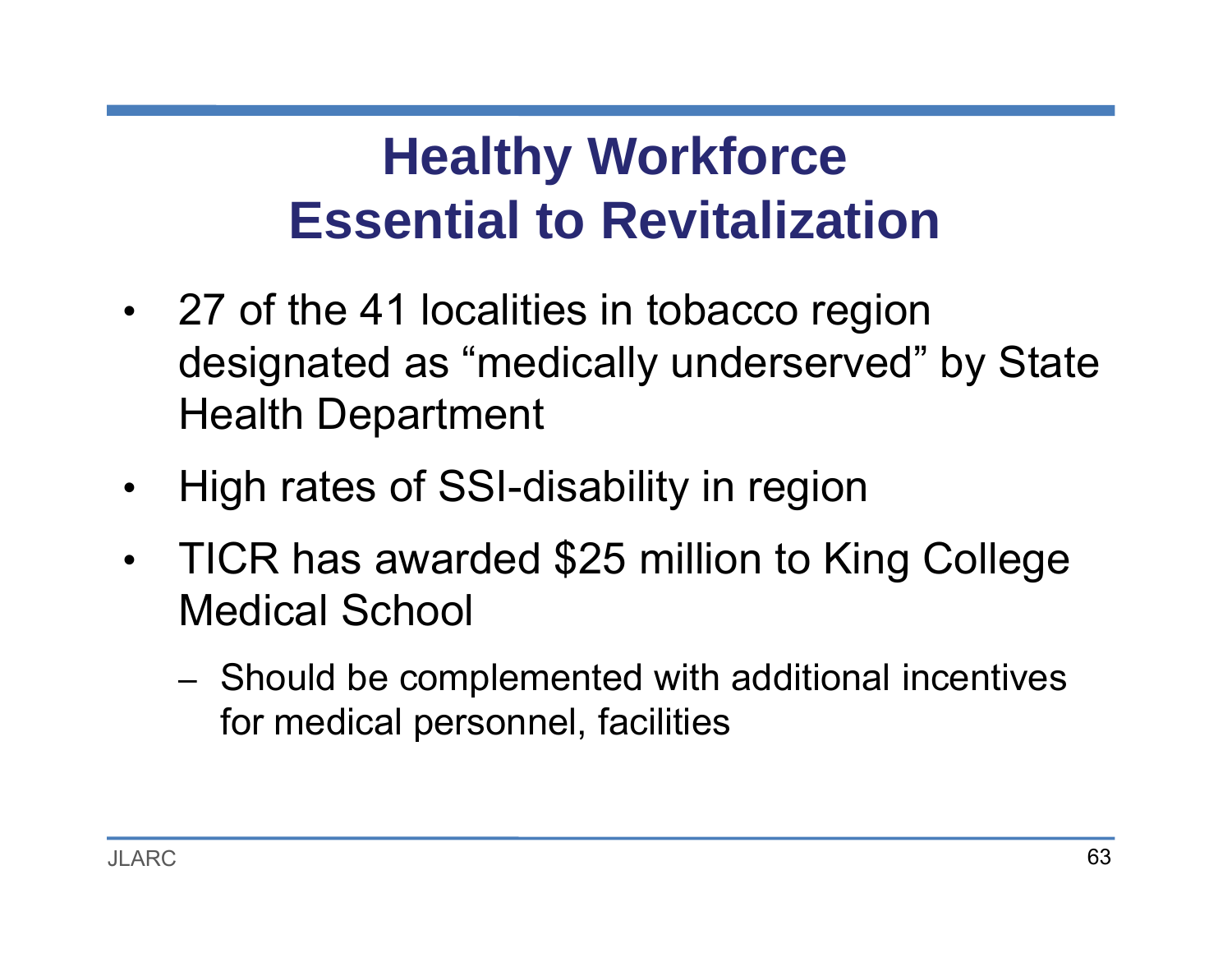# Healthy Workforce Essential to Revitalization

- 27 of the 41 localities in tobacco region designated as "medically underserved" by State Health Department
- High rates of SSI-disability in region
- TICR has awarded $25 million to King College Medical School
  - Should be complemented with additional incentives for medical personnel, facilities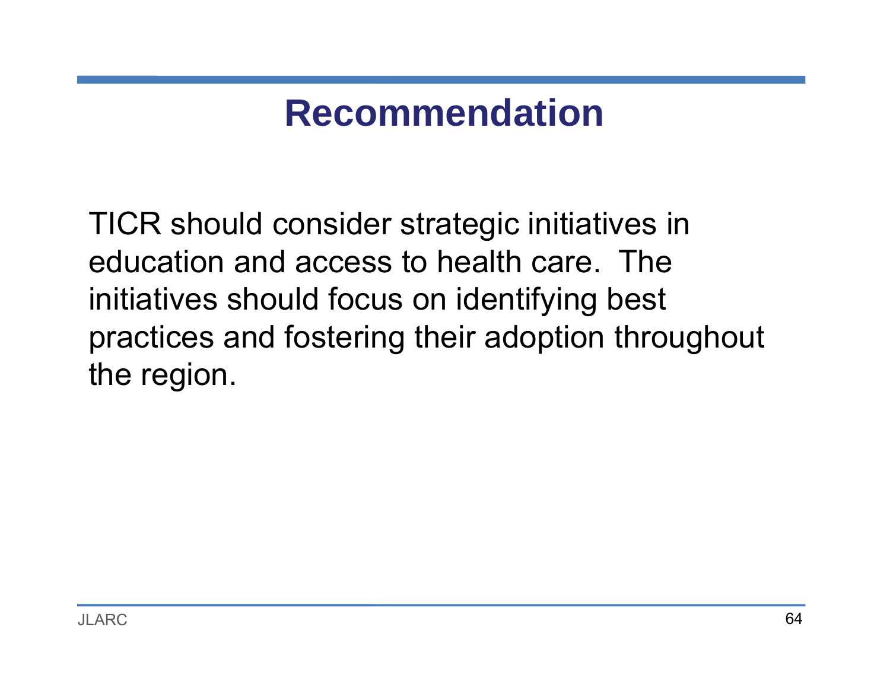# Recommendation

TICR should consider strategic initiatives in education and access to health care. The initiatives should focus on identifying best practices and fostering their adoption throughout the region.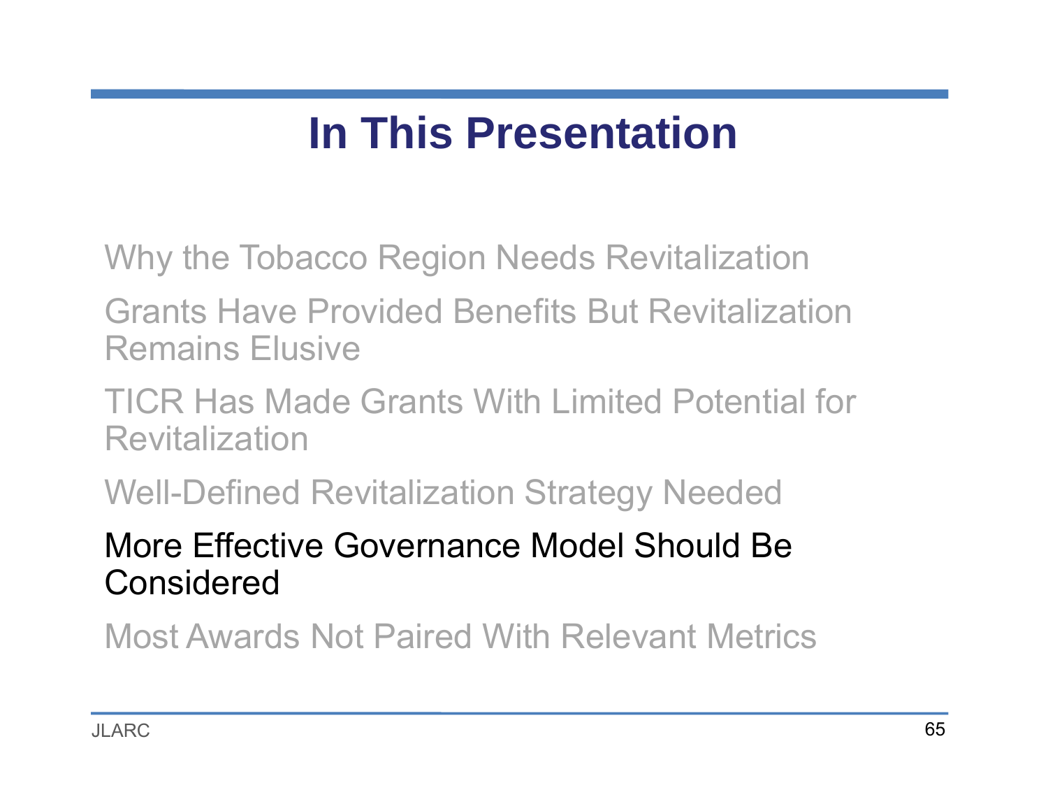# In This Presentation

Why the Tobacco Region Needs Revitalization

Grants Have Provided Benefits But Revitalization Remains Elusive

TICR Has Made Grants With Limited Potential for Revitalization

Well-Defined Revitalization Strategy Needed

More Effective Governance Model Should Be Considered

Most Awards Not Paired With Relevant Metrics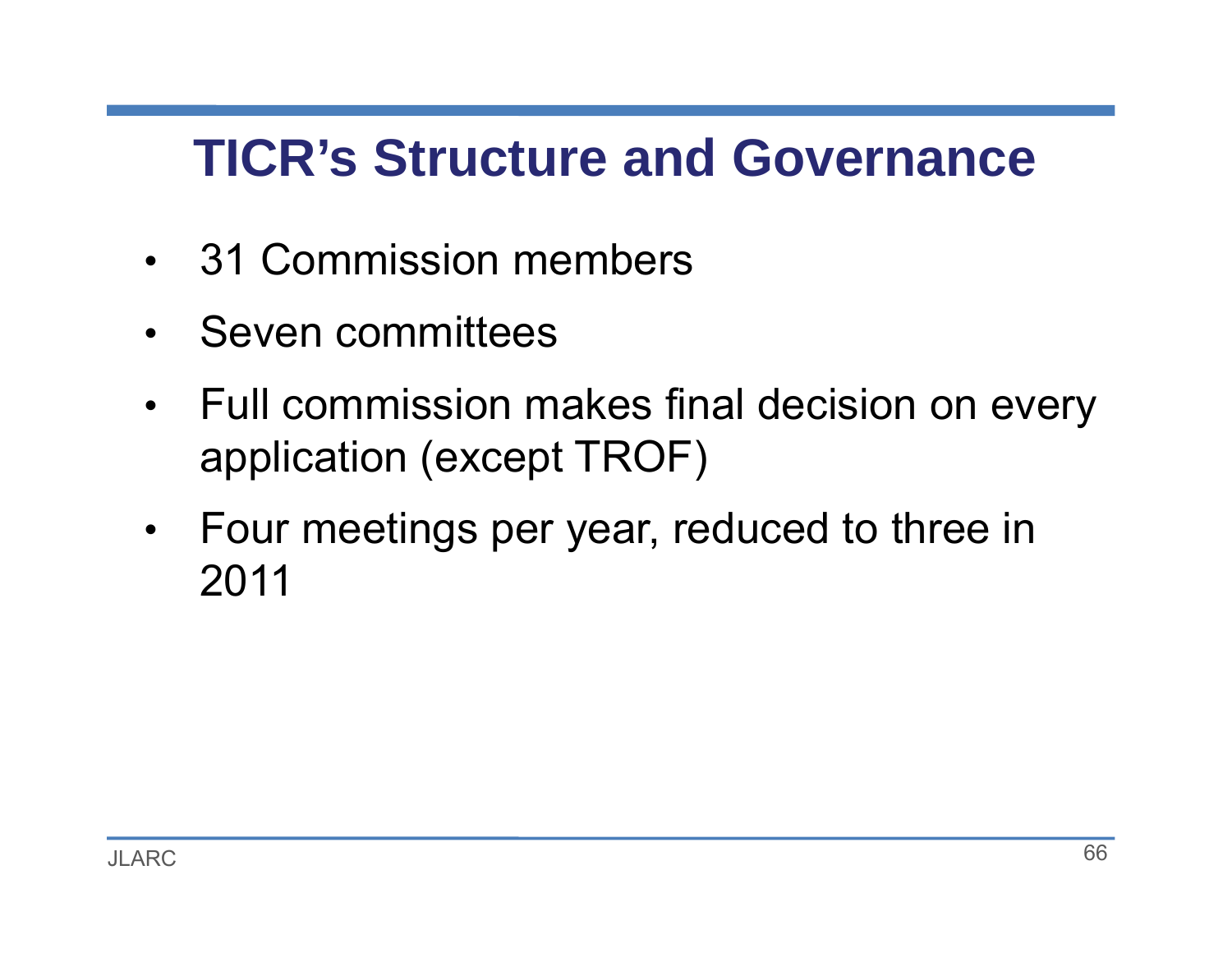# TICR's Structure and Governance

- 31 Commission members
- Seven committees
- Full commission makes final decision on every application (except TROF)
- Four meetings per year, reduced to three in 2011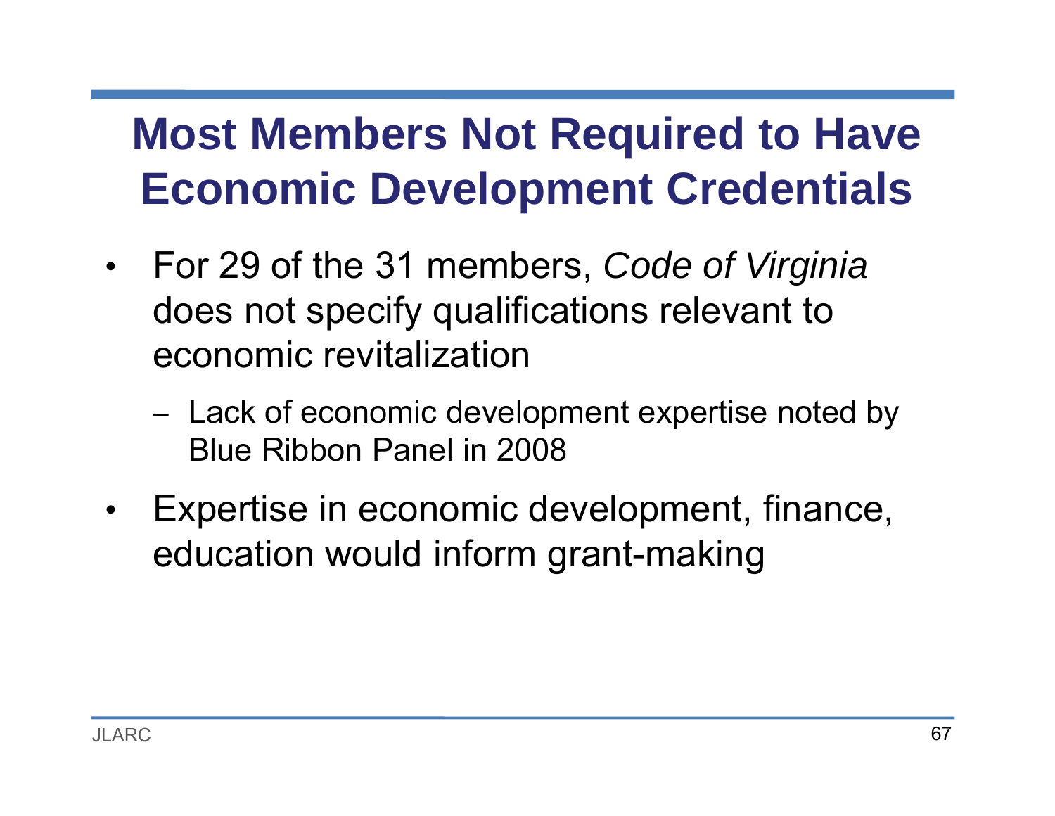# Most Members Not Required to Have Economic Development Credentials

- For 29 of the 31 members, *Code of Virginia* does not specify qualifications relevant to economic revitalization
  - Lack of economic development expertise noted by Blue Ribbon Panel in 2008
- Expertise in economic development, finance, education would inform grant-making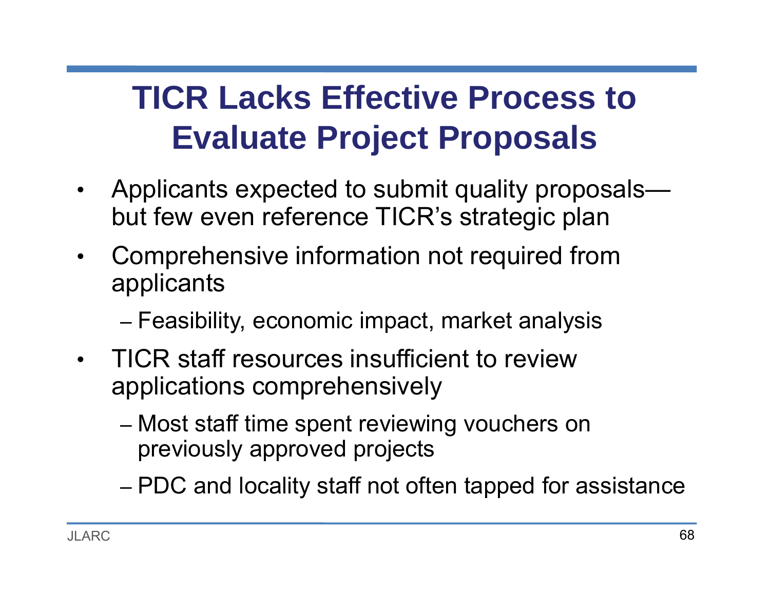# TICR Lacks Effective Process to Evaluate Project Proposals

- Applicants expected to submit quality proposals—but few even reference TICR's strategic plan
- Comprehensive information not required from applicants
  - Feasibility, economic impact, market analysis
- TICR staff resources insufficient to review applications comprehensively
  - Most staff time spent reviewing vouchers on previously approved projects
  - PDC and locality staff not often tapped for assistance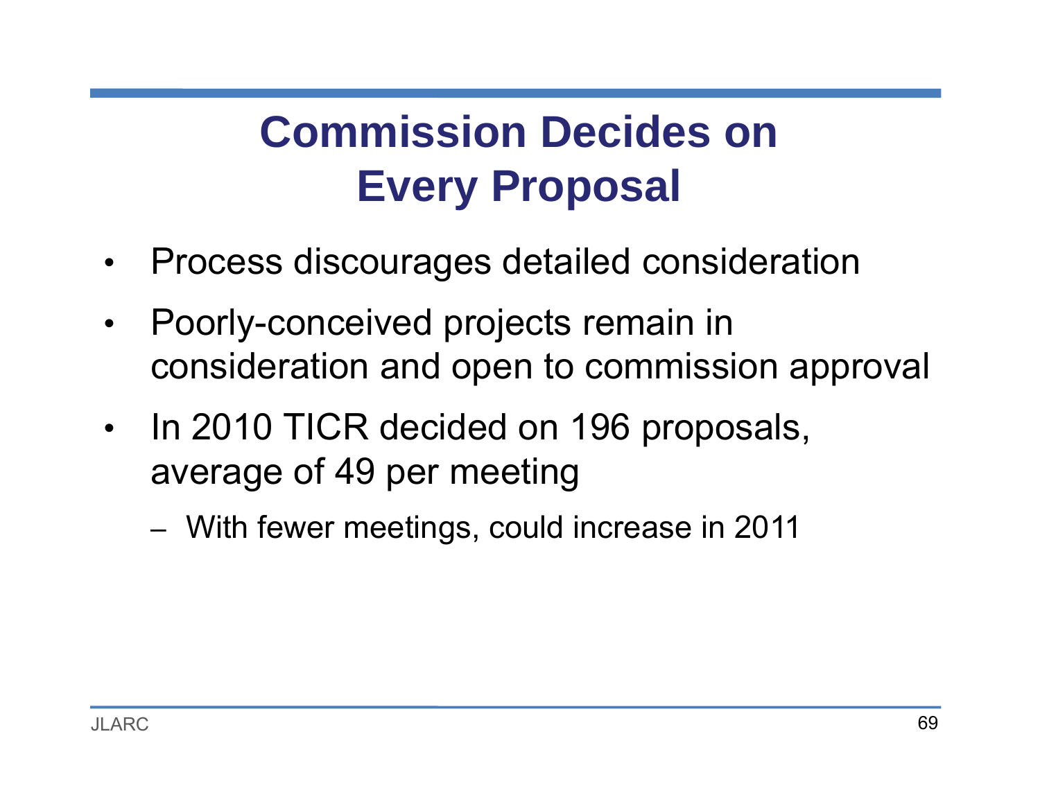# Commission Decides on Every Proposal

- Process discourages detailed consideration
- Poorly-conceived projects remain in consideration and open to commission approval
- In 2010 TICR decided on 196 proposals, average of 49 per meeting
  - With fewer meetings, could increase in 2011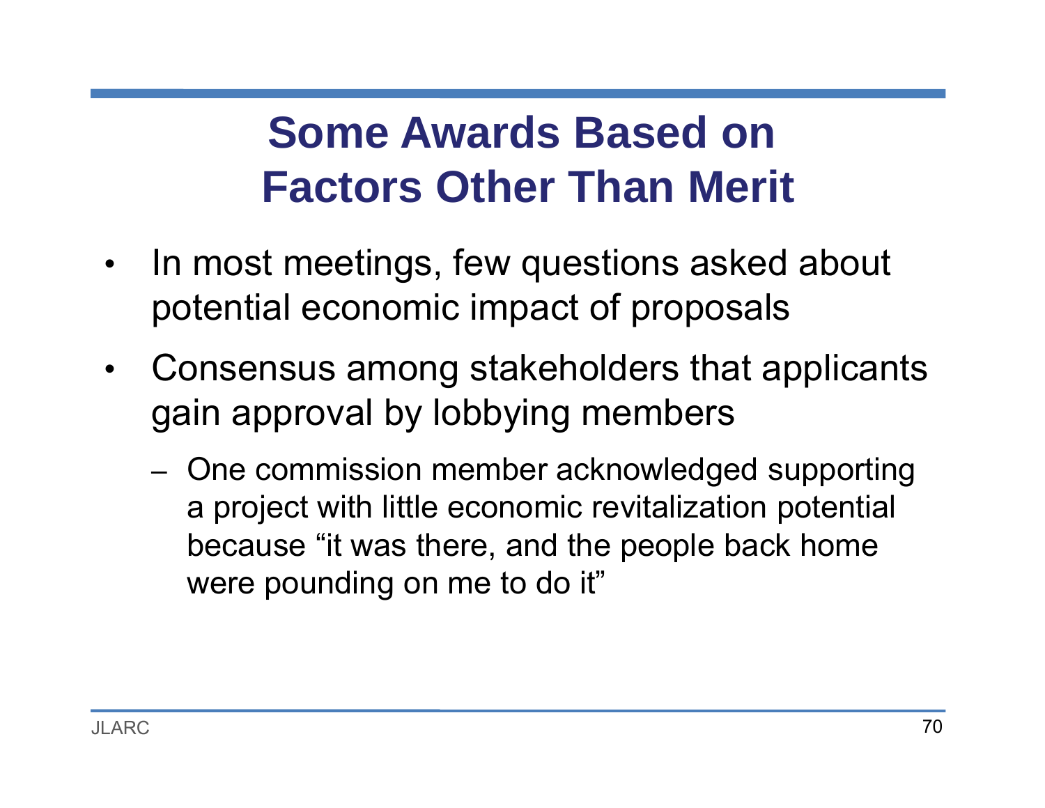# Some Awards Based on Factors Other Than Merit

- In most meetings, few questions asked about potential economic impact of proposals
- Consensus among stakeholders that applicants gain approval by lobbying members
  - One commission member acknowledged supporting a project with little economic revitalization potential because "it was there, and the people back home were pounding on me to do it"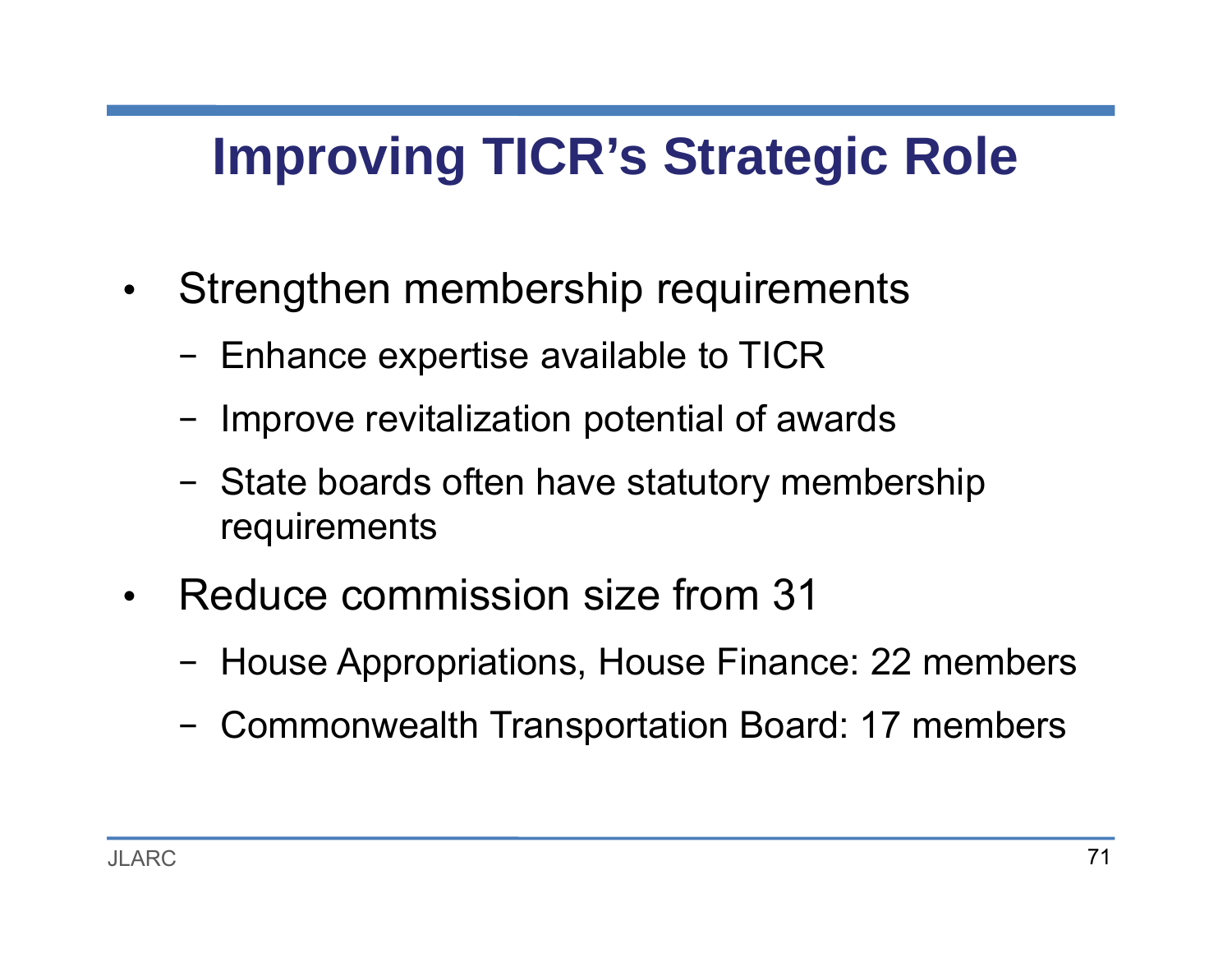# Improving TICR's Strategic Role

- Strengthen membership requirements
  - Enhance expertise available to TICR
  - Improve revitalization potential of awards
  - State boards often have statutory membership requirements
- Reduce commission size from 31
  - House Appropriations, House Finance: 22 members
  - Commonwealth Transportation Board: 17 members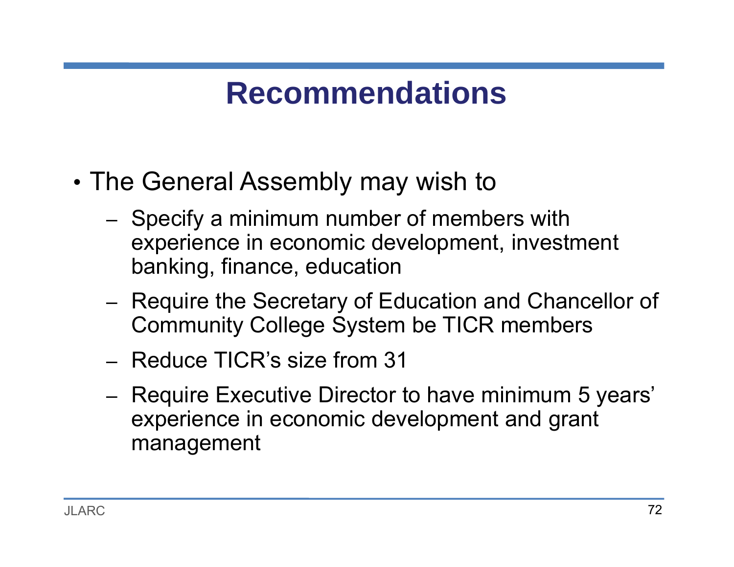# Recommendations

- The General Assembly may wish to
  - Specify a minimum number of members with experience in economic development, investment banking, finance, education
  - Require the Secretary of Education and Chancellor of Community College System be TICR members
  - Reduce TICR's size from 31
  - Require Executive Director to have minimum 5 years' experience in economic development and grant management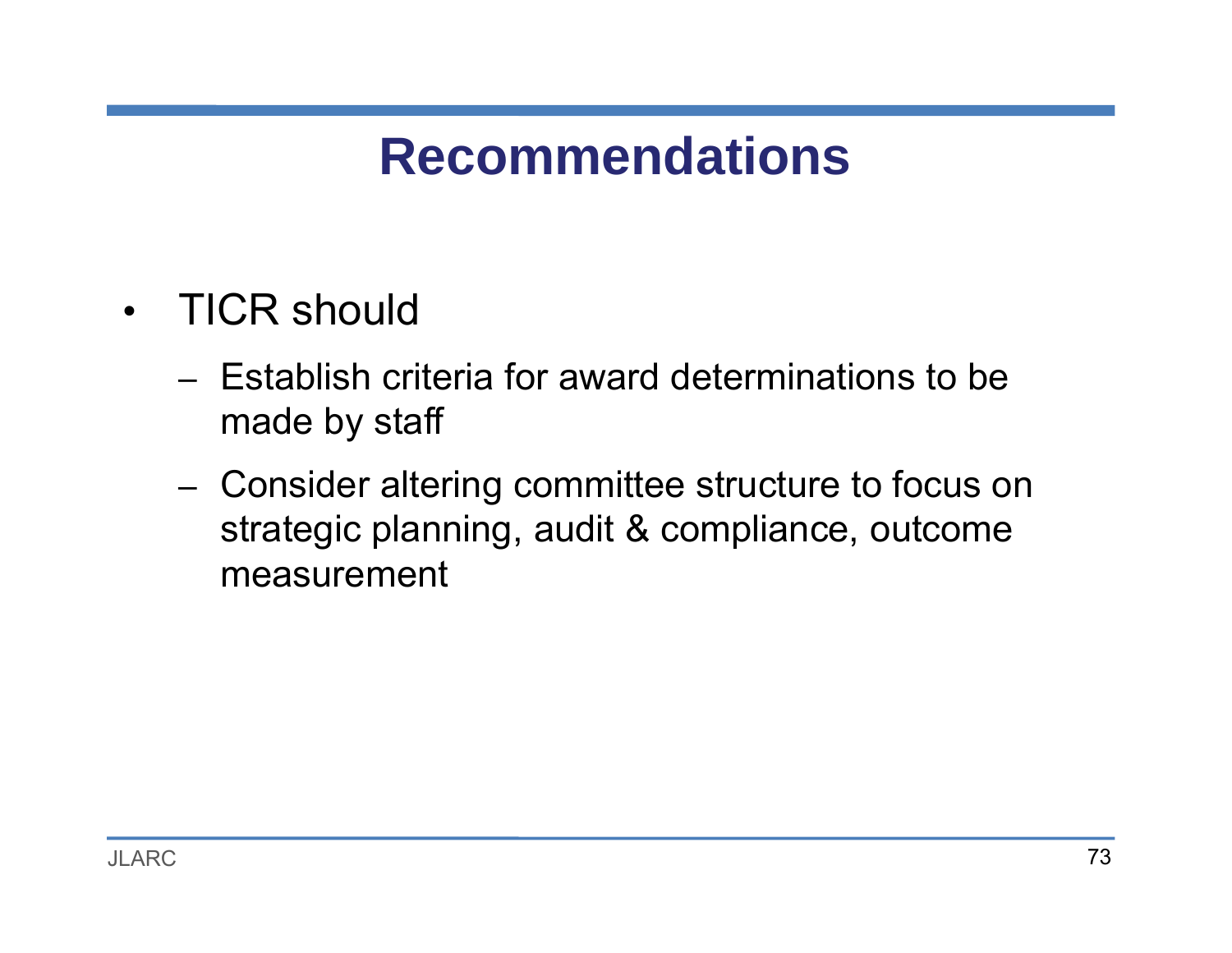# Recommendations

- TICR should
  - Establish criteria for award determinations to be made by staff
  - Consider altering committee structure to focus on strategic planning, audit & compliance, outcome measurement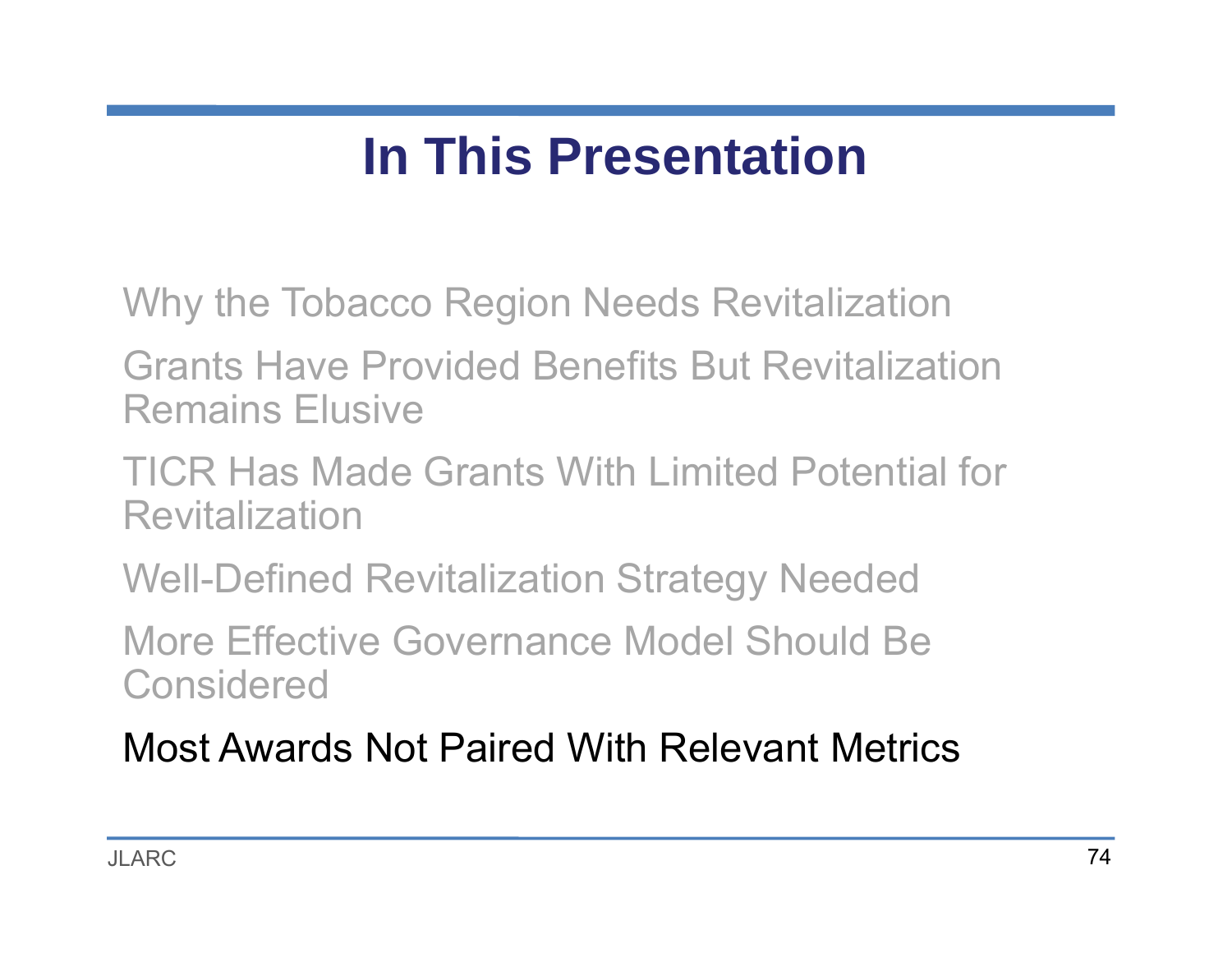# In This Presentation

Why the Tobacco Region Needs Revitalization

Grants Have Provided Benefits But Revitalization Remains Elusive

TICR Has Made Grants With Limited Potential for Revitalization

Well-Defined Revitalization Strategy Needed

More Effective Governance Model Should Be Considered

Most Awards Not Paired With Relevant Metrics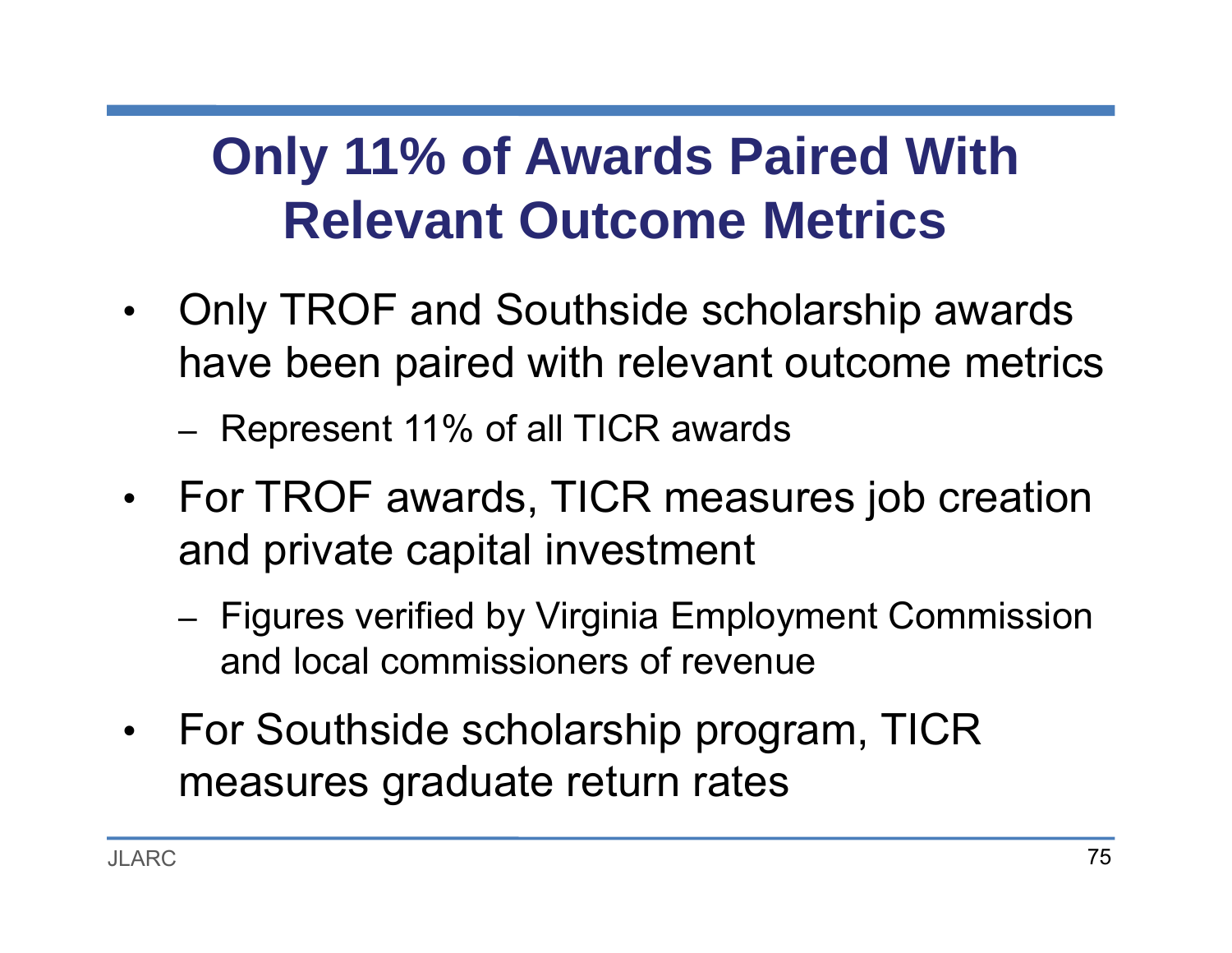# Only 11% of Awards Paired With Relevant Outcome Metrics

- Only TROF and Southside scholarship awards have been paired with relevant outcome metrics
  - Represent 11% of all TICR awards
- For TROF awards, TICR measures job creation and private capital investment
  - Figures verified by Virginia Employment Commission and local commissioners of revenue
- For Southside scholarship program, TICR measures graduate return rates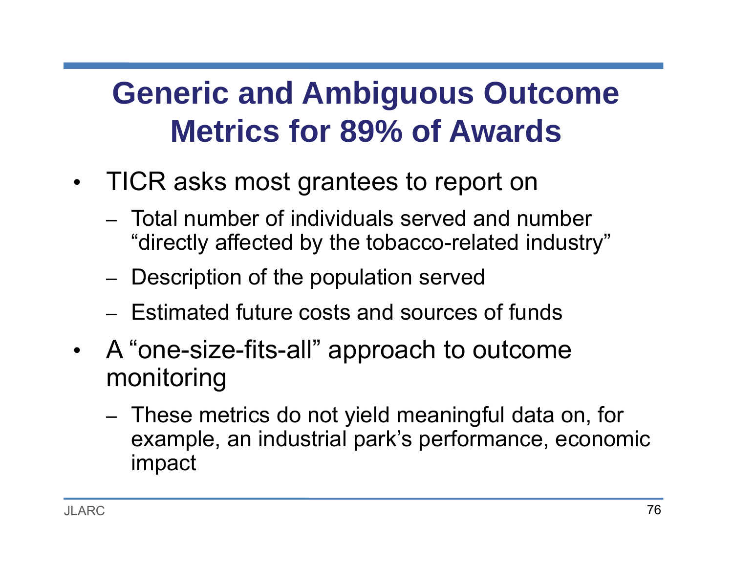# Generic and Ambiguous Outcome Metrics for 89% of Awards

- TICR asks most grantees to report on
  - Total number of individuals served and number "directly affected by the tobacco-related industry"
  - Description of the population served
  - Estimated future costs and sources of funds
- A "one-size-fits-all" approach to outcome monitoring
  - These metrics do not yield meaningful data on, for example, an industrial park's performance, economic impact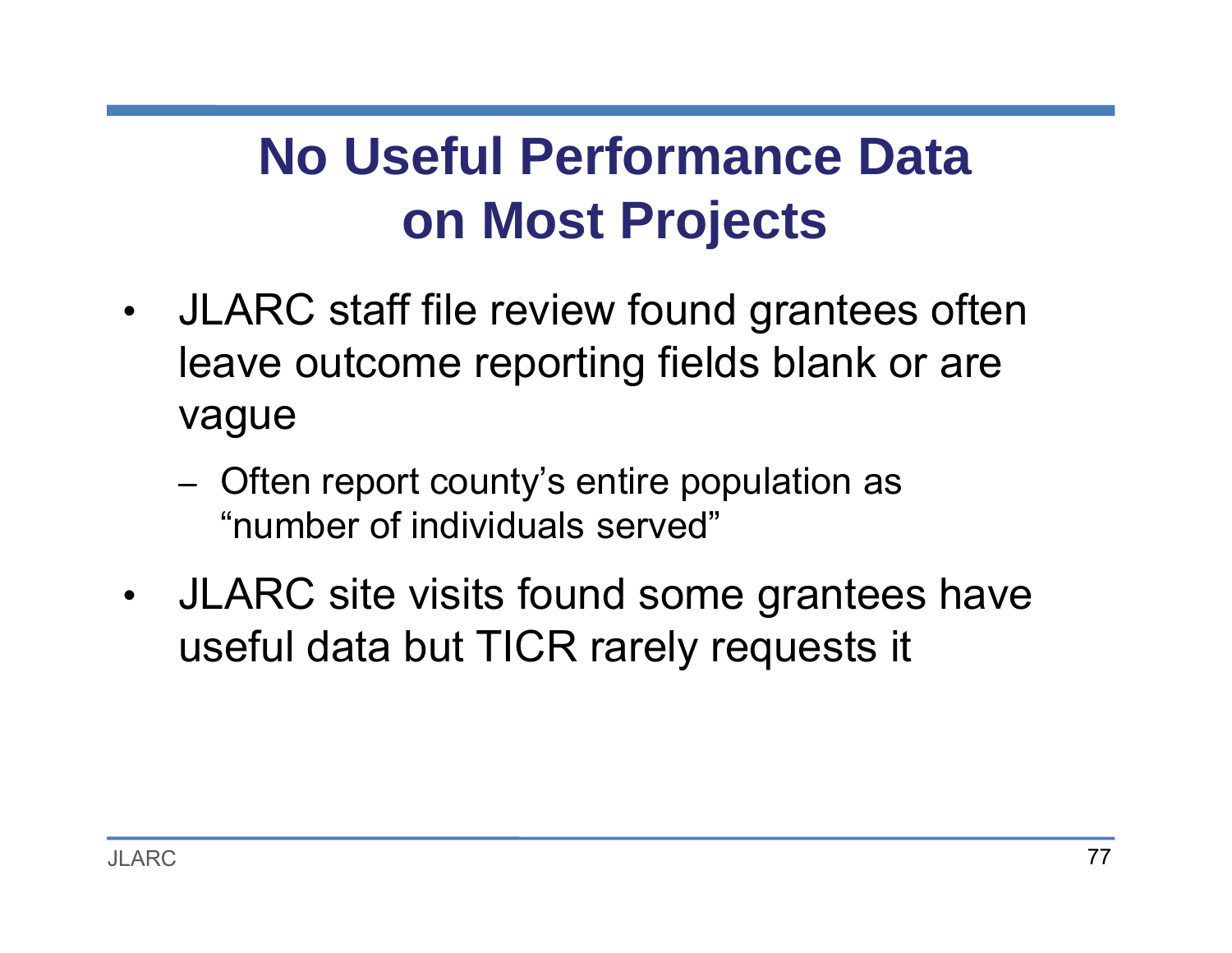# No Useful Performance Data on Most Projects

- JLARC staff file review found grantees often leave outcome reporting fields blank or are vague
  - Often report county's entire population as "number of individuals served"
- JLARC site visits found some grantees have useful data but TICR rarely requests it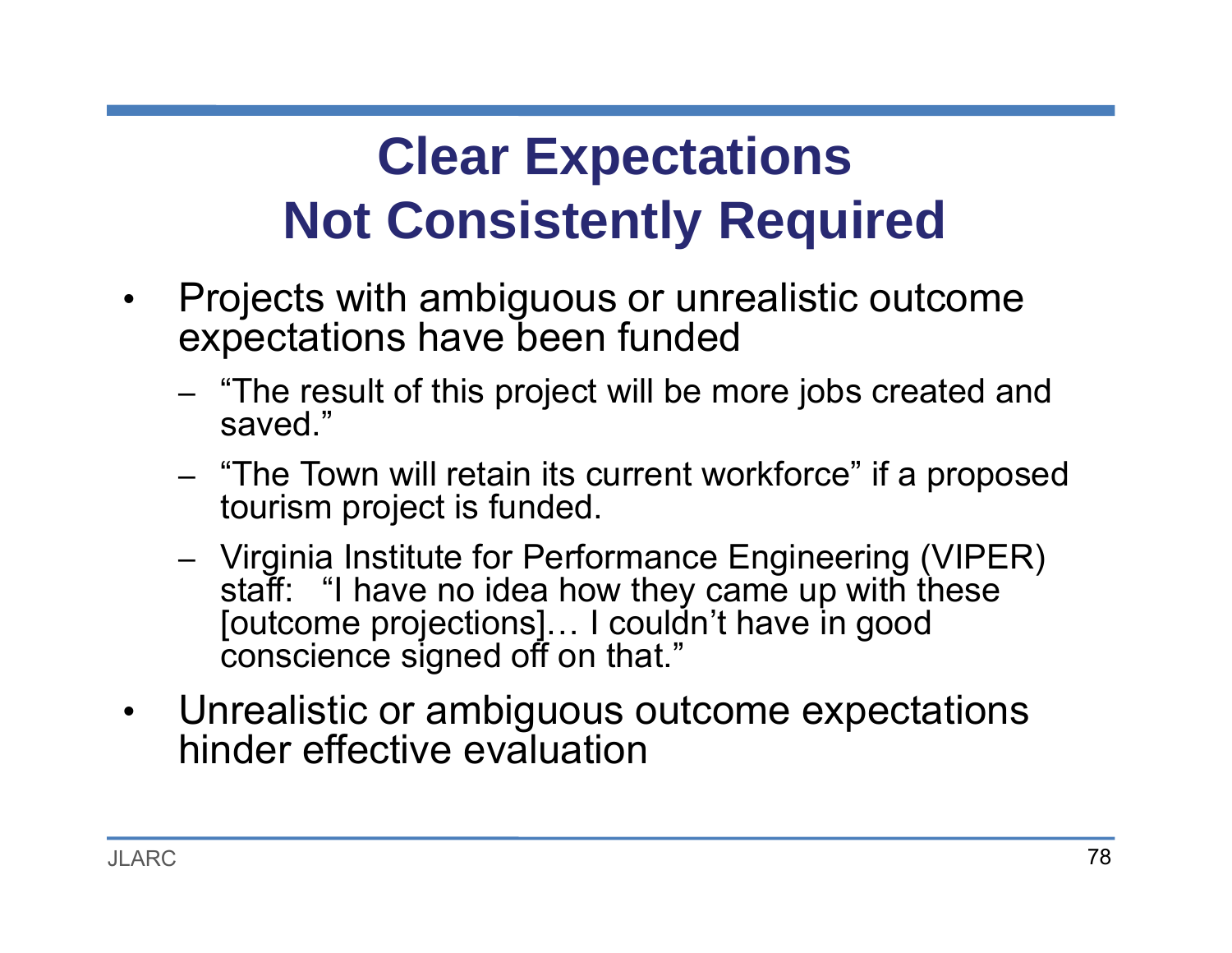# Clear Expectations Not Consistently Required

- Projects with ambiguous or unrealistic outcome expectations have been funded
  - "The result of this project will be more jobs created and saved."
  - "The Town will retain its current workforce" if a proposed tourism project is funded.
  - Virginia Institute for Performance Engineering (VIPER) staff: "I have no idea how they came up with these [outcome projections]… I couldn't have in good conscience signed off on that."
- Unrealistic or ambiguous outcome expectations hinder effective evaluation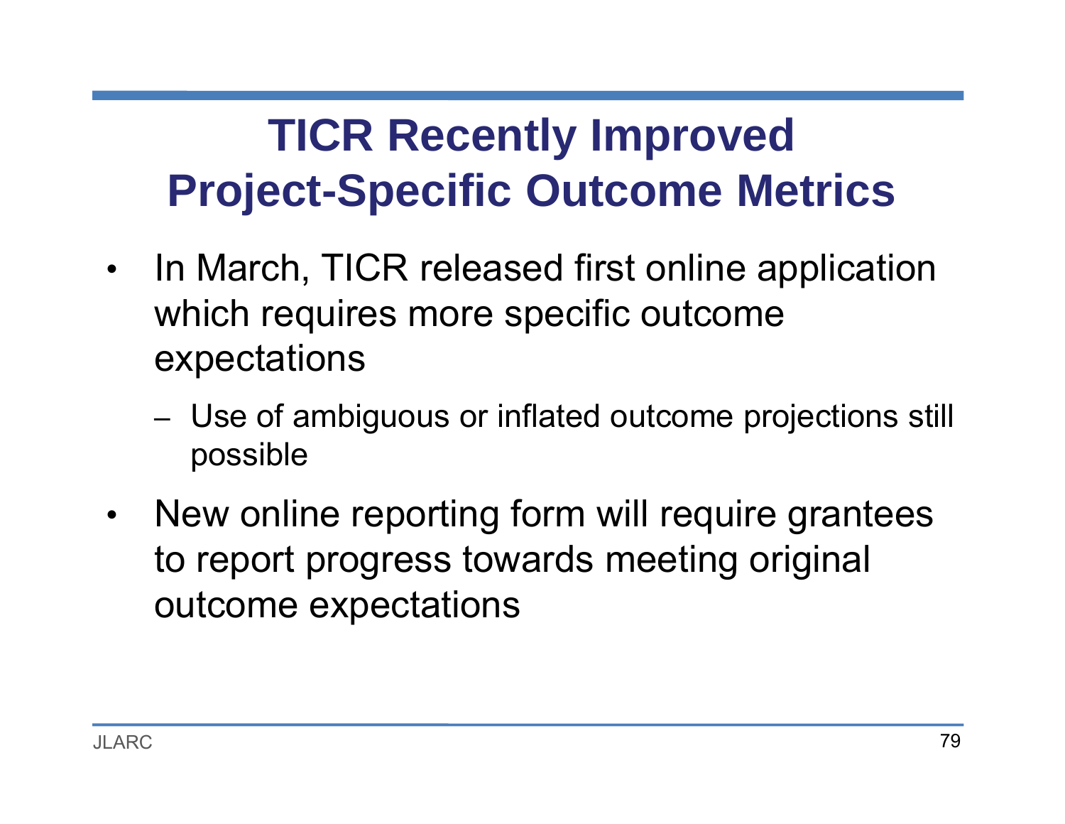# TICR Recently Improved Project-Specific Outcome Metrics

- In March, TICR released first online application which requires more specific outcome expectations
  - Use of ambiguous or inflated outcome projections still possible
- New online reporting form will require grantees to report progress towards meeting original outcome expectations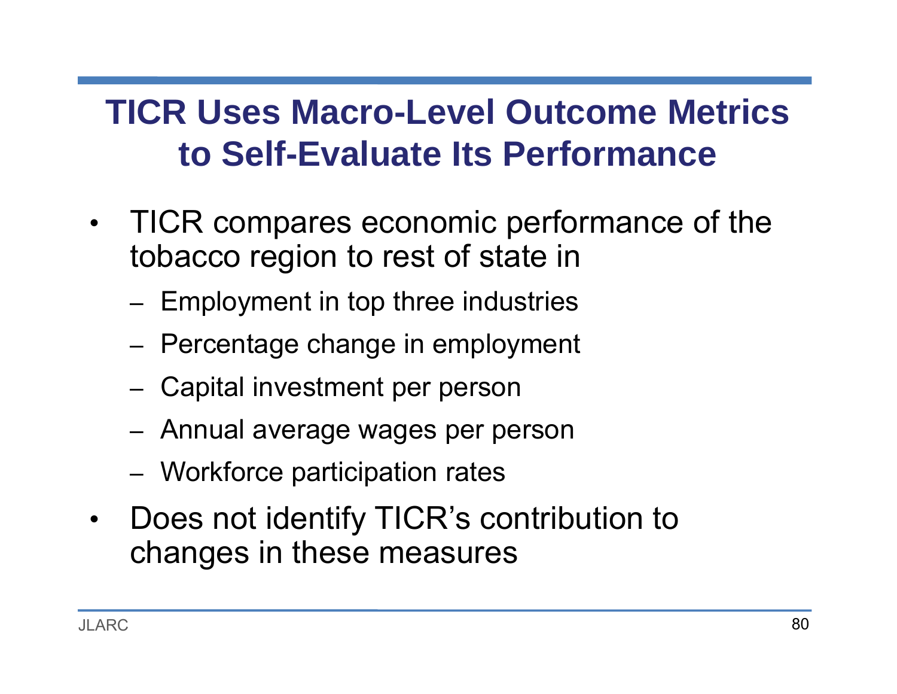# TICR Uses Macro-Level Outcome Metrics to Self-Evaluate Its Performance

- TICR compares economic performance of the tobacco region to rest of state in
  - Employment in top three industries
  - Percentage change in employment
  - Capital investment per person
  - Annual average wages per person
  - Workforce participation rates
- Does not identify TICR's contribution to changes in these measures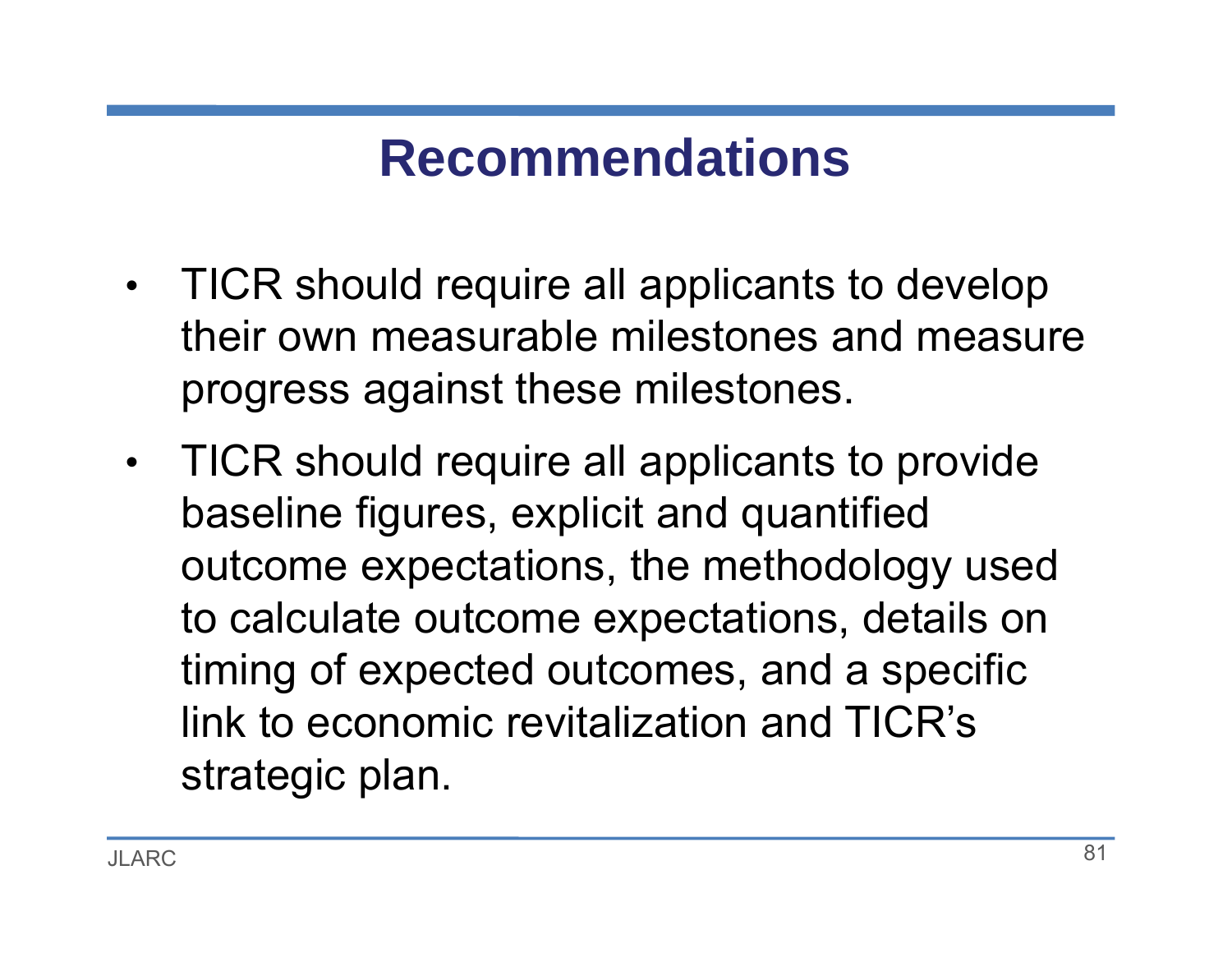# Recommendations

- TICR should require all applicants to develop their own measurable milestones and measure progress against these milestones.
- TICR should require all applicants to provide baseline figures, explicit and quantified outcome expectations, the methodology used to calculate outcome expectations, details on timing of expected outcomes, and a specific link to economic revitalization and TICR's strategic plan.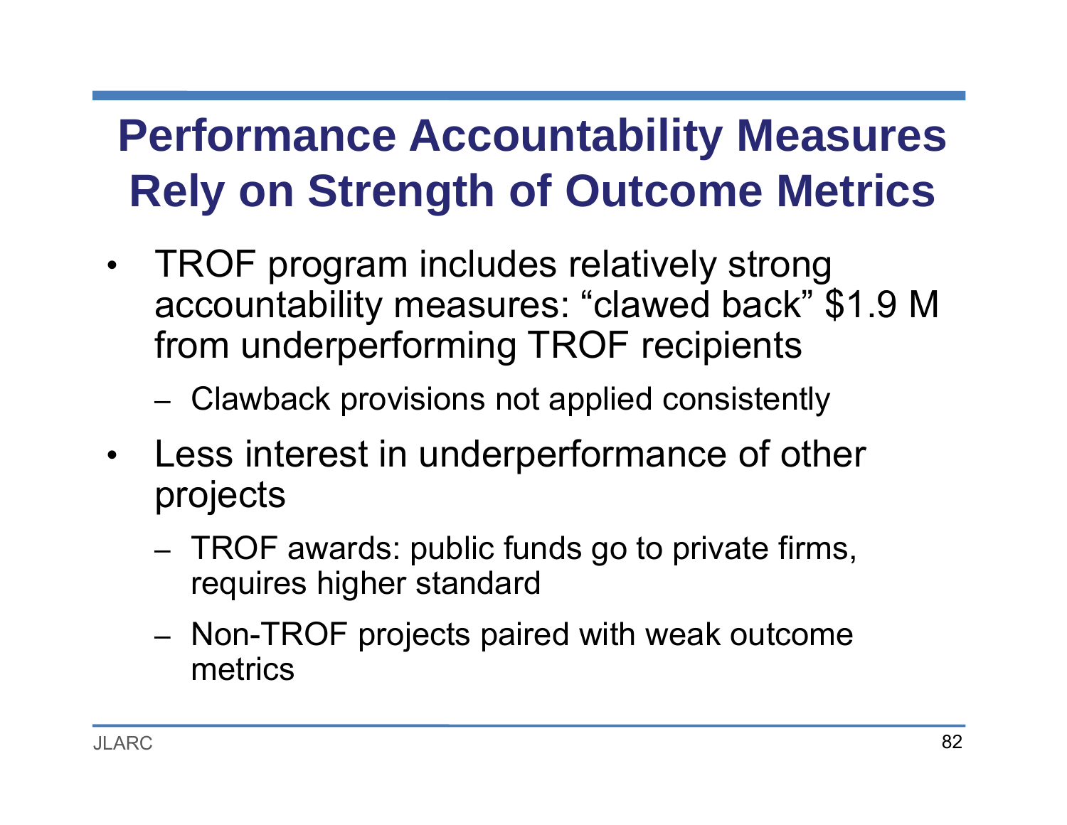# Performance Accountability Measures Rely on Strength of Outcome Metrics

- TROF program includes relatively strong accountability measures: “clawed back” $1.9 M from underperforming TROF recipients
  - Clawback provisions not applied consistently
- Less interest in underperformance of other projects
  - TROF awards: public funds go to private firms, requires higher standard
  - Non-TROF projects paired with weak outcome metrics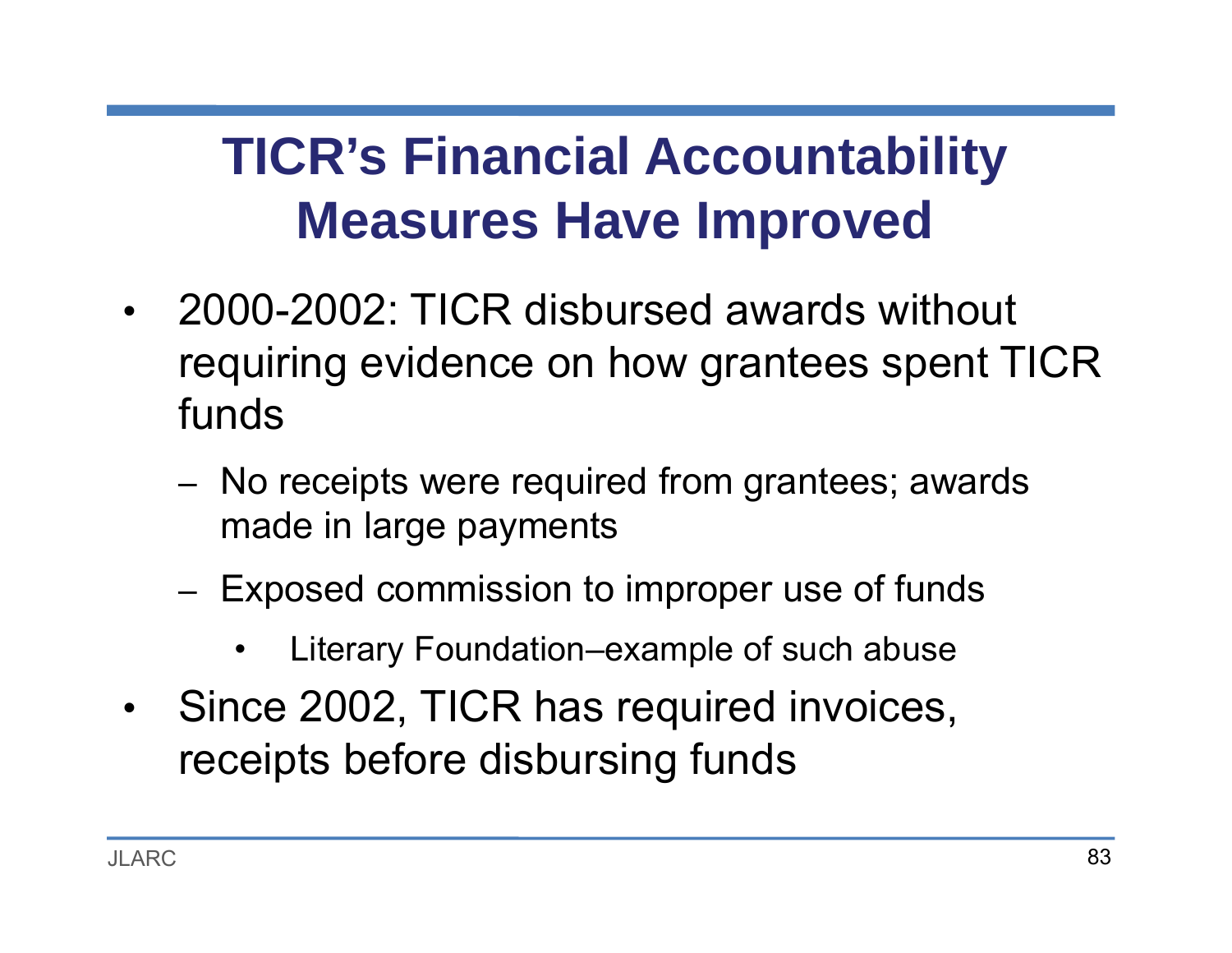# TICR's Financial Accountability Measures Have Improved

- 2000-2002: TICR disbursed awards without requiring evidence on how grantees spent TICR funds
  - No receipts were required from grantees; awards made in large payments
  - Exposed commission to improper use of funds
    - Literary Foundation–example of such abuse
- Since 2002, TICR has required invoices, receipts before disbursing funds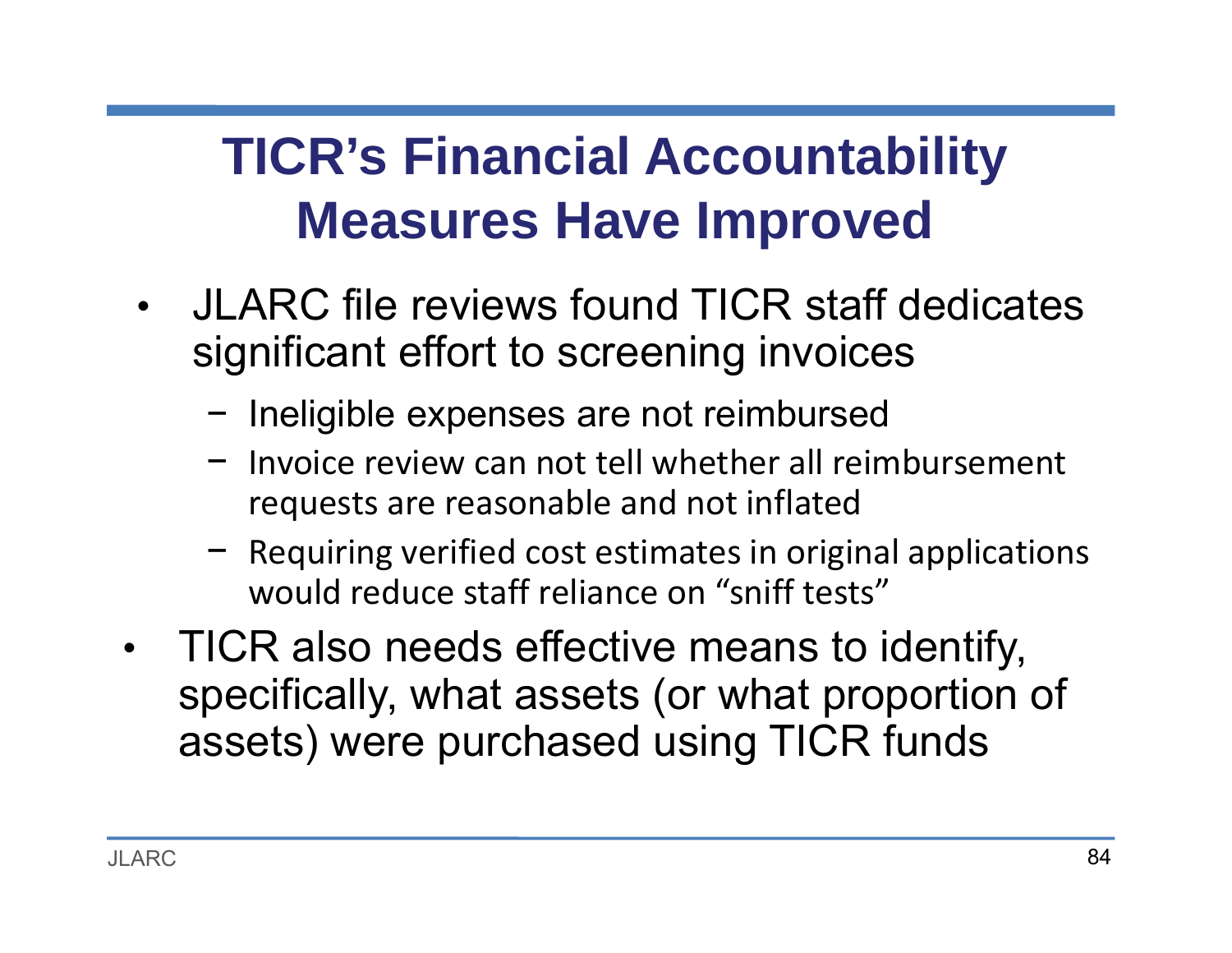# TICR's Financial Accountability Measures Have Improved

- JLARC file reviews found TICR staff dedicates significant effort to screening invoices
  - Ineligible expenses are not reimbursed
  - Invoice review can not tell whether all reimbursement requests are reasonable and not inflated
  - Requiring verified cost estimates in original applications would reduce staff reliance on "sniff tests"
- TICR also needs effective means to identify, specifically, what assets (or what proportion of assets) were purchased using TICR funds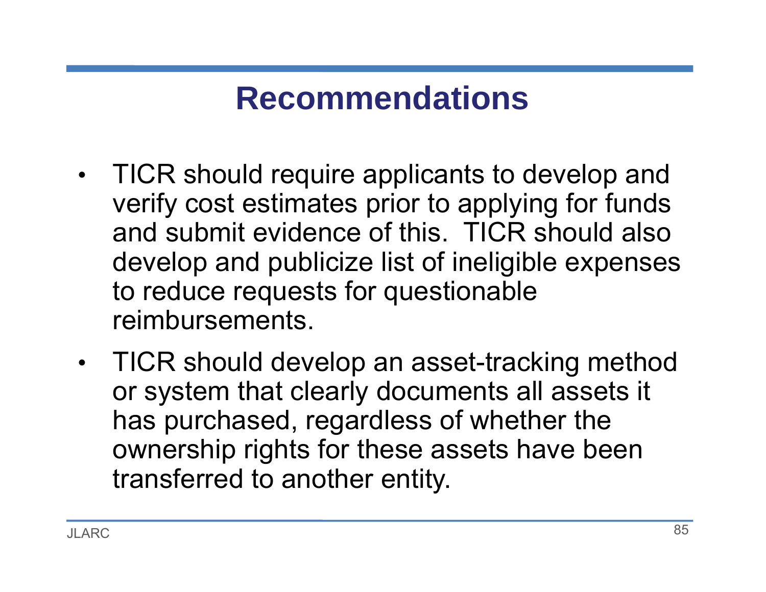# Recommendations

- TICR should require applicants to develop and verify cost estimates prior to applying for funds and submit evidence of this.  TICR should also develop and publicize list of ineligible expenses to reduce requests for questionable reimbursements.
- TICR should develop an asset-tracking method or system that clearly documents all assets it has purchased, regardless of whether the ownership rights for these assets have been transferred to another entity.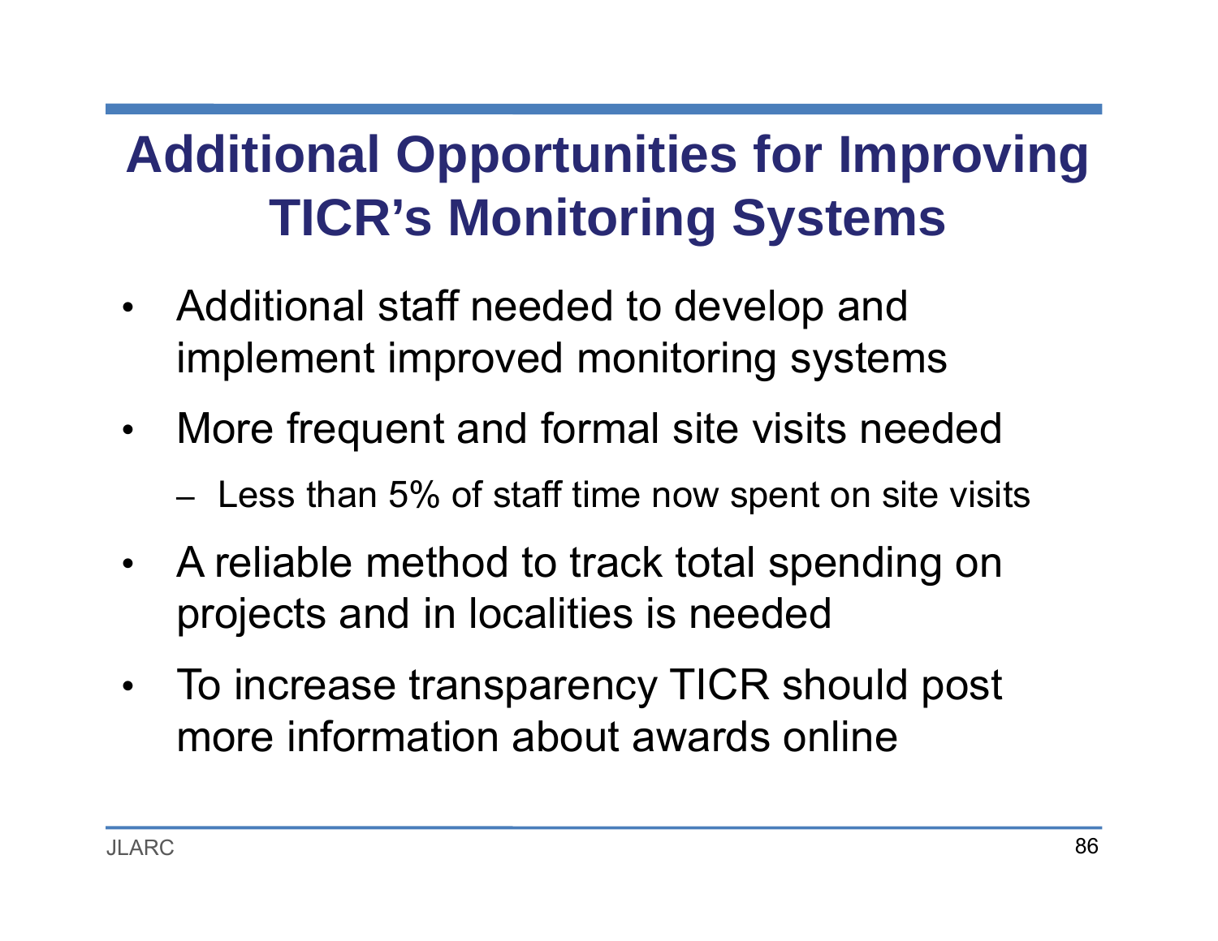# Additional Opportunities for Improving TICR's Monitoring Systems

- Additional staff needed to develop and implement improved monitoring systems
- More frequent and formal site visits needed
  - Less than 5% of staff time now spent on site visits
- A reliable method to track total spending on projects and in localities is needed
- To increase transparency TICR should post more information about awards online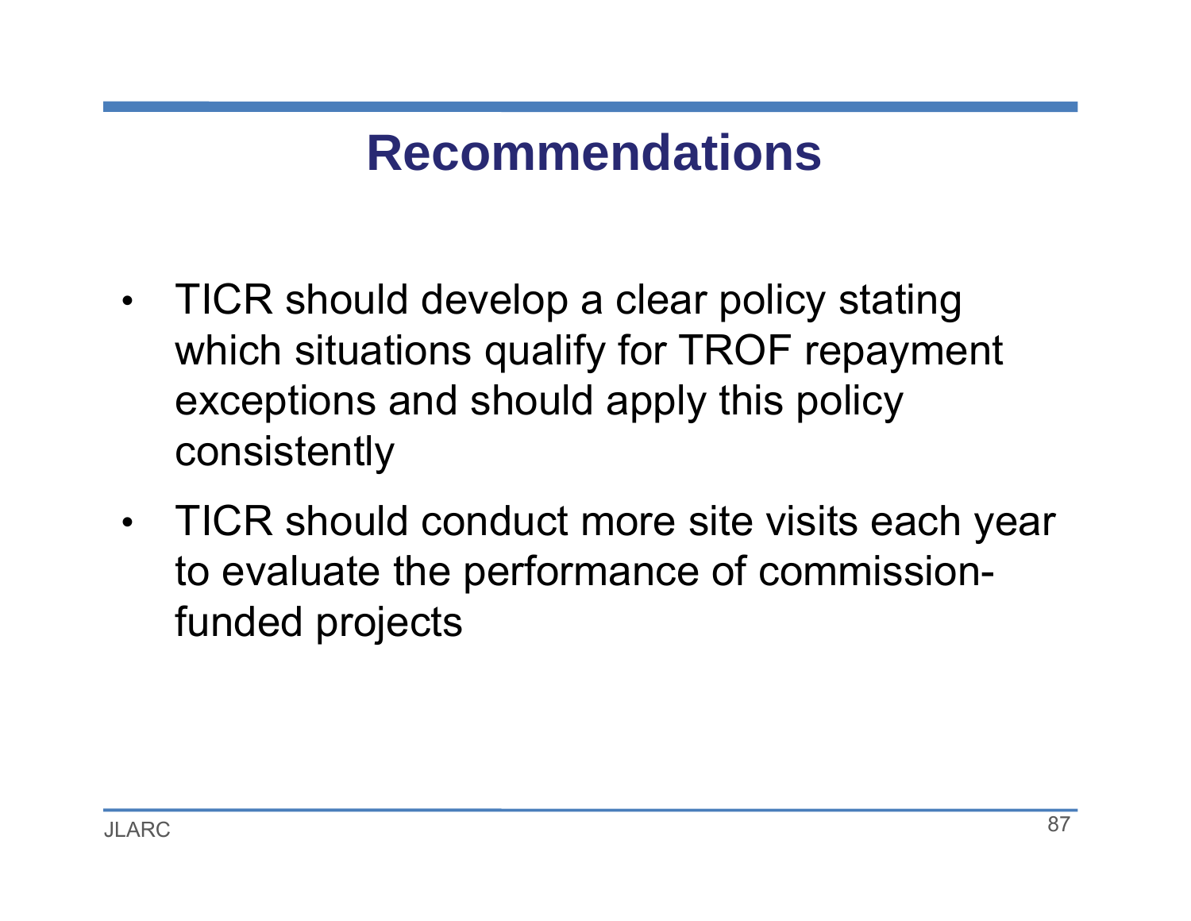# Recommendations

- TICR should develop a clear policy stating which situations qualify for TROF repayment exceptions and should apply this policy consistently
- TICR should conduct more site visits each year to evaluate the performance of commission-funded projects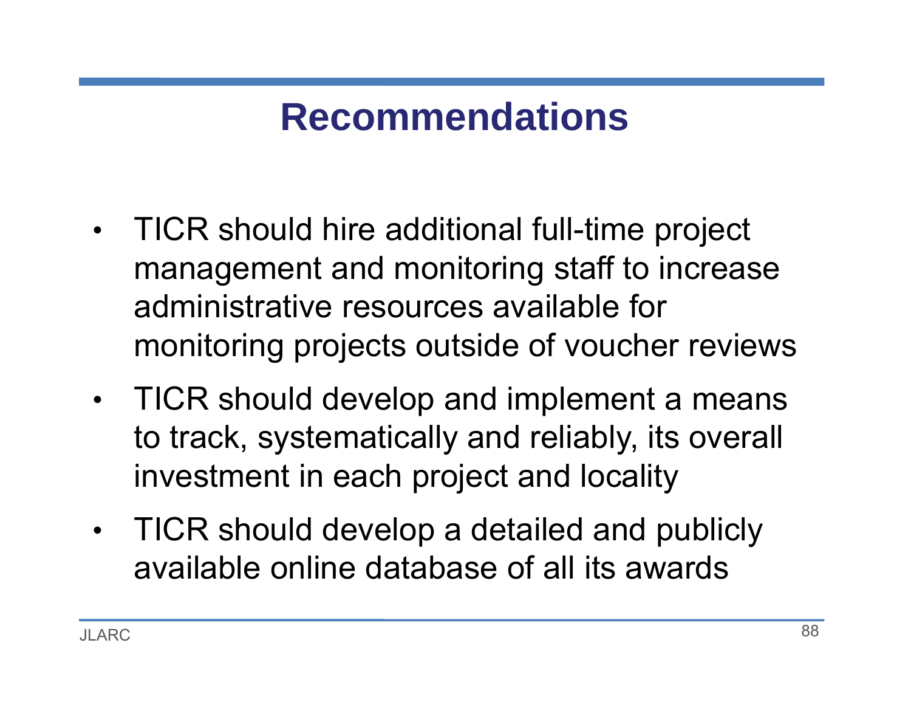# Recommendations

- TICR should hire additional full-time project management and monitoring staff to increase administrative resources available for monitoring projects outside of voucher reviews
- TICR should develop and implement a means to track, systematically and reliably, its overall investment in each project and locality
- TICR should develop a detailed and publicly available online database of all its awards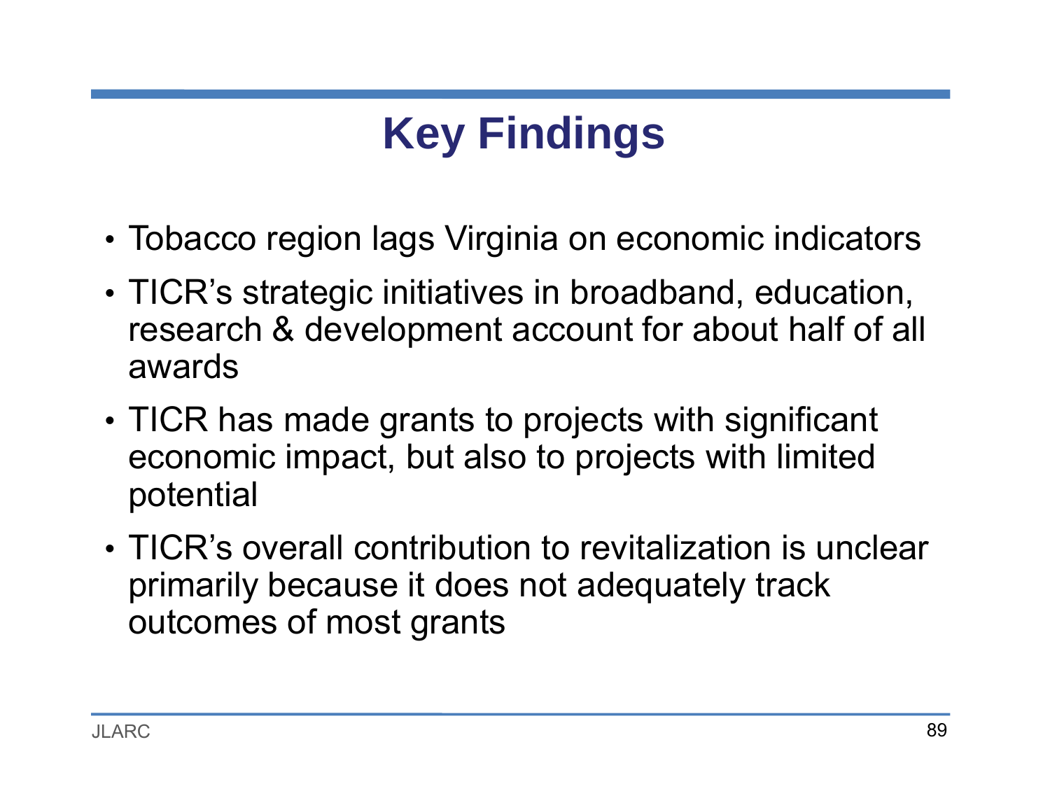# Key Findings

- Tobacco region lags Virginia on economic indicators
- TICR's strategic initiatives in broadband, education, research & development account for about half of all awards
- TICR has made grants to projects with significant economic impact, but also to projects with limited potential
- TICR's overall contribution to revitalization is unclear primarily because it does not adequately track outcomes of most grants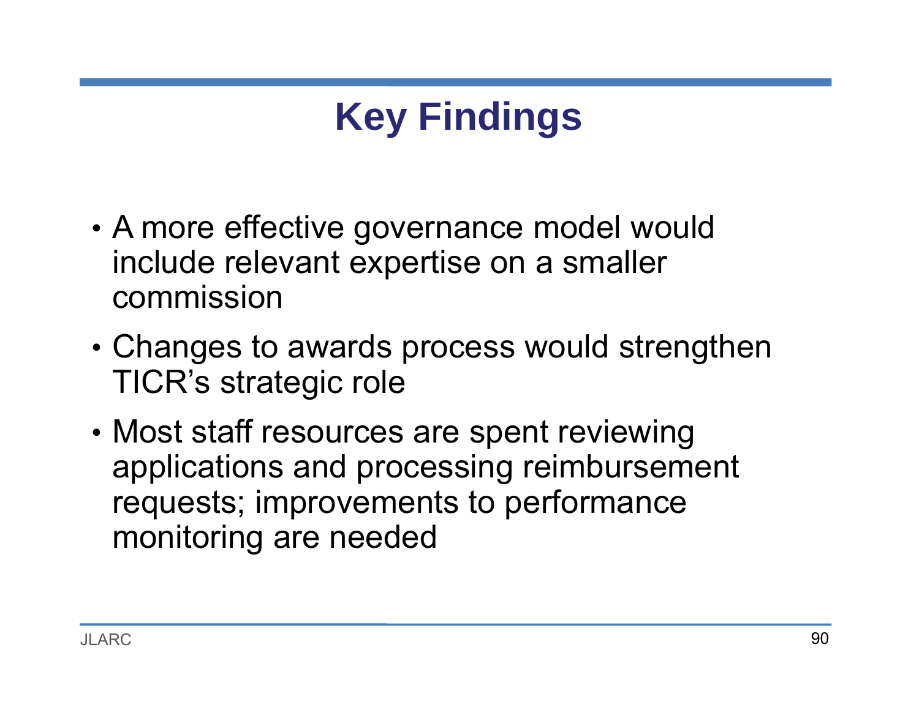# Key Findings

- A more effective governance model would include relevant expertise on a smaller commission
- Changes to awards process would strengthen TICR's strategic role
- Most staff resources are spent reviewing applications and processing reimbursement requests; improvements to performance monitoring are needed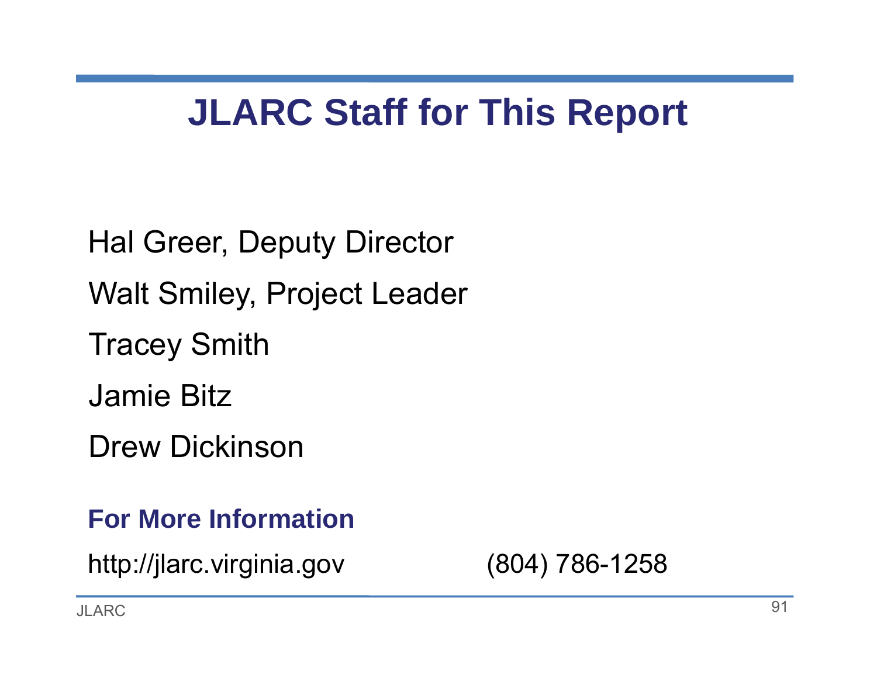# JLARC Staff for This Report

Hal Greer, Deputy Director

Walt Smiley, Project Leader

Tracey Smith

Jamie Bitz

Drew Dickinson

**For More Information**

http://jlarc.virginia.gov (804) 786-1258